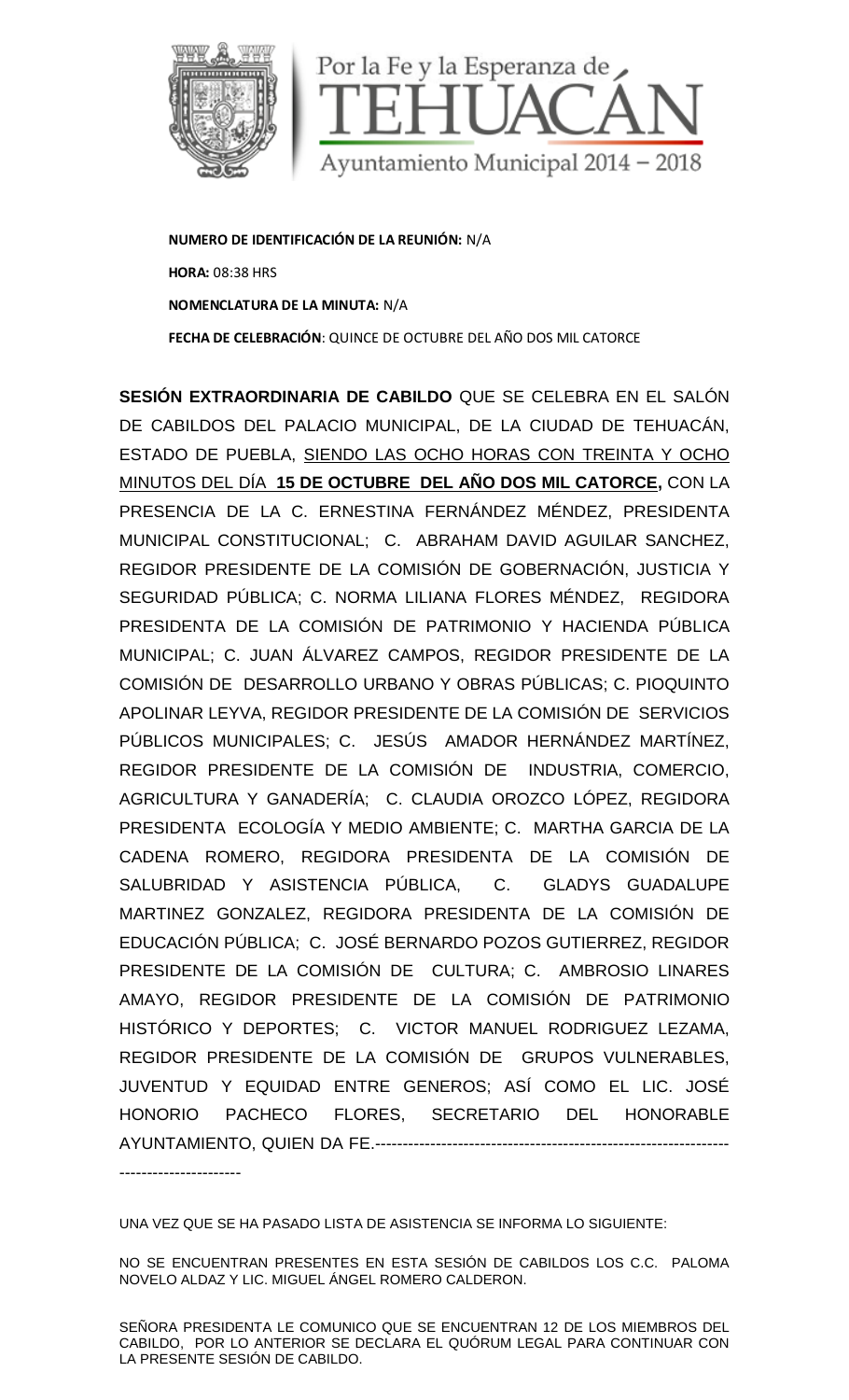**NUMERO DE IDENTIFICACIÓN DE LA REUNIÓN:** N/A

**HORA:** 08:38 HRS

**NOMENCLATURA DE LA MINUTA:** N/A

**FECHA DE CELEBRACIÓN**: QUINCE DE OCTUBRE DEL AÑO DOS MIL CATORCE

**SESIÓN EXTRAORDINARIA DE CABILDO** QUE SE CELEBRA EN EL SALÓN DE CABILDOS DEL PALACIO MUNICIPAL, DE LA CIUDAD DE TEHUACÁN, ESTADO DE PUEBLA, SIENDO LAS OCHO HORAS CON TREINTA Y OCHO MINUTOS DEL DÍA **15 DE OCTUBRE DEL AÑO DOS MIL CATORCE,** CON LA PRESENCIA DE LA C. ERNESTINA FERNÁNDEZ MÉNDEZ, PRESIDENTA MUNICIPAL CONSTITUCIONAL; C. ABRAHAM DAVID AGUILAR SANCHEZ, REGIDOR PRESIDENTE DE LA COMISIÓN DE GOBERNACIÓN, JUSTICIA Y SEGURIDAD PÚBLICA; C. NORMA LILIANA FLORES MÉNDEZ, REGIDORA PRESIDENTA DE LA COMISIÓN DE PATRIMONIO Y HACIENDA PÚBLICA MUNICIPAL; C. JUAN ÁLVAREZ CAMPOS, REGIDOR PRESIDENTE DE LA COMISIÓN DE DESARROLLO URBANO Y OBRAS PÚBLICAS; C. PIOQUINTO APOLINAR LEYVA, REGIDOR PRESIDENTE DE LA COMISIÓN DE SERVICIOS PÚBLICOS MUNICIPALES; C. JESÚS AMADOR HERNÁNDEZ MARTÍNEZ, REGIDOR PRESIDENTE DE LA COMISIÓN DE INDUSTRIA, COMERCIO, AGRICULTURA Y GANADERÍA; C. CLAUDIA OROZCO LÓPEZ, REGIDORA PRESIDENTA ECOLOGÍA Y MEDIO AMBIENTE; C. MARTHA GARCIA DE LA CADENA ROMERO, REGIDORA PRESIDENTA DE LA COMISIÓN DE SALUBRIDAD Y ASISTENCIA PÚBLICA, C. GLADYS GUADALUPE MARTINEZ GONZALEZ, REGIDORA PRESIDENTA DE LA COMISIÓN DE EDUCACIÓN PÚBLICA; C. JOSÉ BERNARDO POZOS GUTIERREZ, REGIDOR PRESIDENTE DE LA COMISIÓN DE CULTURA; C. AMBROSIO LINARES AMAYO, REGIDOR PRESIDENTE DE LA COMISIÓN DE PATRIMONIO HISTÓRICO Y DEPORTES; C. VICTOR MANUEL RODRIGUEZ LEZAMA, REGIDOR PRESIDENTE DE LA COMISIÓN DE GRUPOS VULNERABLES, JUVENTUD Y EQUIDAD ENTRE GENEROS; ASÍ COMO EL LIC. JOSÉ HONORIO PACHECO FLORES, SECRETARIO DEL HONORABLE AYUNTAMIENTO, QUIEN DA FE.------------------------------------------------------------------------------------

UNA VEZ QUE SE HA PASADO LISTA DE ASISTENCIA SE INFORMA LO SIGUIENTE:

NO SE ENCUENTRAN PRESENTES EN ESTA SESIÓN DE CABILDOS LOS C.C. PALOMA NOVELO ALDAZ Y LIC. MIGUEL ÁNGEL ROMERO CALDERON.

SEÑORA PRESIDENTA LE COMUNICO QUE SE ENCUENTRAN 12 DE LOS MIEMBROS DEL CABILDO, POR LO ANTERIOR SE DECLARA EL QUÓRUM LEGAL PARA CONTINUAR CON LA PRESENTE SESIÓN DE CABILDO.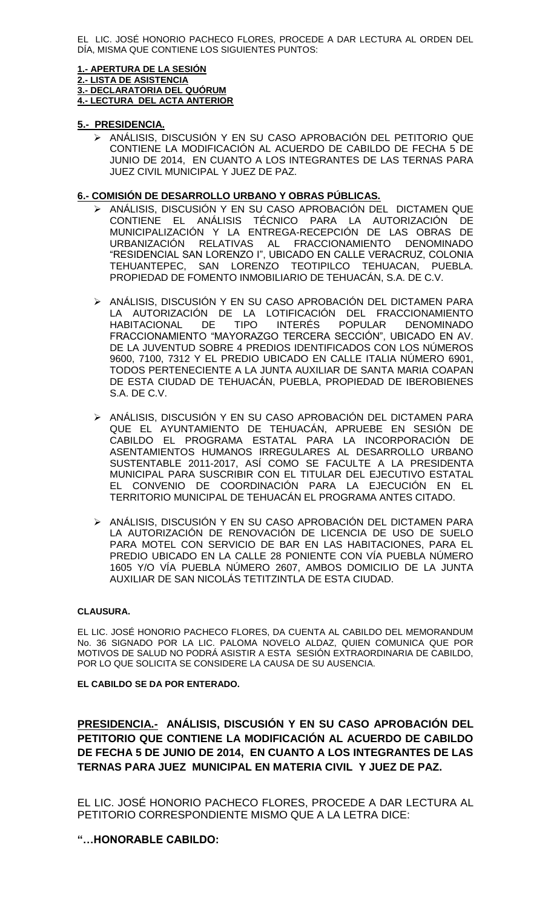EL LIC. JOSÉ HONORIO PACHECO FLORES, PROCEDE A DAR LECTURA AL ORDEN DEL DÍA, MISMA QUE CONTIENE LOS SIGUIENTES PUNTOS:

**1.- APERTURA DE LA SESIÓN**
**2.- LISTA DE ASISTENCIA**
**3.- DECLARATORIA DEL QUÓRUM**
**4.- LECTURA DEL ACTA ANTERIOR**

**5.- PRESIDENCIA.**

- ANÁLISIS, DISCUSIÓN Y EN SU CASO APROBACIÓN DEL PETITORIO QUE CONTIENE LA MODIFICACIÓN AL ACUERDO DE CABILDO DE FECHA 5 DE JUNIO DE 2014, EN CUANTO A LOS INTEGRANTES DE LAS TERNAS PARA JUEZ CIVIL MUNICIPAL Y JUEZ DE PAZ.

**6.- COMISIÓN DE DESARROLLO URBANO Y OBRAS PÚBLICAS.**

- ANÁLISIS, DISCUSIÓN Y EN SU CASO APROBACIÓN DEL DICTAMEN QUE CONTIENE EL ANÁLISIS TÉCNICO PARA LA AUTORIZACIÓN DE MUNICIPALIZACIÓN Y LA ENTREGA-RECEPCIÓN DE LAS OBRAS DE URBANIZACIÓN RELATIVAS AL FRACCIONAMIENTO DENOMINADO "RESIDENCIAL SAN LORENZO I", UBICADO EN CALLE VERACRUZ, COLONIA TEHUANTEPEC, SAN LORENZO TEOTIPILCO TEHUACAN, PUEBLA. PROPIEDAD DE FOMENTO INMOBILIARIO DE TEHUACÁN, S.A. DE C.V.

- ANÁLISIS, DISCUSIÓN Y EN SU CASO APROBACIÓN DEL DICTAMEN PARA LA AUTORIZACIÓN DE LA LOTIFICACIÓN DEL FRACCIONAMIENTO HABITACIONAL DE TIPO INTERÉS POPULAR DENOMINADO FRACCIONAMIENTO "MAYORAZGO TERCERA SECCIÓN", UBICADO EN AV. DE LA JUVENTUD SOBRE 4 PREDIOS IDENTIFICADOS CON LOS NÚMEROS 9600, 7100, 7312 Y EL PREDIO UBICADO EN CALLE ITALIA NÚMERO 6901, TODOS PERTENECIENTE A LA JUNTA AUXILIAR DE SANTA MARIA COAPAN DE ESTA CIUDAD DE TEHUACÁN, PUEBLA, PROPIEDAD DE IBEROBIENES S.A. DE C.V.

- ANÁLISIS, DISCUSIÓN Y EN SU CASO APROBACIÓN DEL DICTAMEN PARA QUE EL AYUNTAMIENTO DE TEHUACÁN, APRUEBE EN SESIÓN DE CABILDO EL PROGRAMA ESTATAL PARA LA INCORPORACIÓN DE ASENTAMIENTOS HUMANOS IRREGULARES AL DESARROLLO URBANO SUSTENTABLE 2011-2017, ASÍ COMO SE FACULTE A LA PRESIDENTA MUNICIPAL PARA SUSCRIBIR CON EL TITULAR DEL EJECUTIVO ESTATAL EL CONVENIO DE COORDINACIÓN PARA LA EJECUCIÓN EN EL TERRITORIO MUNICIPAL DE TEHUACÁN EL PROGRAMA ANTES CITADO.

- ANÁLISIS, DISCUSIÓN Y EN SU CASO APROBACIÓN DEL DICTAMEN PARA LA AUTORIZACIÓN DE RENOVACIÓN DE LICENCIA DE USO DE SUELO PARA MOTEL CON SERVICIO DE BAR EN LAS HABITACIONES, PARA EL PREDIO UBICADO EN LA CALLE 28 PONIENTE CON VÍA PUEBLA NÚMERO 1605 Y/O VÍA PUEBLA NÚMERO 2607, AMBOS DOMICILIO DE LA JUNTA AUXILIAR DE SAN NICOLÁS TETITZINTLA DE ESTA CIUDAD.

**CLAUSURA.**

EL LIC. JOSÉ HONORIO PACHECO FLORES, DA CUENTA AL CABILDO DEL MEMORANDUM No. 36 SIGNADO POR LA LIC. PALOMA NOVELO ALDAZ, QUIEN COMUNICA QUE POR MOTIVOS DE SALUD NO PODRÁ ASISTIR A ESTA SESIÓN EXTRAORDINARIA DE CABILDO, POR LO QUE SOLICITA SE CONSIDERE LA CAUSA DE SU AUSENCIA.

**EL CABILDO SE DA POR ENTERADO.**

**PRESIDENCIA.- ANÁLISIS, DISCUSIÓN Y EN SU CASO APROBACIÓN DEL PETITORIO QUE CONTIENE LA MODIFICACIÓN AL ACUERDO DE CABILDO DE FECHA 5 DE JUNIO DE 2014, EN CUANTO A LOS INTEGRANTES DE LAS TERNAS PARA JUEZ MUNICIPAL EN MATERIA CIVIL Y JUEZ DE PAZ.**

EL LIC. JOSÉ HONORIO PACHECO FLORES, PROCEDE A DAR LECTURA AL PETITORIO CORRESPONDIENTE MISMO QUE A LA LETRA DICE:

**"…HONORABLE CABILDO:**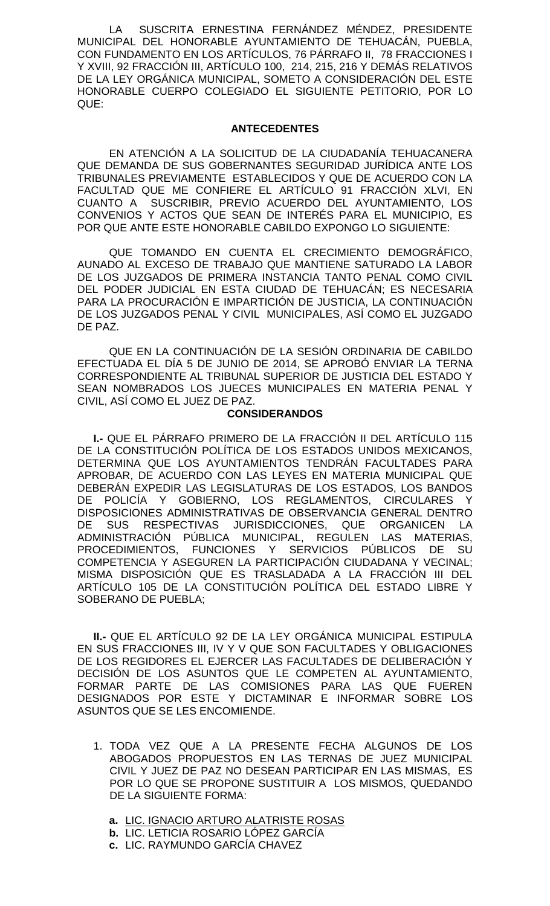LA SUSCRITA ERNESTINA FERNÁNDEZ MÉNDEZ, PRESIDENTE MUNICIPAL DEL HONORABLE AYUNTAMIENTO DE TEHUACÁN, PUEBLA, CON FUNDAMENTO EN LOS ARTÍCULOS, 76 PÁRRAFO II, 78 FRACCIONES I Y XVIII, 92 FRACCIÓN III, ARTÍCULO 100, 214, 215, 216 Y DEMÁS RELATIVOS DE LA LEY ORGÁNICA MUNICIPAL, SOMETO A CONSIDERACIÓN DEL ESTE HONORABLE CUERPO COLEGIADO EL SIGUIENTE PETITORIO, POR LO QUE:

**ANTECEDENTES**

EN ATENCIÓN A LA SOLICITUD DE LA CIUDADANÍA TEHUACANERA QUE DEMANDA DE SUS GOBERNANTES SEGURIDAD JURÍDICA ANTE LOS TRIBUNALES PREVIAMENTE ESTABLECIDOS Y QUE DE ACUERDO CON LA FACULTAD QUE ME CONFIERE EL ARTÍCULO 91 FRACCIÓN XLVI, EN CUANTO A SUSCRIBIR, PREVIO ACUERDO DEL AYUNTAMIENTO, LOS CONVENIOS Y ACTOS QUE SEAN DE INTERÉS PARA EL MUNICIPIO, ES POR QUE ANTE ESTE HONORABLE CABILDO EXPONGO LO SIGUIENTE:

QUE TOMANDO EN CUENTA EL CRECIMIENTO DEMOGRÁFICO, AUNADO AL EXCESO DE TRABAJO QUE MANTIENE SATURADO LA LABOR DE LOS JUZGADOS DE PRIMERA INSTANCIA TANTO PENAL COMO CIVIL DEL PODER JUDICIAL EN ESTA CIUDAD DE TEHUACÁN; ES NECESARIA PARA LA PROCURACIÓN E IMPARTICIÓN DE JUSTICIA, LA CONTINUACIÓN DE LOS JUZGADOS PENAL Y CIVIL MUNICIPALES, ASÍ COMO EL JUZGADO DE PAZ.

QUE EN LA CONTINUACIÓN DE LA SESIÓN ORDINARIA DE CABILDO EFECTUADA EL DÍA 5 DE JUNIO DE 2014, SE APROBÓ ENVIAR LA TERNA CORRESPONDIENTE AL TRIBUNAL SUPERIOR DE JUSTICIA DEL ESTADO Y SEAN NOMBRADOS LOS JUECES MUNICIPALES EN MATERIA PENAL Y CIVIL, ASÍ COMO EL JUEZ DE PAZ.

**CONSIDERANDOS**

**I.-** QUE EL PÁRRAFO PRIMERO DE LA FRACCIÓN II DEL ARTÍCULO 115 DE LA CONSTITUCIÓN POLÍTICA DE LOS ESTADOS UNIDOS MEXICANOS, DETERMINA QUE LOS AYUNTAMIENTOS TENDRÁN FACULTADES PARA APROBAR, DE ACUERDO CON LAS LEYES EN MATERIA MUNICIPAL QUE DEBERÁN EXPEDIR LAS LEGISLATURAS DE LOS ESTADOS, LOS BANDOS DE POLICÍA Y GOBIERNO, LOS REGLAMENTOS, CIRCULARES Y DISPOSICIONES ADMINISTRATIVAS DE OBSERVANCIA GENERAL DENTRO DE SUS RESPECTIVAS JURISDICCIONES, QUE ORGANICEN LA ADMINISTRACIÓN PÚBLICA MUNICIPAL, REGULEN LAS MATERIAS, PROCEDIMIENTOS, FUNCIONES Y SERVICIOS PÚBLICOS DE SU COMPETENCIA Y ASEGUREN LA PARTICIPACIÓN CIUDADANA Y VECINAL; MISMA DISPOSICIÓN QUE ES TRASLADADA A LA FRACCIÓN III DEL ARTÍCULO 105 DE LA CONSTITUCIÓN POLÍTICA DEL ESTADO LIBRE Y SOBERANO DE PUEBLA;

**II.-** QUE EL ARTÍCULO 92 DE LA LEY ORGÁNICA MUNICIPAL ESTIPULA EN SUS FRACCIONES III, IV Y V QUE SON FACULTADES Y OBLIGACIONES DE LOS REGIDORES EL EJERCER LAS FACULTADES DE DELIBERACIÓN Y DECISIÓN DE LOS ASUNTOS QUE LE COMPETEN AL AYUNTAMIENTO, FORMAR PARTE DE LAS COMISIONES PARA LAS QUE FUEREN DESIGNADOS POR ESTE Y DICTAMINAR E INFORMAR SOBRE LOS ASUNTOS QUE SE LES ENCOMIENDE.

1. TODA VEZ QUE A LA PRESENTE FECHA ALGUNOS DE LOS ABOGADOS PROPUESTOS EN LAS TERNAS DE JUEZ MUNICIPAL CIVIL Y JUEZ DE PAZ NO DESEAN PARTICIPAR EN LAS MISMAS, ES POR LO QUE SE PROPONE SUSTITUIR A LOS MISMOS, QUEDANDO DE LA SIGUIENTE FORMA:

   **a.** <u>LIC. IGNACIO ARTURO ALATRISTE ROSAS</u>
   **b.** LIC. LETICIA ROSARIO LÓPEZ GARCÍA
   **c.** LIC. RAYMUNDO GARCÍA CHAVEZ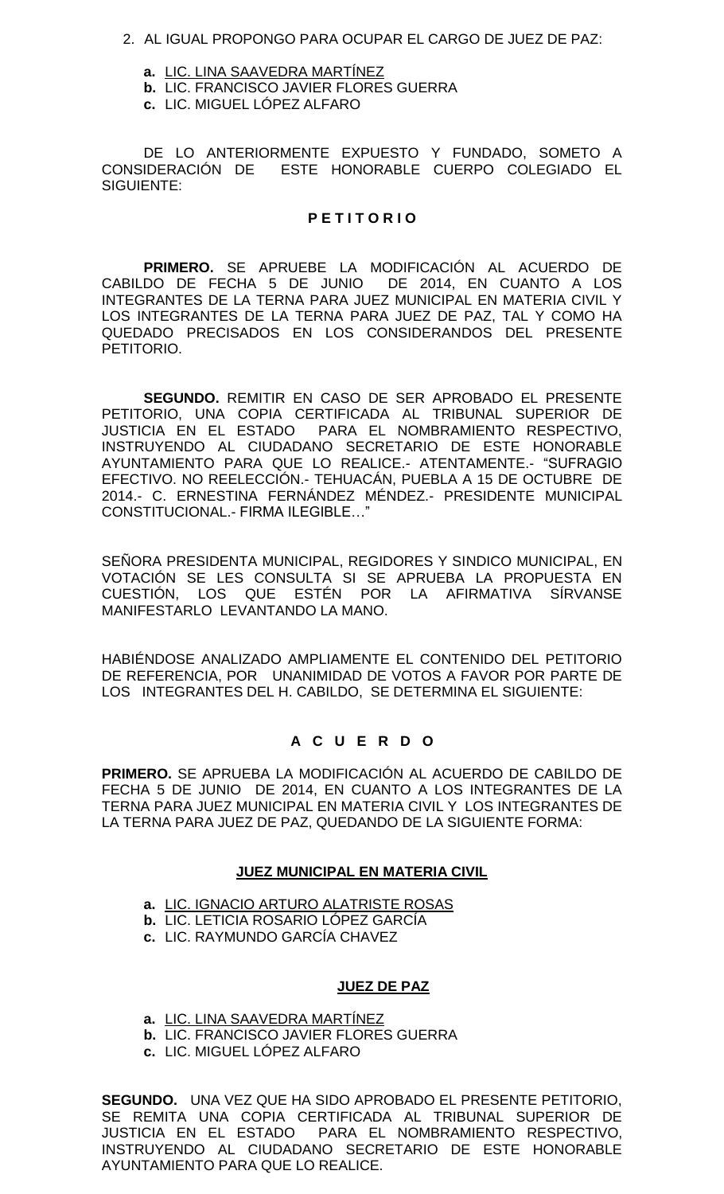2. AL IGUAL PROPONGO PARA OCUPAR EL CARGO DE JUEZ DE PAZ:

   **a.** <u>LIC. LINA SAAVEDRA MARTÍNEZ</u>
   **b.** LIC. FRANCISCO JAVIER FLORES GUERRA
   **c.** LIC. MIGUEL LÓPEZ ALFARO

DE LO ANTERIORMENTE EXPUESTO Y FUNDADO, SOMETO A CONSIDERACIÓN DE ESTE HONORABLE CUERPO COLEGIADO EL SIGUIENTE:

**P E T I T O R I O**

**PRIMERO.** SE APRUEBE LA MODIFICACIÓN AL ACUERDO DE CABILDO DE FECHA 5 DE JUNIO DE 2014, EN CUANTO A LOS INTEGRANTES DE LA TERNA PARA JUEZ MUNICIPAL EN MATERIA CIVIL Y LOS INTEGRANTES DE LA TERNA PARA JUEZ DE PAZ, TAL Y COMO HA QUEDADO PRECISADOS EN LOS CONSIDERANDOS DEL PRESENTE PETITORIO.

**SEGUNDO.** REMITIR EN CASO DE SER APROBADO EL PRESENTE PETITORIO, UNA COPIA CERTIFICADA AL TRIBUNAL SUPERIOR DE JUSTICIA EN EL ESTADO PARA EL NOMBRAMIENTO RESPECTIVO, INSTRUYENDO AL CIUDADANO SECRETARIO DE ESTE HONORABLE AYUNTAMIENTO PARA QUE LO REALICE.- ATENTAMENTE.- "SUFRAGIO EFECTIVO. NO REELECCIÓN.- TEHUACÁN, PUEBLA A 15 DE OCTUBRE DE 2014.- C. ERNESTINA FERNÁNDEZ MÉNDEZ.- PRESIDENTE MUNICIPAL CONSTITUCIONAL.- FIRMA ILEGIBLE…"

SEÑORA PRESIDENTA MUNICIPAL, REGIDORES Y SINDICO MUNICIPAL, EN VOTACIÓN SE LES CONSULTA SI SE APRUEBA LA PROPUESTA EN CUESTIÓN, LOS QUE ESTÉN POR LA AFIRMATIVA SÍRVANSE MANIFESTARLO LEVANTANDO LA MANO.

HABIÉNDOSE ANALIZADO AMPLIAMENTE EL CONTENIDO DEL PETITORIO DE REFERENCIA, POR UNANIMIDAD DE VOTOS A FAVOR POR PARTE DE LOS INTEGRANTES DEL H. CABILDO, SE DETERMINA EL SIGUIENTE:

**A C U E R D O**

**PRIMERO.** SE APRUEBA LA MODIFICACIÓN AL ACUERDO DE CABILDO DE FECHA 5 DE JUNIO DE 2014, EN CUANTO A LOS INTEGRANTES DE LA TERNA PARA JUEZ MUNICIPAL EN MATERIA CIVIL Y LOS INTEGRANTES DE LA TERNA PARA JUEZ DE PAZ, QUEDANDO DE LA SIGUIENTE FORMA:

**<u>JUEZ MUNICIPAL EN MATERIA CIVIL</u>**

**a.** <u>LIC. IGNACIO ARTURO ALATRISTE ROSAS</u>
**b.** LIC. LETICIA ROSARIO LÓPEZ GARCÍA
**c.** LIC. RAYMUNDO GARCÍA CHAVEZ

**<u>JUEZ DE PAZ</u>**

**a.** <u>LIC. LINA SAAVEDRA MARTÍNEZ</u>
**b.** LIC. FRANCISCO JAVIER FLORES GUERRA
**c.** LIC. MIGUEL LÓPEZ ALFARO

**SEGUNDO.** UNA VEZ QUE HA SIDO APROBADO EL PRESENTE PETITORIO, SE REMITA UNA COPIA CERTIFICADA AL TRIBUNAL SUPERIOR DE JUSTICIA EN EL ESTADO PARA EL NOMBRAMIENTO RESPECTIVO, INSTRUYENDO AL CIUDADANO SECRETARIO DE ESTE HONORABLE AYUNTAMIENTO PARA QUE LO REALICE.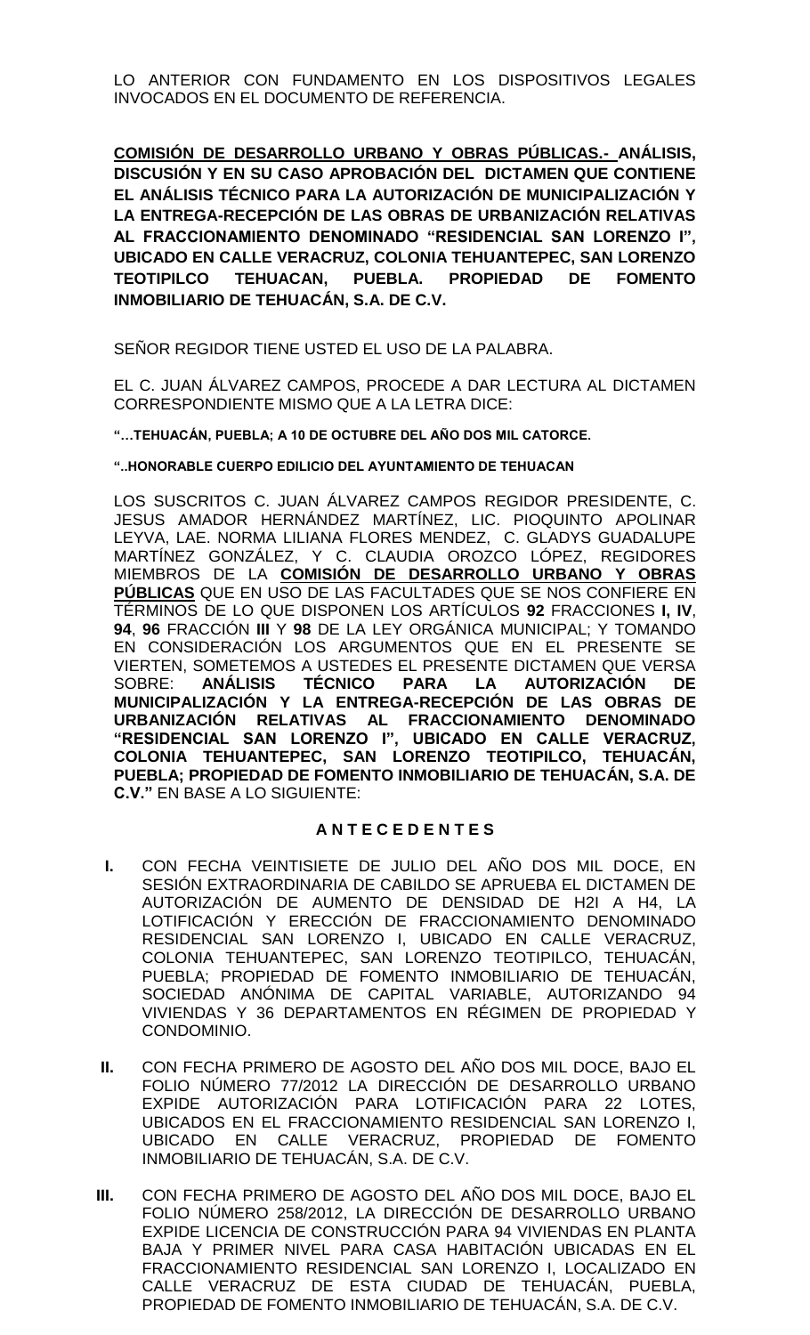LO ANTERIOR CON FUNDAMENTO EN LOS DISPOSITIVOS LEGALES INVOCADOS EN EL DOCUMENTO DE REFERENCIA.

**COMISIÓN DE DESARROLLO URBANO Y OBRAS PÚBLICAS.- ANÁLISIS, DISCUSIÓN Y EN SU CASO APROBACIÓN DEL DICTAMEN QUE CONTIENE EL ANÁLISIS TÉCNICO PARA LA AUTORIZACIÓN DE MUNICIPALIZACIÓN Y LA ENTREGA-RECEPCIÓN DE LAS OBRAS DE URBANIZACIÓN RELATIVAS AL FRACCIONAMIENTO DENOMINADO "RESIDENCIAL SAN LORENZO I", UBICADO EN CALLE VERACRUZ, COLONIA TEHUANTEPEC, SAN LORENZO TEOTIPILCO TEHUACAN, PUEBLA. PROPIEDAD DE FOMENTO INMOBILIARIO DE TEHUACÁN, S.A. DE C.V.**

SEÑOR REGIDOR TIENE USTED EL USO DE LA PALABRA.

EL C. JUAN ÁLVAREZ CAMPOS, PROCEDE A DAR LECTURA AL DICTAMEN CORRESPONDIENTE MISMO QUE A LA LETRA DICE:

**"…TEHUACÁN, PUEBLA; A 10 DE OCTUBRE DEL AÑO DOS MIL CATORCE.**

**"..HONORABLE CUERPO EDILICIO DEL AYUNTAMIENTO DE TEHUACAN**

LOS SUSCRITOS C. JUAN ÁLVAREZ CAMPOS REGIDOR PRESIDENTE, C. JESUS AMADOR HERNÁNDEZ MARTÍNEZ, LIC. PIOQUINTO APOLINAR LEYVA, LAE. NORMA LILIANA FLORES MENDEZ, C. GLADYS GUADALUPE MARTÍNEZ GONZÁLEZ, Y C. CLAUDIA OROZCO LÓPEZ, REGIDORES MIEMBROS DE LA **COMISIÓN DE DESARROLLO URBANO Y OBRAS PÚBLICAS** QUE EN USO DE LAS FACULTADES QUE SE NOS CONFIERE EN TÉRMINOS DE LO QUE DISPONEN LOS ARTÍCULOS **92** FRACCIONES **I, IV**, **94**, **96** FRACCIÓN **III** Y **98** DE LA LEY ORGÁNICA MUNICIPAL; Y TOMANDO EN CONSIDERACIÓN LOS ARGUMENTOS QUE EN EL PRESENTE SE VIERTEN, SOMETEMOS A USTEDES EL PRESENTE DICTAMEN QUE VERSA SOBRE: **ANÁLISIS TÉCNICO PARA LA AUTORIZACIÓN DE MUNICIPALIZACIÓN Y LA ENTREGA-RECEPCIÓN DE LAS OBRAS DE URBANIZACIÓN RELATIVAS AL FRACCIONAMIENTO DENOMINADO "RESIDENCIAL SAN LORENZO I", UBICADO EN CALLE VERACRUZ, COLONIA TEHUANTEPEC, SAN LORENZO TEOTIPILCO, TEHUACÁN, PUEBLA; PROPIEDAD DE FOMENTO INMOBILIARIO DE TEHUACÁN, S.A. DE C.V."** EN BASE A LO SIGUIENTE:

**A N T E C E D E N T E S**

**I.** CON FECHA VEINTISIETE DE JULIO DEL AÑO DOS MIL DOCE, EN SESIÓN EXTRAORDINARIA DE CABILDO SE APRUEBA EL DICTAMEN DE AUTORIZACIÓN DE AUMENTO DE DENSIDAD DE H2I A H4, LA LOTIFICACIÓN Y ERECCIÓN DE FRACCIONAMIENTO DENOMINADO RESIDENCIAL SAN LORENZO I, UBICADO EN CALLE VERACRUZ, COLONIA TEHUANTEPEC, SAN LORENZO TEOTIPILCO, TEHUACÁN, PUEBLA; PROPIEDAD DE FOMENTO INMOBILIARIO DE TEHUACÁN, SOCIEDAD ANÓNIMA DE CAPITAL VARIABLE, AUTORIZANDO 94 VIVIENDAS Y 36 DEPARTAMENTOS EN RÉGIMEN DE PROPIEDAD Y CONDOMINIO.

**II.** CON FECHA PRIMERO DE AGOSTO DEL AÑO DOS MIL DOCE, BAJO EL FOLIO NÚMERO 77/2012 LA DIRECCIÓN DE DESARROLLO URBANO EXPIDE AUTORIZACIÓN PARA LOTIFICACIÓN PARA 22 LOTES, UBICADOS EN EL FRACCIONAMIENTO RESIDENCIAL SAN LORENZO I, UBICADO EN CALLE VERACRUZ, PROPIEDAD DE FOMENTO INMOBILIARIO DE TEHUACÁN, S.A. DE C.V.

**III.** CON FECHA PRIMERO DE AGOSTO DEL AÑO DOS MIL DOCE, BAJO EL FOLIO NÚMERO 258/2012, LA DIRECCIÓN DE DESARROLLO URBANO EXPIDE LICENCIA DE CONSTRUCCIÓN PARA 94 VIVIENDAS EN PLANTA BAJA Y PRIMER NIVEL PARA CASA HABITACIÓN UBICADAS EN EL FRACCIONAMIENTO RESIDENCIAL SAN LORENZO I, LOCALIZADO EN CALLE VERACRUZ DE ESTA CIUDAD DE TEHUACÁN, PUEBLA, PROPIEDAD DE FOMENTO INMOBILIARIO DE TEHUACÁN, S.A. DE C.V.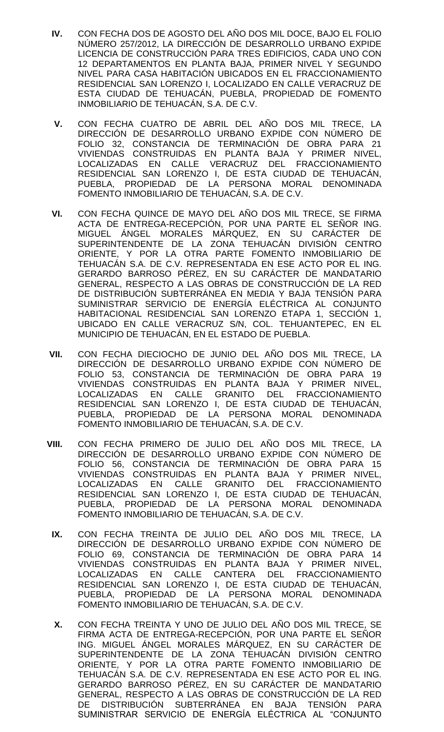**IV.** CON FECHA DOS DE AGOSTO DEL AÑO DOS MIL DOCE, BAJO EL FOLIO NÚMERO 257/2012, LA DIRECCIÓN DE DESARROLLO URBANO EXPIDE LICENCIA DE CONSTRUCCIÓN PARA TRES EDIFICIOS, CADA UNO CON 12 DEPARTAMENTOS EN PLANTA BAJA, PRIMER NIVEL Y SEGUNDO NIVEL PARA CASA HABITACIÓN UBICADOS EN EL FRACCIONAMIENTO RESIDENCIAL SAN LORENZO I, LOCALIZADO EN CALLE VERACRUZ DE ESTA CIUDAD DE TEHUACÁN, PUEBLA, PROPIEDAD DE FOMENTO INMOBILIARIO DE TEHUACÁN, S.A. DE C.V.

**V.** CON FECHA CUATRO DE ABRIL DEL AÑO DOS MIL TRECE, LA DIRECCIÓN DE DESARROLLO URBANO EXPIDE CON NÚMERO DE FOLIO 32, CONSTANCIA DE TERMINACIÓN DE OBRA PARA 21 VIVIENDAS CONSTRUIDAS EN PLANTA BAJA Y PRIMER NIVEL, LOCALIZADAS EN CALLE VERACRUZ DEL FRACCIONAMIENTO RESIDENCIAL SAN LORENZO I, DE ESTA CIUDAD DE TEHUACÁN, PUEBLA, PROPIEDAD DE LA PERSONA MORAL DENOMINADA FOMENTO INMOBILIARIO DE TEHUACÁN, S.A. DE C.V.

**VI.** CON FECHA QUINCE DE MAYO DEL AÑO DOS MIL TRECE, SE FIRMA ACTA DE ENTREGA-RECEPCIÓN, POR UNA PARTE EL SEÑOR ING. MIGUEL ÁNGEL MORALES MÁRQUEZ, EN SU CARÁCTER DE SUPERINTENDENTE DE LA ZONA TEHUACÁN DIVISIÓN CENTRO ORIENTE, Y POR LA OTRA PARTE FOMENTO INMOBILIARIO DE TEHUACÁN S.A. DE C.V. REPRESENTADA EN ESE ACTO POR EL ING. GERARDO BARROSO PÉREZ, EN SU CARÁCTER DE MANDATARIO GENERAL, RESPECTO A LAS OBRAS DE CONSTRUCCIÓN DE LA RED DE DISTRIBUCIÓN SUBTERRÁNEA EN MEDIA Y BAJA TENSIÓN PARA SUMINISTRAR SERVICIO DE ENERGÍA ELÉCTRICA AL CONJUNTO HABITACIONAL RESIDENCIAL SAN LORENZO ETAPA 1, SECCIÓN 1, UBICADO EN CALLE VERACRUZ S/N, COL. TEHUANTEPEC, EN EL MUNICIPIO DE TEHUACÁN, EN EL ESTADO DE PUEBLA.

**VII.** CON FECHA DIECIOCHO DE JUNIO DEL AÑO DOS MIL TRECE, LA DIRECCIÓN DE DESARROLLO URBANO EXPIDE CON NÚMERO DE FOLIO 53, CONSTANCIA DE TERMINACIÓN DE OBRA PARA 19 VIVIENDAS CONSTRUIDAS EN PLANTA BAJA Y PRIMER NIVEL, LOCALIZADAS EN CALLE GRANITO DEL FRACCIONAMIENTO RESIDENCIAL SAN LORENZO I, DE ESTA CIUDAD DE TEHUACÁN, PUEBLA, PROPIEDAD DE LA PERSONA MORAL DENOMINADA FOMENTO INMOBILIARIO DE TEHUACÁN, S.A. DE C.V.

**VIII.** CON FECHA PRIMERO DE JULIO DEL AÑO DOS MIL TRECE, LA DIRECCIÓN DE DESARROLLO URBANO EXPIDE CON NÚMERO DE FOLIO 56, CONSTANCIA DE TERMINACIÓN DE OBRA PARA 15 VIVIENDAS CONSTRUIDAS EN PLANTA BAJA Y PRIMER NIVEL, LOCALIZADAS EN CALLE GRANITO DEL FRACCIONAMIENTO RESIDENCIAL SAN LORENZO I, DE ESTA CIUDAD DE TEHUACÁN, PUEBLA, PROPIEDAD DE LA PERSONA MORAL DENOMINADA FOMENTO INMOBILIARIO DE TEHUACÁN, S.A. DE C.V.

**IX.** CON FECHA TREINTA DE JULIO DEL AÑO DOS MIL TRECE, LA DIRECCIÓN DE DESARROLLO URBANO EXPIDE CON NÚMERO DE FOLIO 69, CONSTANCIA DE TERMINACIÓN DE OBRA PARA 14 VIVIENDAS CONSTRUIDAS EN PLANTA BAJA Y PRIMER NIVEL, LOCALIZADAS EN CALLE CANTERA DEL FRACCIONAMIENTO RESIDENCIAL SAN LORENZO I, DE ESTA CIUDAD DE TEHUACÁN, PUEBLA, PROPIEDAD DE LA PERSONA MORAL DENOMINADA FOMENTO INMOBILIARIO DE TEHUACÁN, S.A. DE C.V.

**X.** CON FECHA TREINTA Y UNO DE JULIO DEL AÑO DOS MIL TRECE, SE FIRMA ACTA DE ENTREGA-RECEPCIÓN, POR UNA PARTE EL SEÑOR ING. MIGUEL ÁNGEL MORALES MÁRQUEZ, EN SU CARÁCTER DE SUPERINTENDENTE DE LA ZONA TEHUACÁN DIVISIÓN CENTRO ORIENTE, Y POR LA OTRA PARTE FOMENTO INMOBILIARIO DE TEHUACÁN S.A. DE C.V. REPRESENTADA EN ESE ACTO POR EL ING. GERARDO BARROSO PÉREZ, EN SU CARÁCTER DE MANDATARIO GENERAL, RESPECTO A LAS OBRAS DE CONSTRUCCIÓN DE LA RED DE DISTRIBUCIÓN SUBTERRÁNEA EN BAJA TENSIÓN PARA SUMINISTRAR SERVICIO DE ENERGÍA ELÉCTRICA AL "CONJUNTO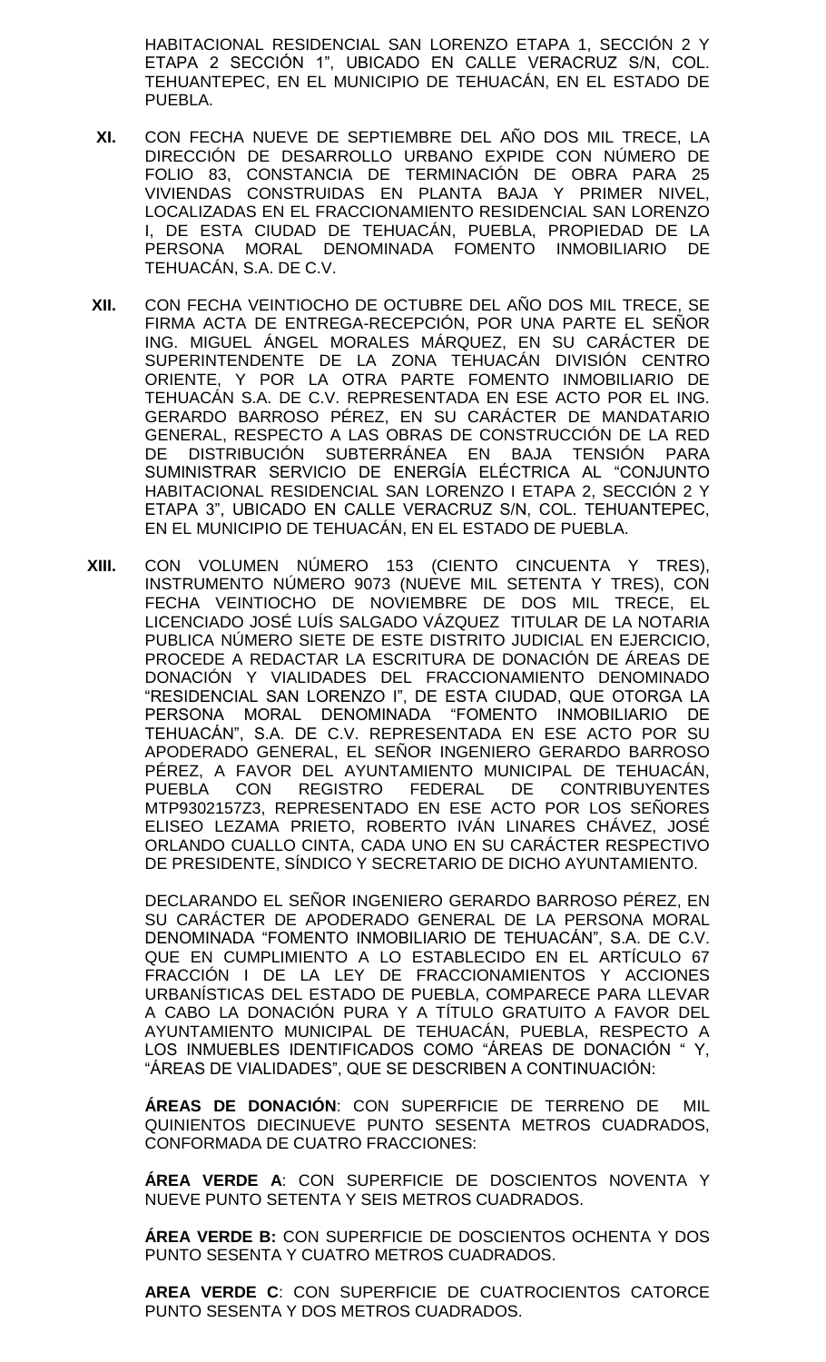HABITACIONAL RESIDENCIAL SAN LORENZO ETAPA 1, SECCIÓN 2 Y ETAPA 2 SECCIÓN 1", UBICADO EN CALLE VERACRUZ S/N, COL. TEHUANTEPEC, EN EL MUNICIPIO DE TEHUACÁN, EN EL ESTADO DE PUEBLA.

**XI.** CON FECHA NUEVE DE SEPTIEMBRE DEL AÑO DOS MIL TRECE, LA DIRECCIÓN DE DESARROLLO URBANO EXPIDE CON NÚMERO DE FOLIO 83, CONSTANCIA DE TERMINACIÓN DE OBRA PARA 25 VIVIENDAS CONSTRUIDAS EN PLANTA BAJA Y PRIMER NIVEL, LOCALIZADAS EN EL FRACCIONAMIENTO RESIDENCIAL SAN LORENZO I, DE ESTA CIUDAD DE TEHUACÁN, PUEBLA, PROPIEDAD DE LA PERSONA MORAL DENOMINADA FOMENTO INMOBILIARIO DE TEHUACÁN, S.A. DE C.V.

**XII.** CON FECHA VEINTIOCHO DE OCTUBRE DEL AÑO DOS MIL TRECE, SE FIRMA ACTA DE ENTREGA-RECEPCIÓN, POR UNA PARTE EL SEÑOR ING. MIGUEL ÁNGEL MORALES MÁRQUEZ, EN SU CARÁCTER DE SUPERINTENDENTE DE LA ZONA TEHUACÁN DIVISIÓN CENTRO ORIENTE, Y POR LA OTRA PARTE FOMENTO INMOBILIARIO DE TEHUACÁN S.A. DE C.V. REPRESENTADA EN ESE ACTO POR EL ING. GERARDO BARROSO PÉREZ, EN SU CARÁCTER DE MANDATARIO GENERAL, RESPECTO A LAS OBRAS DE CONSTRUCCIÓN DE LA RED DE DISTRIBUCIÓN SUBTERRÁNEA EN BAJA TENSIÓN PARA SUMINISTRAR SERVICIO DE ENERGÍA ELÉCTRICA AL "CONJUNTO HABITACIONAL RESIDENCIAL SAN LORENZO I ETAPA 2, SECCIÓN 2 Y ETAPA 3", UBICADO EN CALLE VERACRUZ S/N, COL. TEHUANTEPEC, EN EL MUNICIPIO DE TEHUACÁN, EN EL ESTADO DE PUEBLA.

**XIII.** CON VOLUMEN NÚMERO 153 (CIENTO CINCUENTA Y TRES), INSTRUMENTO NÚMERO 9073 (NUEVE MIL SETENTA Y TRES), CON FECHA VEINTIOCHO DE NOVIEMBRE DE DOS MIL TRECE, EL LICENCIADO JOSÉ LUÍS SALGADO VÁZQUEZ TITULAR DE LA NOTARIA PUBLICA NÚMERO SIETE DE ESTE DISTRITO JUDICIAL EN EJERCICIO, PROCEDE A REDACTAR LA ESCRITURA DE DONACIÓN DE ÁREAS DE DONACIÓN Y VIALIDADES DEL FRACCIONAMIENTO DENOMINADO "RESIDENCIAL SAN LORENZO I", DE ESTA CIUDAD, QUE OTORGA LA PERSONA MORAL DENOMINADA "FOMENTO INMOBILIARIO DE TEHUACÁN", S.A. DE C.V. REPRESENTADA EN ESE ACTO POR SU APODERADO GENERAL, EL SEÑOR INGENIERO GERARDO BARROSO PÉREZ, A FAVOR DEL AYUNTAMIENTO MUNICIPAL DE TEHUACÁN, PUEBLA CON REGISTRO FEDERAL DE CONTRIBUYENTES MTP9302157Z3, REPRESENTADO EN ESE ACTO POR LOS SEÑORES ELISEO LEZAMA PRIETO, ROBERTO IVÁN LINARES CHÁVEZ, JOSÉ ORLANDO CUALLO CINTA, CADA UNO EN SU CARÁCTER RESPECTIVO DE PRESIDENTE, SÍNDICO Y SECRETARIO DE DICHO AYUNTAMIENTO.

DECLARANDO EL SEÑOR INGENIERO GERARDO BARROSO PÉREZ, EN SU CARÁCTER DE APODERADO GENERAL DE LA PERSONA MORAL DENOMINADA "FOMENTO INMOBILIARIO DE TEHUACÁN", S.A. DE C.V. QUE EN CUMPLIMIENTO A LO ESTABLECIDO EN EL ARTÍCULO 67 FRACCIÓN I DE LA LEY DE FRACCIONAMIENTOS Y ACCIONES URBANÍSTICAS DEL ESTADO DE PUEBLA, COMPARECE PARA LLEVAR A CABO LA DONACIÓN PURA Y A TÍTULO GRATUITO A FAVOR DEL AYUNTAMIENTO MUNICIPAL DE TEHUACÁN, PUEBLA, RESPECTO A LOS INMUEBLES IDENTIFICADOS COMO "ÁREAS DE DONACIÓN " Y, "ÁREAS DE VIALIDADES", QUE SE DESCRIBEN A CONTINUACIÓN:

**ÁREAS DE DONACIÓN**: CON SUPERFICIE DE TERRENO DE MIL QUINIENTOS DIECINUEVE PUNTO SESENTA METROS CUADRADOS, CONFORMADA DE CUATRO FRACCIONES:

**ÁREA VERDE A**: CON SUPERFICIE DE DOSCIENTOS NOVENTA Y NUEVE PUNTO SETENTA Y SEIS METROS CUADRADOS.

**ÁREA VERDE B:** CON SUPERFICIE DE DOSCIENTOS OCHENTA Y DOS PUNTO SESENTA Y CUATRO METROS CUADRADOS.

**AREA VERDE C**: CON SUPERFICIE DE CUATROCIENTOS CATORCE PUNTO SESENTA Y DOS METROS CUADRADOS.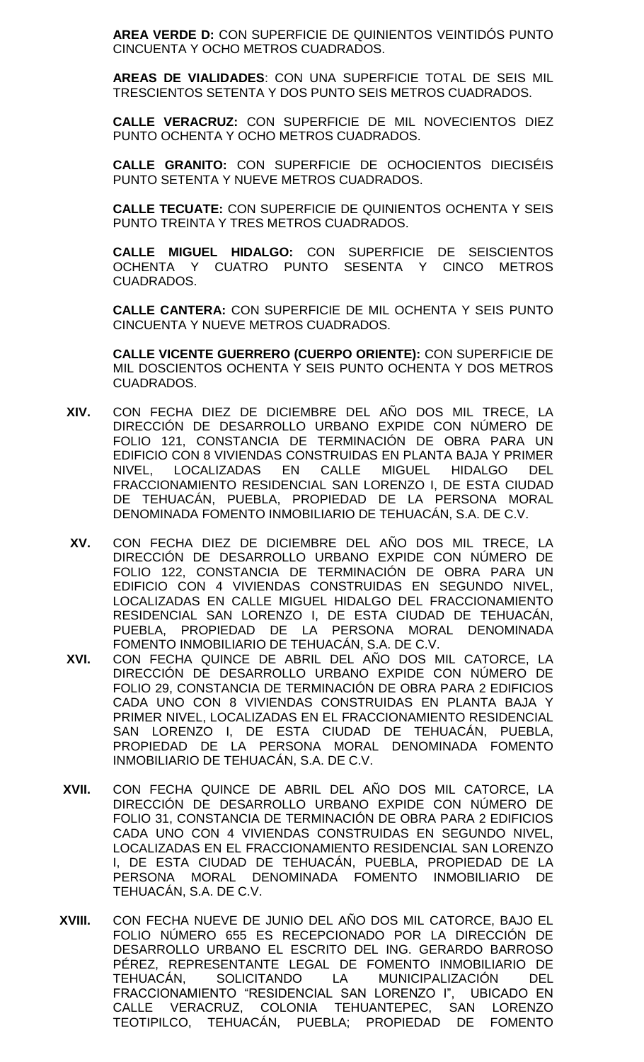**AREA VERDE D:** CON SUPERFICIE DE QUINIENTOS VEINTIDÓS PUNTO CINCUENTA Y OCHO METROS CUADRADOS.

**AREAS DE VIALIDADES**: CON UNA SUPERFICIE TOTAL DE SEIS MIL TRESCIENTOS SETENTA Y DOS PUNTO SEIS METROS CUADRADOS.

**CALLE VERACRUZ:** CON SUPERFICIE DE MIL NOVECIENTOS DIEZ PUNTO OCHENTA Y OCHO METROS CUADRADOS.

**CALLE GRANITO:** CON SUPERFICIE DE OCHOCIENTOS DIECISÉIS PUNTO SETENTA Y NUEVE METROS CUADRADOS.

**CALLE TECUATE:** CON SUPERFICIE DE QUINIENTOS OCHENTA Y SEIS PUNTO TREINTA Y TRES METROS CUADRADOS.

**CALLE MIGUEL HIDALGO:** CON SUPERFICIE DE SEISCIENTOS OCHENTA Y CUATRO PUNTO SESENTA Y CINCO METROS CUADRADOS.

**CALLE CANTERA:** CON SUPERFICIE DE MIL OCHENTA Y SEIS PUNTO CINCUENTA Y NUEVE METROS CUADRADOS.

**CALLE VICENTE GUERRERO (CUERPO ORIENTE):** CON SUPERFICIE DE MIL DOSCIENTOS OCHENTA Y SEIS PUNTO OCHENTA Y DOS METROS CUADRADOS.

**XIV.** CON FECHA DIEZ DE DICIEMBRE DEL AÑO DOS MIL TRECE, LA DIRECCIÓN DE DESARROLLO URBANO EXPIDE CON NÚMERO DE FOLIO 121, CONSTANCIA DE TERMINACIÓN DE OBRA PARA UN EDIFICIO CON 8 VIVIENDAS CONSTRUIDAS EN PLANTA BAJA Y PRIMER NIVEL, LOCALIZADAS EN CALLE MIGUEL HIDALGO DEL FRACCIONAMIENTO RESIDENCIAL SAN LORENZO I, DE ESTA CIUDAD DE TEHUACÁN, PUEBLA, PROPIEDAD DE LA PERSONA MORAL DENOMINADA FOMENTO INMOBILIARIO DE TEHUACÁN, S.A. DE C.V.

**XV.** CON FECHA DIEZ DE DICIEMBRE DEL AÑO DOS MIL TRECE, LA DIRECCIÓN DE DESARROLLO URBANO EXPIDE CON NÚMERO DE FOLIO 122, CONSTANCIA DE TERMINACIÓN DE OBRA PARA UN EDIFICIO CON 4 VIVIENDAS CONSTRUIDAS EN SEGUNDO NIVEL, LOCALIZADAS EN CALLE MIGUEL HIDALGO DEL FRACCIONAMIENTO RESIDENCIAL SAN LORENZO I, DE ESTA CIUDAD DE TEHUACÁN, PUEBLA, PROPIEDAD DE LA PERSONA MORAL DENOMINADA FOMENTO INMOBILIARIO DE TEHUACÁN, S.A. DE C.V.

**XVI.** CON FECHA QUINCE DE ABRIL DEL AÑO DOS MIL CATORCE, LA DIRECCIÓN DE DESARROLLO URBANO EXPIDE CON NÚMERO DE FOLIO 29, CONSTANCIA DE TERMINACIÓN DE OBRA PARA 2 EDIFICIOS CADA UNO CON 8 VIVIENDAS CONSTRUIDAS EN PLANTA BAJA Y PRIMER NIVEL, LOCALIZADAS EN EL FRACCIONAMIENTO RESIDENCIAL SAN LORENZO I, DE ESTA CIUDAD DE TEHUACÁN, PUEBLA, PROPIEDAD DE LA PERSONA MORAL DENOMINADA FOMENTO INMOBILIARIO DE TEHUACÁN, S.A. DE C.V.

**XVII.** CON FECHA QUINCE DE ABRIL DEL AÑO DOS MIL CATORCE, LA DIRECCIÓN DE DESARROLLO URBANO EXPIDE CON NÚMERO DE FOLIO 31, CONSTANCIA DE TERMINACIÓN DE OBRA PARA 2 EDIFICIOS CADA UNO CON 4 VIVIENDAS CONSTRUIDAS EN SEGUNDO NIVEL, LOCALIZADAS EN EL FRACCIONAMIENTO RESIDENCIAL SAN LORENZO I, DE ESTA CIUDAD DE TEHUACÁN, PUEBLA, PROPIEDAD DE LA PERSONA MORAL DENOMINADA FOMENTO INMOBILIARIO DE TEHUACÁN, S.A. DE C.V.

**XVIII.** CON FECHA NUEVE DE JUNIO DEL AÑO DOS MIL CATORCE, BAJO EL FOLIO NÚMERO 655 ES RECEPCIONADO POR LA DIRECCIÓN DE DESARROLLO URBANO EL ESCRITO DEL ING. GERARDO BARROSO PÉREZ, REPRESENTANTE LEGAL DE FOMENTO INMOBILIARIO DE TEHUACÁN, SOLICITANDO LA MUNICIPALIZACIÓN DEL FRACCIONAMIENTO "RESIDENCIAL SAN LORENZO I", UBICADO EN CALLE VERACRUZ, COLONIA TEHUANTEPEC, SAN LORENZO TEOTIPILCO, TEHUACÁN, PUEBLA; PROPIEDAD DE FOMENTO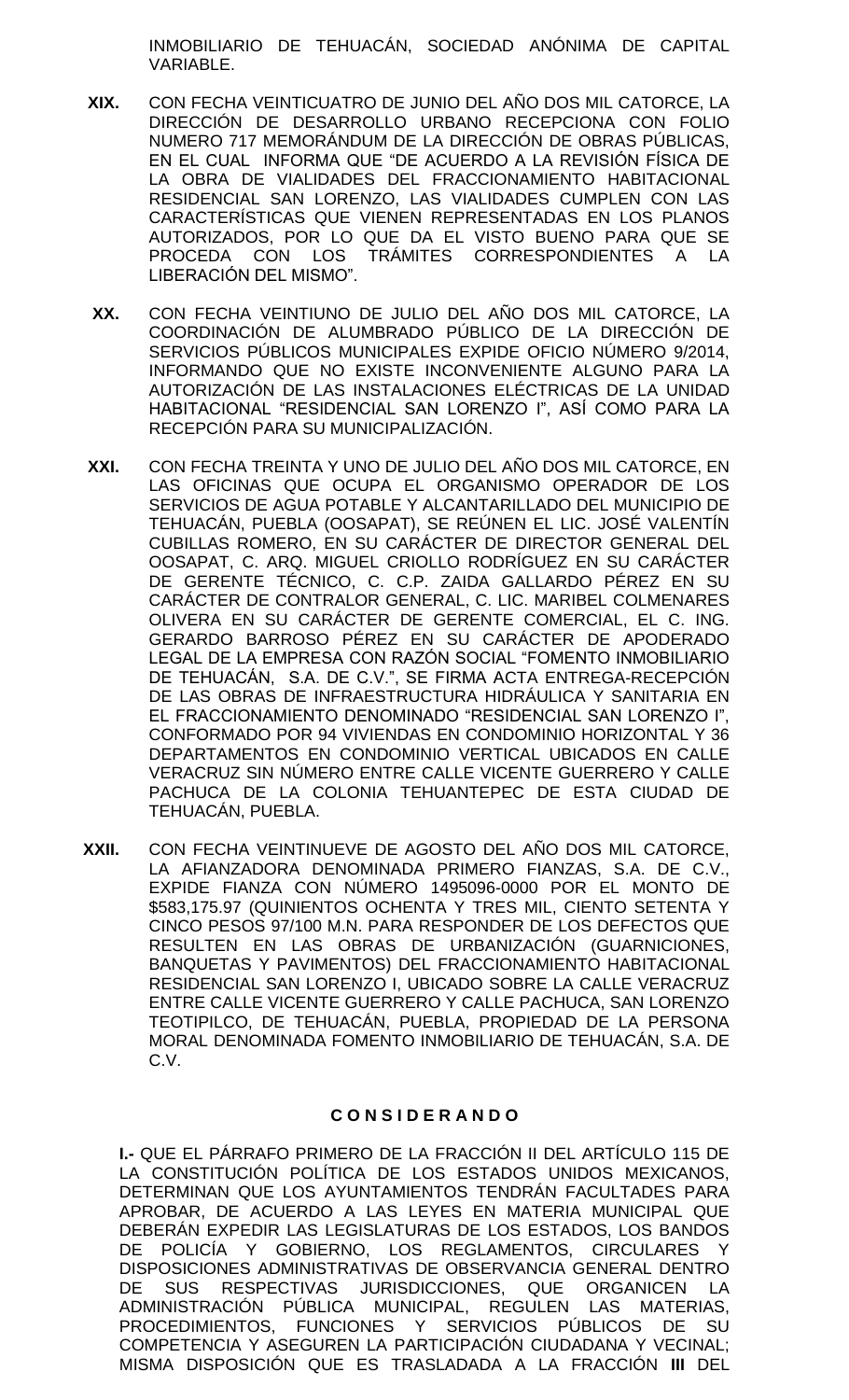INMOBILIARIO DE TEHUACÁN, SOCIEDAD ANÓNIMA DE CAPITAL VARIABLE.

**XIX.** CON FECHA VEINTICUATRO DE JUNIO DEL AÑO DOS MIL CATORCE, LA DIRECCIÓN DE DESARROLLO URBANO RECEPCIONA CON FOLIO NUMERO 717 MEMORÁNDUM DE LA DIRECCIÓN DE OBRAS PÚBLICAS, EN EL CUAL INFORMA QUE "DE ACUERDO A LA REVISIÓN FÍSICA DE LA OBRA DE VIALIDADES DEL FRACCIONAMIENTO HABITACIONAL RESIDENCIAL SAN LORENZO, LAS VIALIDADES CUMPLEN CON LAS CARACTERÍSTICAS QUE VIENEN REPRESENTADAS EN LOS PLANOS AUTORIZADOS, POR LO QUE DA EL VISTO BUENO PARA QUE SE PROCEDA CON LOS TRÁMITES CORRESPONDIENTES A LA LIBERACIÓN DEL MISMO".

**XX.** CON FECHA VEINTIUNO DE JULIO DEL AÑO DOS MIL CATORCE, LA COORDINACIÓN DE ALUMBRADO PÚBLICO DE LA DIRECCIÓN DE SERVICIOS PÚBLICOS MUNICIPALES EXPIDE OFICIO NÚMERO 9/2014, INFORMANDO QUE NO EXISTE INCONVENIENTE ALGUNO PARA LA AUTORIZACIÓN DE LAS INSTALACIONES ELÉCTRICAS DE LA UNIDAD HABITACIONAL "RESIDENCIAL SAN LORENZO I", ASÍ COMO PARA LA RECEPCIÓN PARA SU MUNICIPALIZACIÓN.

**XXI.** CON FECHA TREINTA Y UNO DE JULIO DEL AÑO DOS MIL CATORCE, EN LAS OFICINAS QUE OCUPA EL ORGANISMO OPERADOR DE LOS SERVICIOS DE AGUA POTABLE Y ALCANTARILLADO DEL MUNICIPIO DE TEHUACÁN, PUEBLA (OOSAPAT), SE REÚNEN EL LIC. JOSÉ VALENTÍN CUBILLAS ROMERO, EN SU CARÁCTER DE DIRECTOR GENERAL DEL OOSAPAT, C. ARQ. MIGUEL CRIOLLO RODRÍGUEZ EN SU CARÁCTER DE GERENTE TÉCNICO, C. C.P. ZAIDA GALLARDO PÉREZ EN SU CARÁCTER DE CONTRALOR GENERAL, C. LIC. MARIBEL COLMENARES OLIVERA EN SU CARÁCTER DE GERENTE COMERCIAL, EL C. ING. GERARDO BARROSO PÉREZ EN SU CARÁCTER DE APODERADO LEGAL DE LA EMPRESA CON RAZÓN SOCIAL "FOMENTO INMOBILIARIO DE TEHUACÁN, S.A. DE C.V.", SE FIRMA ACTA ENTREGA-RECEPCIÓN DE LAS OBRAS DE INFRAESTRUCTURA HIDRÁULICA Y SANITARIA EN EL FRACCIONAMIENTO DENOMINADO "RESIDENCIAL SAN LORENZO I", CONFORMADO POR 94 VIVIENDAS EN CONDOMINIO HORIZONTAL Y 36 DEPARTAMENTOS EN CONDOMINIO VERTICAL UBICADOS EN CALLE VERACRUZ SIN NÚMERO ENTRE CALLE VICENTE GUERRERO Y CALLE PACHUCA DE LA COLONIA TEHUANTEPEC DE ESTA CIUDAD DE TEHUACÁN, PUEBLA.

**XXII.** CON FECHA VEINTINUEVE DE AGOSTO DEL AÑO DOS MIL CATORCE, LA AFIANZADORA DENOMINADA PRIMERO FIANZAS, S.A. DE C.V., EXPIDE FIANZA CON NÚMERO 1495096-0000 POR EL MONTO DE $583,175.97 (QUINIENTOS OCHENTA Y TRES MIL, CIENTO SETENTA Y CINCO PESOS 97/100 M.N. PARA RESPONDER DE LOS DEFECTOS QUE RESULTEN EN LAS OBRAS DE URBANIZACIÓN (GUARNICIONES, BANQUETAS Y PAVIMENTOS) DEL FRACCIONAMIENTO HABITACIONAL RESIDENCIAL SAN LORENZO I, UBICADO SOBRE LA CALLE VERACRUZ ENTRE CALLE VICENTE GUERRERO Y CALLE PACHUCA, SAN LORENZO TEOTIPILCO, DE TEHUACÁN, PUEBLA, PROPIEDAD DE LA PERSONA MORAL DENOMINADA FOMENTO INMOBILIARIO DE TEHUACÁN, S.A. DE C.V.

## C O N S I D E R A N D O

**I.-** QUE EL PÁRRAFO PRIMERO DE LA FRACCIÓN II DEL ARTÍCULO 115 DE LA CONSTITUCIÓN POLÍTICA DE LOS ESTADOS UNIDOS MEXICANOS, DETERMINAN QUE LOS AYUNTAMIENTOS TENDRÁN FACULTADES PARA APROBAR, DE ACUERDO A LAS LEYES EN MATERIA MUNICIPAL QUE DEBERÁN EXPEDIR LAS LEGISLATURAS DE LOS ESTADOS, LOS BANDOS DE POLICÍA Y GOBIERNO, LOS REGLAMENTOS, CIRCULARES Y DISPOSICIONES ADMINISTRATIVAS DE OBSERVANCIA GENERAL DENTRO DE SUS RESPECTIVAS JURISDICCIONES, QUE ORGANICEN LA ADMINISTRACIÓN PÚBLICA MUNICIPAL, REGULEN LAS MATERIAS, PROCEDIMIENTOS, FUNCIONES Y SERVICIOS PÚBLICOS DE SU COMPETENCIA Y ASEGUREN LA PARTICIPACIÓN CIUDADANA Y VECINAL; MISMA DISPOSICIÓN QUE ES TRASLADADA A LA FRACCIÓN **III** DEL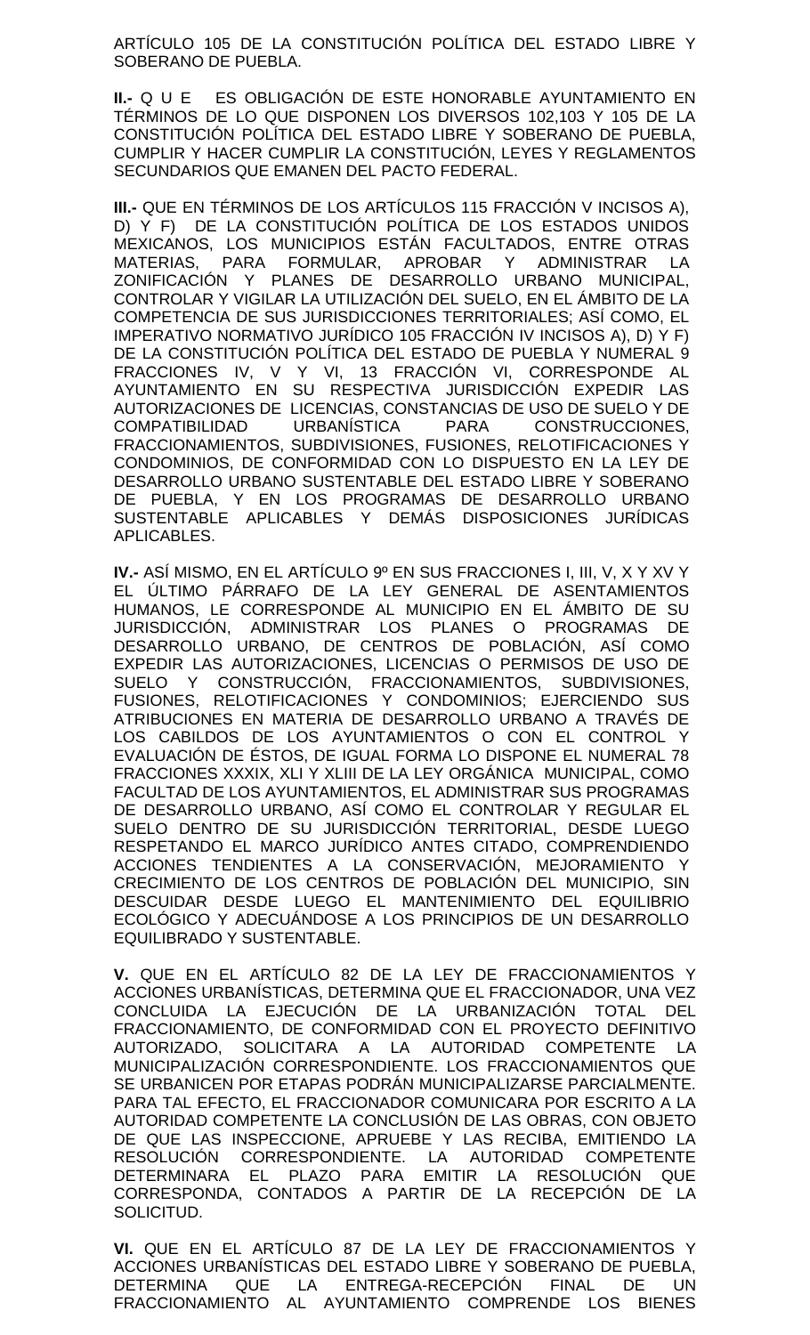ARTÍCULO 105 DE LA CONSTITUCIÓN POLÍTICA DEL ESTADO LIBRE Y SOBERANO DE PUEBLA.

**II.-** Q U E  ES OBLIGACIÓN DE ESTE HONORABLE AYUNTAMIENTO EN TÉRMINOS DE LO QUE DISPONEN LOS DIVERSOS 102,103 Y 105 DE LA CONSTITUCIÓN POLÍTICA DEL ESTADO LIBRE Y SOBERANO DE PUEBLA, CUMPLIR Y HACER CUMPLIR LA CONSTITUCIÓN, LEYES Y REGLAMENTOS SECUNDARIOS QUE EMANEN DEL PACTO FEDERAL.

**III.-** QUE EN TÉRMINOS DE LOS ARTÍCULOS 115 FRACCIÓN V INCISOS A), D) Y F) DE LA CONSTITUCIÓN POLÍTICA DE LOS ESTADOS UNIDOS MEXICANOS, LOS MUNICIPIOS ESTÁN FACULTADOS, ENTRE OTRAS MATERIAS, PARA FORMULAR, APROBAR Y ADMINISTRAR LA ZONIFICACIÓN Y PLANES DE DESARROLLO URBANO MUNICIPAL, CONTROLAR Y VIGILAR LA UTILIZACIÓN DEL SUELO, EN EL ÁMBITO DE LA COMPETENCIA DE SUS JURISDICCIONES TERRITORIALES; ASÍ COMO, EL IMPERATIVO NORMATIVO JURÍDICO 105 FRACCIÓN IV INCISOS A), D) Y F) DE LA CONSTITUCIÓN POLÍTICA DEL ESTADO DE PUEBLA Y NUMERAL 9 FRACCIONES IV, V Y VI, 13 FRACCIÓN VI, CORRESPONDE AL AYUNTAMIENTO EN SU RESPECTIVA JURISDICCIÓN EXPEDIR LAS AUTORIZACIONES DE LICENCIAS, CONSTANCIAS DE USO DE SUELO Y DE COMPATIBILIDAD URBANÍSTICA PARA CONSTRUCCIONES, FRACCIONAMIENTOS, SUBDIVISIONES, FUSIONES, RELOTIFICACIONES Y CONDOMINIOS, DE CONFORMIDAD CON LO DISPUESTO EN LA LEY DE DESARROLLO URBANO SUSTENTABLE DEL ESTADO LIBRE Y SOBERANO DE PUEBLA, Y EN LOS PROGRAMAS DE DESARROLLO URBANO SUSTENTABLE APLICABLES Y DEMÁS DISPOSICIONES JURÍDICAS APLICABLES.

**IV.-** ASÍ MISMO, EN EL ARTÍCULO 9º EN SUS FRACCIONES I, III, V, X Y XV Y EL ÚLTIMO PÁRRAFO DE LA LEY GENERAL DE ASENTAMIENTOS HUMANOS, LE CORRESPONDE AL MUNICIPIO EN EL ÁMBITO DE SU JURISDICCIÓN, ADMINISTRAR LOS PLANES O PROGRAMAS DE DESARROLLO URBANO, DE CENTROS DE POBLACIÓN, ASÍ COMO EXPEDIR LAS AUTORIZACIONES, LICENCIAS O PERMISOS DE USO DE SUELO Y CONSTRUCCIÓN, FRACCIONAMIENTOS, SUBDIVISIONES, FUSIONES, RELOTIFICACIONES Y CONDOMINIOS; EJERCIENDO SUS ATRIBUCIONES EN MATERIA DE DESARROLLO URBANO A TRAVÉS DE LOS CABILDOS DE LOS AYUNTAMIENTOS O CON EL CONTROL Y EVALUACIÓN DE ÉSTOS, DE IGUAL FORMA LO DISPONE EL NUMERAL 78 FRACCIONES XXXIX, XLI Y XLIII DE LA LEY ORGÁNICA MUNICIPAL, COMO FACULTAD DE LOS AYUNTAMIENTOS, EL ADMINISTRAR SUS PROGRAMAS DE DESARROLLO URBANO, ASÍ COMO EL CONTROLAR Y REGULAR EL SUELO DENTRO DE SU JURISDICCIÓN TERRITORIAL, DESDE LUEGO RESPETANDO EL MARCO JURÍDICO ANTES CITADO, COMPRENDIENDO ACCIONES TENDIENTES A LA CONSERVACIÓN, MEJORAMIENTO Y CRECIMIENTO DE LOS CENTROS DE POBLACIÓN DEL MUNICIPIO, SIN DESCUIDAR DESDE LUEGO EL MANTENIMIENTO DEL EQUILIBRIO ECOLÓGICO Y ADECUÁNDOSE A LOS PRINCIPIOS DE UN DESARROLLO EQUILIBRADO Y SUSTENTABLE.

**V.** QUE EN EL ARTÍCULO 82 DE LA LEY DE FRACCIONAMIENTOS Y ACCIONES URBANÍSTICAS, DETERMINA QUE EL FRACCIONADOR, UNA VEZ CONCLUIDA LA EJECUCIÓN DE LA URBANIZACIÓN TOTAL DEL FRACCIONAMIENTO, DE CONFORMIDAD CON EL PROYECTO DEFINITIVO AUTORIZADO, SOLICITARA A LA AUTORIDAD COMPETENTE LA MUNICIPALIZACIÓN CORRESPONDIENTE. LOS FRACCIONAMIENTOS QUE SE URBANICEN POR ETAPAS PODRÁN MUNICIPALIZARSE PARCIALMENTE. PARA TAL EFECTO, EL FRACCIONADOR COMUNICARA POR ESCRITO A LA AUTORIDAD COMPETENTE LA CONCLUSIÓN DE LAS OBRAS, CON OBJETO DE QUE LAS INSPECCIONE, APRUEBE Y LAS RECIBA, EMITIENDO LA RESOLUCIÓN CORRESPONDIENTE. LA AUTORIDAD COMPETENTE DETERMINARA EL PLAZO PARA EMITIR LA RESOLUCIÓN QUE CORRESPONDA, CONTADOS A PARTIR DE LA RECEPCIÓN DE LA SOLICITUD.

**VI.** QUE EN EL ARTÍCULO 87 DE LA LEY DE FRACCIONAMIENTOS Y ACCIONES URBANÍSTICAS DEL ESTADO LIBRE Y SOBERANO DE PUEBLA, DETERMINA QUE LA ENTREGA-RECEPCIÓN FINAL DE UN FRACCIONAMIENTO AL AYUNTAMIENTO COMPRENDE LOS BIENES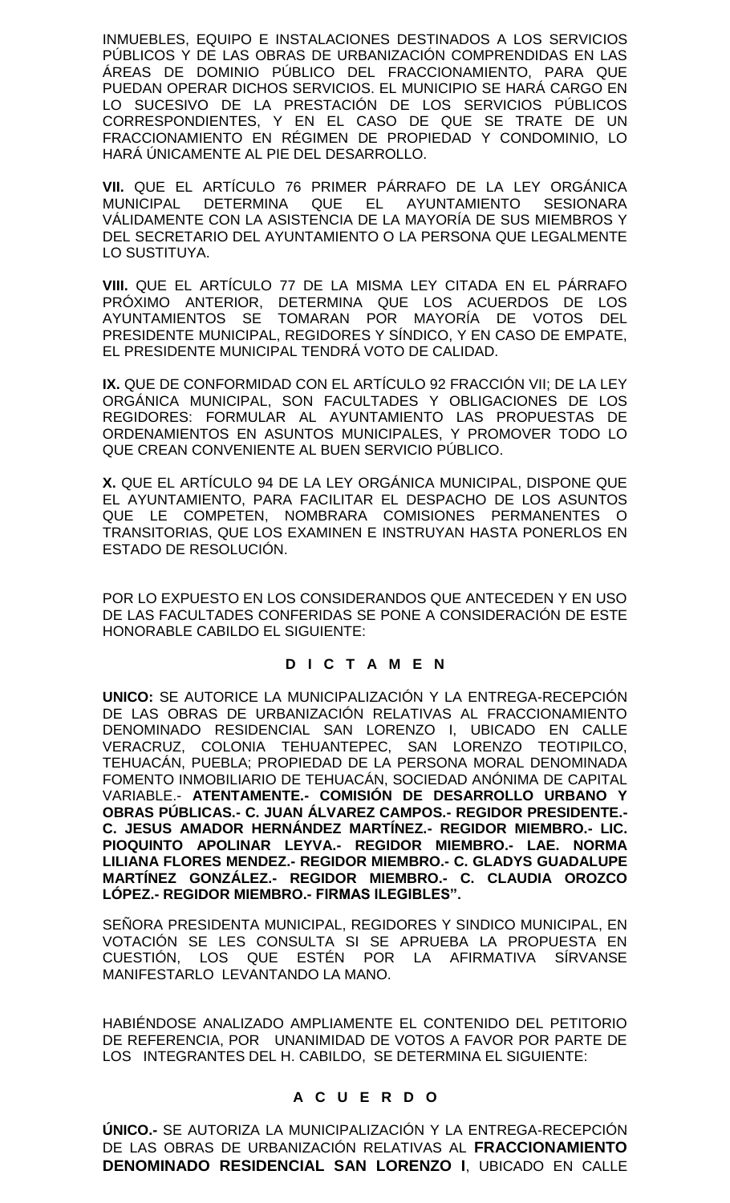INMUEBLES, EQUIPO E INSTALACIONES DESTINADOS A LOS SERVICIOS PÚBLICOS Y DE LAS OBRAS DE URBANIZACIÓN COMPRENDIDAS EN LAS ÁREAS DE DOMINIO PÚBLICO DEL FRACCIONAMIENTO, PARA QUE PUEDAN OPERAR DICHOS SERVICIOS. EL MUNICIPIO SE HARÁ CARGO EN LO SUCESIVO DE LA PRESTACIÓN DE LOS SERVICIOS PÚBLICOS CORRESPONDIENTES, Y EN EL CASO DE QUE SE TRATE DE UN FRACCIONAMIENTO EN RÉGIMEN DE PROPIEDAD Y CONDOMINIO, LO HARÁ ÚNICAMENTE AL PIE DEL DESARROLLO.

**VII.** QUE EL ARTÍCULO 76 PRIMER PÁRRAFO DE LA LEY ORGÁNICA MUNICIPAL DETERMINA QUE EL AYUNTAMIENTO SESIONARA VÁLIDAMENTE CON LA ASISTENCIA DE LA MAYORÍA DE SUS MIEMBROS Y DEL SECRETARIO DEL AYUNTAMIENTO O LA PERSONA QUE LEGALMENTE LO SUSTITUYA.

**VIII.** QUE EL ARTÍCULO 77 DE LA MISMA LEY CITADA EN EL PÁRRAFO PRÓXIMO ANTERIOR, DETERMINA QUE LOS ACUERDOS DE LOS AYUNTAMIENTOS SE TOMARAN POR MAYORÍA DE VOTOS DEL PRESIDENTE MUNICIPAL, REGIDORES Y SÍNDICO, Y EN CASO DE EMPATE, EL PRESIDENTE MUNICIPAL TENDRÁ VOTO DE CALIDAD.

**IX.** QUE DE CONFORMIDAD CON EL ARTÍCULO 92 FRACCIÓN VII; DE LA LEY ORGÁNICA MUNICIPAL, SON FACULTADES Y OBLIGACIONES DE LOS REGIDORES: FORMULAR AL AYUNTAMIENTO LAS PROPUESTAS DE ORDENAMIENTOS EN ASUNTOS MUNICIPALES, Y PROMOVER TODO LO QUE CREAN CONVENIENTE AL BUEN SERVICIO PÚBLICO.

**X.** QUE EL ARTÍCULO 94 DE LA LEY ORGÁNICA MUNICIPAL, DISPONE QUE EL AYUNTAMIENTO, PARA FACILITAR EL DESPACHO DE LOS ASUNTOS QUE LE COMPETEN, NOMBRARA COMISIONES PERMANENTES O TRANSITORIAS, QUE LOS EXAMINEN E INSTRUYAN HASTA PONERLOS EN ESTADO DE RESOLUCIÓN.

POR LO EXPUESTO EN LOS CONSIDERANDOS QUE ANTECEDEN Y EN USO DE LAS FACULTADES CONFERIDAS SE PONE A CONSIDERACIÓN DE ESTE HONORABLE CABILDO EL SIGUIENTE:

**D I C T A M E N**

**UNICO:** SE AUTORICE LA MUNICIPALIZACIÓN Y LA ENTREGA-RECEPCIÓN DE LAS OBRAS DE URBANIZACIÓN RELATIVAS AL FRACCIONAMIENTO DENOMINADO RESIDENCIAL SAN LORENZO I, UBICADO EN CALLE VERACRUZ, COLONIA TEHUANTEPEC, SAN LORENZO TEOTIPILCO, TEHUACÁN, PUEBLA; PROPIEDAD DE LA PERSONA MORAL DENOMINADA FOMENTO INMOBILIARIO DE TEHUACÁN, SOCIEDAD ANÓNIMA DE CAPITAL VARIABLE.- **ATENTAMENTE.- COMISIÓN DE DESARROLLO URBANO Y OBRAS PÚBLICAS.- C. JUAN ÁLVAREZ CAMPOS.- REGIDOR PRESIDENTE.- C. JESUS AMADOR HERNÁNDEZ MARTÍNEZ.- REGIDOR MIEMBRO.- LIC. PIOQUINTO APOLINAR LEYVA.- REGIDOR MIEMBRO.- LAE. NORMA LILIANA FLORES MENDEZ.- REGIDOR MIEMBRO.- C. GLADYS GUADALUPE MARTÍNEZ GONZÁLEZ.- REGIDOR MIEMBRO.- C. CLAUDIA OROZCO LÓPEZ.- REGIDOR MIEMBRO.- FIRMAS ILEGIBLES".**

SEÑORA PRESIDENTA MUNICIPAL, REGIDORES Y SINDICO MUNICIPAL, EN VOTACIÓN SE LES CONSULTA SI SE APRUEBA LA PROPUESTA EN CUESTIÓN, LOS QUE ESTÉN POR LA AFIRMATIVA SÍRVANSE MANIFESTARLO LEVANTANDO LA MANO.

HABIÉNDOSE ANALIZADO AMPLIAMENTE EL CONTENIDO DEL PETITORIO DE REFERENCIA, POR UNANIMIDAD DE VOTOS A FAVOR POR PARTE DE LOS INTEGRANTES DEL H. CABILDO, SE DETERMINA EL SIGUIENTE:

**A C U E R D O**

**ÚNICO.-** SE AUTORIZA LA MUNICIPALIZACIÓN Y LA ENTREGA-RECEPCIÓN DE LAS OBRAS DE URBANIZACIÓN RELATIVAS AL **FRACCIONAMIENTO DENOMINADO RESIDENCIAL SAN LORENZO I**, UBICADO EN CALLE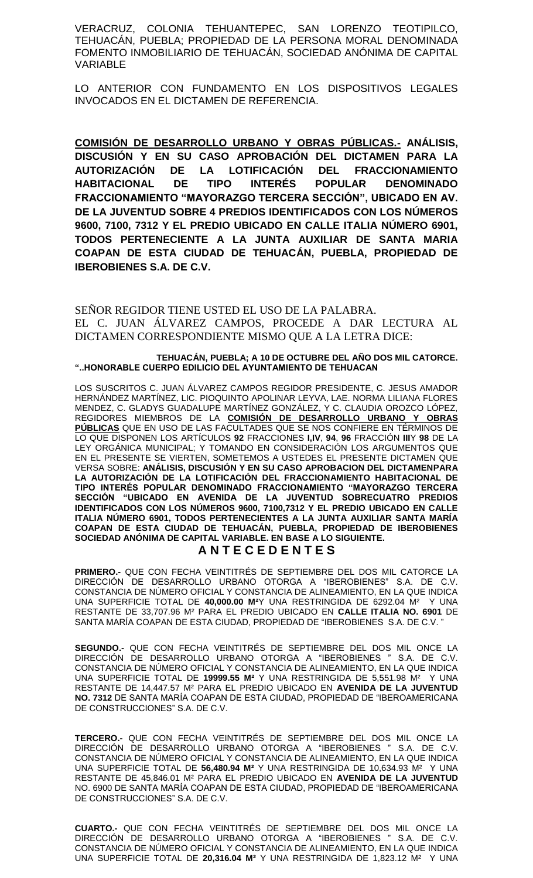VERACRUZ, COLONIA TEHUANTEPEC, SAN LORENZO TEOTIPILCO, TEHUACÁN, PUEBLA; PROPIEDAD DE LA PERSONA MORAL DENOMINADA FOMENTO INMOBILIARIO DE TEHUACÁN, SOCIEDAD ANÓNIMA DE CAPITAL VARIABLE

LO ANTERIOR CON FUNDAMENTO EN LOS DISPOSITIVOS LEGALES INVOCADOS EN EL DICTAMEN DE REFERENCIA.

**COMISIÓN DE DESARROLLO URBANO Y OBRAS PÚBLICAS.- ANÁLISIS, DISCUSIÓN Y EN SU CASO APROBACIÓN DEL DICTAMEN PARA LA AUTORIZACIÓN DE LA LOTIFICACIÓN DEL FRACCIONAMIENTO HABITACIONAL DE TIPO INTERÉS POPULAR DENOMINADO FRACCIONAMIENTO "MAYORAZGO TERCERA SECCIÓN", UBICADO EN AV. DE LA JUVENTUD SOBRE 4 PREDIOS IDENTIFICADOS CON LOS NÚMEROS 9600, 7100, 7312 Y EL PREDIO UBICADO EN CALLE ITALIA NÚMERO 6901, TODOS PERTENECIENTE A LA JUNTA AUXILIAR DE SANTA MARIA COAPAN DE ESTA CIUDAD DE TEHUACÁN, PUEBLA, PROPIEDAD DE IBEROBIENES S.A. DE C.V.**

SEÑOR REGIDOR TIENE USTED EL USO DE LA PALABRA.
EL C. JUAN ÁLVAREZ CAMPOS, PROCEDE A DAR LECTURA AL DICTAMEN CORRESPONDIENTE MISMO QUE A LA LETRA DICE:

**TEHUACÁN, PUEBLA; A 10 DE OCTUBRE DEL AÑO DOS MIL CATORCE.**
**"..HONORABLE CUERPO EDILICIO DEL AYUNTAMIENTO DE TEHUACAN**

LOS SUSCRITOS C. JUAN ÁLVAREZ CAMPOS REGIDOR PRESIDENTE, C. JESUS AMADOR HERNÁNDEZ MARTÍNEZ, LIC. PIOQUINTO APOLINAR LEYVA, LAE. NORMA LILIANA FLORES MENDEZ, C. GLADYS GUADALUPE MARTÍNEZ GONZÁLEZ, Y C. CLAUDIA OROZCO LÓPEZ, REGIDORES MIEMBROS DE LA **COMISIÓN DE DESARROLLO URBANO Y OBRAS PÚBLICAS** QUE EN USO DE LAS FACULTADES QUE SE NOS CONFIERE EN TÉRMINOS DE LO QUE DISPONEN LOS ARTÍCULOS **92** FRACCIONES **I,IV**, **94**, **96** FRACCIÓN **III**Y **98** DE LA LEY ORGÁNICA MUNICIPAL; Y TOMANDO EN CONSIDERACIÓN LOS ARGUMENTOS QUE EN EL PRESENTE SE VIERTEN, SOMETEMOS A USTEDES EL PRESENTE DICTAMEN QUE VERSA SOBRE: **ANÁLISIS, DISCUSIÓN Y EN SU CASO APROBACION DEL DICTAMENPARA LA AUTORIZACIÓN DE LA LOTIFICACIÓN DEL FRACCIONAMIENTO HABITACIONAL DE TIPO INTERÉS POPULAR DENOMINADO FRACCIONAMIENTO "MAYORAZGO TERCERA SECCIÓN "UBICADO EN AVENIDA DE LA JUVENTUD SOBRECUATRO PREDIOS IDENTIFICADOS CON LOS NÚMEROS 9600, 7100,7312 Y EL PREDIO UBICADO EN CALLE ITALIA NÚMERO 6901, TODOS PERTENECIENTES A LA JUNTA AUXILIAR SANTA MARÍA COAPAN DE ESTA CIUDAD DE TEHUACÁN, PUEBLA, PROPIEDAD DE IBEROBIENES SOCIEDAD ANÓNIMA DE CAPITAL VARIABLE. EN BASE A LO SIGUIENTE.**

## A N T E C E D E N T E S

**PRIMERO.-** QUE CON FECHA VEINTITRÉS DE SEPTIEMBRE DEL DOS MIL CATORCE LA DIRECCIÓN DE DESARROLLO URBANO OTORGA A "IBEROBIENES" S.A. DE C.V. CONSTANCIA DE NÚMERO OFICIAL Y CONSTANCIA DE ALINEAMIENTO, EN LA QUE INDICA UNA SUPERFICIE TOTAL DE **40,000.00 M²**Y UNA RESTRINGIDA DE 6292.04 M² Y UNA RESTANTE DE 33,707.96 M² PARA EL PREDIO UBICADO EN **CALLE ITALIA NO. 6901** DE SANTA MARÍA COAPAN DE ESTA CIUDAD, PROPIEDAD DE "IBEROBIENES S.A. DE C.V. "

**SEGUNDO.-** QUE CON FECHA VEINTITRÉS DE SEPTIEMBRE DEL DOS MIL ONCE LA DIRECCIÓN DE DESARROLLO URBANO OTORGA A "IBEROBIENES " S.A. DE C.V. CONSTANCIA DE NÚMERO OFICIAL Y CONSTANCIA DE ALINEAMIENTO, EN LA QUE INDICA UNA SUPERFICIE TOTAL DE **19999.55 M²** Y UNA RESTRINGIDA DE 5,551.98 M² Y UNA RESTANTE DE 14,447.57 M² PARA EL PREDIO UBICADO EN **AVENIDA DE LA JUVENTUD NO. 7312** DE SANTA MARÍA COAPAN DE ESTA CIUDAD, PROPIEDAD DE "IBEROAMERICANA DE CONSTRUCCIONES" S.A. DE C.V.

**TERCERO.-** QUE CON FECHA VEINTITRÉS DE SEPTIEMBRE DEL DOS MIL ONCE LA DIRECCIÓN DE DESARROLLO URBANO OTORGA A "IBEROBIENES " S.A. DE C.V. CONSTANCIA DE NÚMERO OFICIAL Y CONSTANCIA DE ALINEAMIENTO, EN LA QUE INDICA UNA SUPERFICIE TOTAL DE **56,480.94 M²** Y UNA RESTRINGIDA DE 10,634.93 M² Y UNA RESTANTE DE 45,846.01 M² PARA EL PREDIO UBICADO EN **AVENIDA DE LA JUVENTUD** NO. 6900 DE SANTA MARÍA COAPAN DE ESTA CIUDAD, PROPIEDAD DE "IBEROAMERICANA DE CONSTRUCCIONES" S.A. DE C.V.

**CUARTO.-** QUE CON FECHA VEINTITRÉS DE SEPTIEMBRE DEL DOS MIL ONCE LA DIRECCIÓN DE DESARROLLO URBANO OTORGA A "IBEROBIENES " S.A. DE C.V. CONSTANCIA DE NÚMERO OFICIAL Y CONSTANCIA DE ALINEAMIENTO, EN LA QUE INDICA UNA SUPERFICIE TOTAL DE **20,316.04 M²** Y UNA RESTRINGIDA DE 1,823.12 M² Y UNA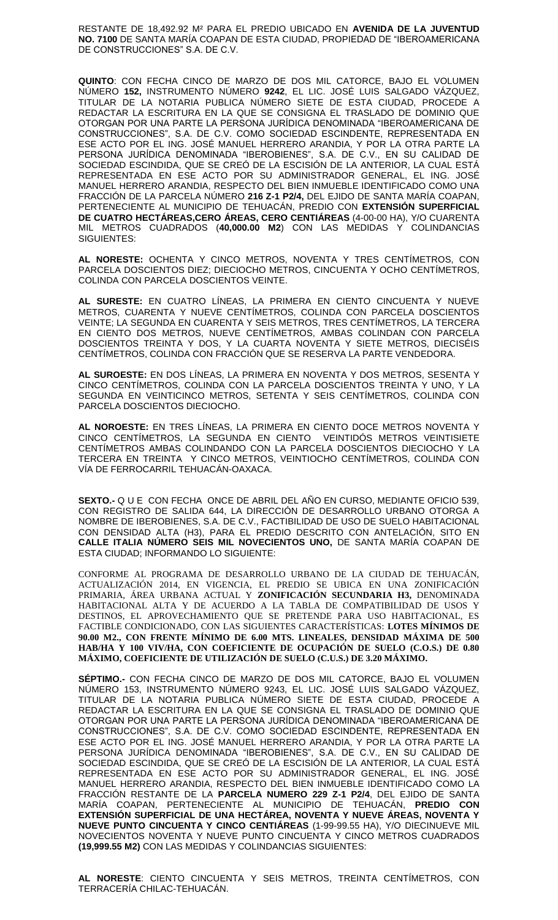RESTANTE DE 18,492.92 M² PARA EL PREDIO UBICADO EN **AVENIDA DE LA JUVENTUD NO. 7100** DE SANTA MARÍA COAPAN DE ESTA CIUDAD, PROPIEDAD DE "IBEROAMERICANA DE CONSTRUCCIONES" S.A. DE C.V.

**QUINTO**: CON FECHA CINCO DE MARZO DE DOS MIL CATORCE, BAJO EL VOLUMEN NÚMERO **152,** INSTRUMENTO NÚMERO **9242**, EL LIC. JOSÉ LUIS SALGADO VÁZQUEZ, TITULAR DE LA NOTARIA PUBLICA NÚMERO SIETE DE ESTA CIUDAD, PROCEDE A REDACTAR LA ESCRITURA EN LA QUE SE CONSIGNA EL TRASLADO DE DOMINIO QUE OTORGAN POR UNA PARTE LA PERSONA JURÍDICA DENOMINADA "IBEROAMERICANA DE CONSTRUCCIONES", S.A. DE C.V. COMO SOCIEDAD ESCINDENTE, REPRESENTADA EN ESE ACTO POR EL ING. JOSÉ MANUEL HERRERO ARANDIA, Y POR LA OTRA PARTE LA PERSONA JURÍDICA DENOMINADA "IBEROBIENES", S.A. DE C.V., EN SU CALIDAD DE SOCIEDAD ESCINDIDA, QUE SE CREÓ DE LA ESCISIÓN DE LA ANTERIOR, LA CUAL ESTÁ REPRESENTADA EN ESE ACTO POR SU ADMINISTRADOR GENERAL, EL ING. JOSÉ MANUEL HERRERO ARANDIA, RESPECTO DEL BIEN INMUEBLE IDENTIFICADO COMO UNA FRACCIÓN DE LA PARCELA NÚMERO **216 Z-1 P2/4,** DEL EJIDO DE SANTA MARÍA COAPAN, PERTENECIENTE AL MUNICIPIO DE TEHUACÁN, PREDIO CON **EXTENSIÓN SUPERFICIAL DE CUATRO HECTÁREAS,CERO ÁREAS, CERO CENTIÁREAS** (4-00-00 HA), Y/O CUARENTA MIL METROS CUADRADOS (**40,000.00 M2**) CON LAS MEDIDAS Y COLINDANCIAS SIGUIENTES:

**AL NORESTE:** OCHENTA Y CINCO METROS, NOVENTA Y TRES CENTÍMETROS, CON PARCELA DOSCIENTOS DIEZ; DIECIOCHO METROS, CINCUENTA Y OCHO CENTÍMETROS, COLINDA CON PARCELA DOSCIENTOS VEINTE.

**AL SURESTE:** EN CUATRO LÍNEAS, LA PRIMERA EN CIENTO CINCUENTA Y NUEVE METROS, CUARENTA Y NUEVE CENTÍMETROS, COLINDA CON PARCELA DOSCIENTOS VEINTE; LA SEGUNDA EN CUARENTA Y SEIS METROS, TRES CENTÍMETROS, LA TERCERA EN CIENTO DOS METROS, NUEVE CENTÍMETROS, AMBAS COLINDAN CON PARCELA DOSCIENTOS TREINTA Y DOS, Y LA CUARTA NOVENTA Y SIETE METROS, DIECISÉIS CENTÍMETROS, COLINDA CON FRACCIÓN QUE SE RESERVA LA PARTE VENDEDORA.

**AL SUROESTE:** EN DOS LÍNEAS, LA PRIMERA EN NOVENTA Y DOS METROS, SESENTA Y CINCO CENTÍMETROS, COLINDA CON LA PARCELA DOSCIENTOS TREINTA Y UNO, Y LA SEGUNDA EN VEINTICINCO METROS, SETENTA Y SEIS CENTÍMETROS, COLINDA CON PARCELA DOSCIENTOS DIECIOCHO.

**AL NOROESTE:** EN TRES LÍNEAS, LA PRIMERA EN CIENTO DOCE METROS NOVENTA Y CINCO CENTÍMETROS, LA SEGUNDA EN CIENTO VEINTIDÓS METROS VEINTISIETE CENTÍMETROS AMBAS COLINDANDO CON LA PARCELA DOSCIENTOS DIECIOCHO Y LA TERCERA EN TREINTA Y CINCO METROS, VEINTIOCHO CENTÍMETROS, COLINDA CON VÍA DE FERROCARRIL TEHUACÁN-OAXACA.

**SEXTO.-** Q U E CON FECHA ONCE DE ABRIL DEL AÑO EN CURSO, MEDIANTE OFICIO 539, CON REGISTRO DE SALIDA 644, LA DIRECCIÓN DE DESARROLLO URBANO OTORGA A NOMBRE DE IBEROBIENES, S.A. DE C.V., FACTIBILIDAD DE USO DE SUELO HABITACIONAL CON DENSIDAD ALTA (H3), PARA EL PREDIO DESCRITO CON ANTELACIÓN, SITO EN **CALLE ITALIA NÚMERO SEIS MIL NOVECIENTOS UNO,** DE SANTA MARÍA COAPAN DE ESTA CIUDAD; INFORMANDO LO SIGUIENTE:

CONFORME AL PROGRAMA DE DESARROLLO URBANO DE LA CIUDAD DE TEHUACÁN, ACTUALIZACIÓN 2014, EN VIGENCIA, EL PREDIO SE UBICA EN UNA ZONIFICACIÓN PRIMARIA, ÁREA URBANA ACTUAL Y **ZONIFICACIÓN SECUNDARIA H3,** DENOMINADA HABITACIONAL ALTA Y DE ACUERDO A LA TABLA DE COMPATIBILIDAD DE USOS Y DESTINOS, EL APROVECHAMIENTO QUE SE PRETENDE PARA USO HABITACIONAL, ES FACTIBLE CONDICIONADO, CON LAS SIGUIENTES CARACTERÍSTICAS: **LOTES MÍNIMOS DE 90.00 M2., CON FRENTE MÍNIMO DE 6.00 MTS. LINEALES, DENSIDAD MÁXIMA DE 500 HAB/HA Y 100 VIV/HA, CON COEFICIENTE DE OCUPACIÓN DE SUELO (C.O.S.) DE 0.80 MÁXIMO, COEFICIENTE DE UTILIZACIÓN DE SUELO (C.U.S.) DE 3.20 MÁXIMO.**

**SÉPTIMO.-** CON FECHA CINCO DE MARZO DE DOS MIL CATORCE, BAJO EL VOLUMEN NÚMERO 153, INSTRUMENTO NÚMERO 9243, EL LIC. JOSÉ LUIS SALGADO VÁZQUEZ, TITULAR DE LA NOTARIA PUBLICA NÚMERO SIETE DE ESTA CIUDAD, PROCEDE A REDACTAR LA ESCRITURA EN LA QUE SE CONSIGNA EL TRASLADO DE DOMINIO QUE OTORGAN POR UNA PARTE LA PERSONA JURÍDICA DENOMINADA "IBEROAMERICANA DE CONSTRUCCIONES", S.A. DE C.V. COMO SOCIEDAD ESCINDENTE, REPRESENTADA EN ESE ACTO POR EL ING. JOSÉ MANUEL HERRERO ARANDIA, Y POR LA OTRA PARTE LA PERSONA JURÍDICA DENOMINADA "IBEROBIENES", S.A. DE C.V., EN SU CALIDAD DE SOCIEDAD ESCINDIDA, QUE SE CREÓ DE LA ESCISIÓN DE LA ANTERIOR, LA CUAL ESTÁ REPRESENTADA EN ESE ACTO POR SU ADMINISTRADOR GENERAL, EL ING. JOSÉ MANUEL HERRERO ARANDIA, RESPECTO DEL BIEN INMUEBLE IDENTIFICADO COMO LA FRACCIÓN RESTANTE DE LA **PARCELA NUMERO 229 Z-1 P2/4**, DEL EJIDO DE SANTA MARÍA COAPAN, PERTENECIENTE AL MUNICIPIO DE TEHUACÁN, **PREDIO CON EXTENSIÓN SUPERFICIAL DE UNA HECTÁREA, NOVENTA Y NUEVE ÁREAS, NOVENTA Y NUEVE PUNTO CINCUENTA Y CINCO CENTIÁREAS** (1-99-99.55 HA), Y/O DIECINUEVE MIL NOVECIENTOS NOVENTA Y NUEVE PUNTO CINCUENTA Y CINCO METROS CUADRADOS **(19,999.55 M2)** CON LAS MEDIDAS Y COLINDANCIAS SIGUIENTES:

**AL NORESTE**: CIENTO CINCUENTA Y SEIS METROS, TREINTA CENTÍMETROS, CON TERRACERÍA CHILAC-TEHUACÁN.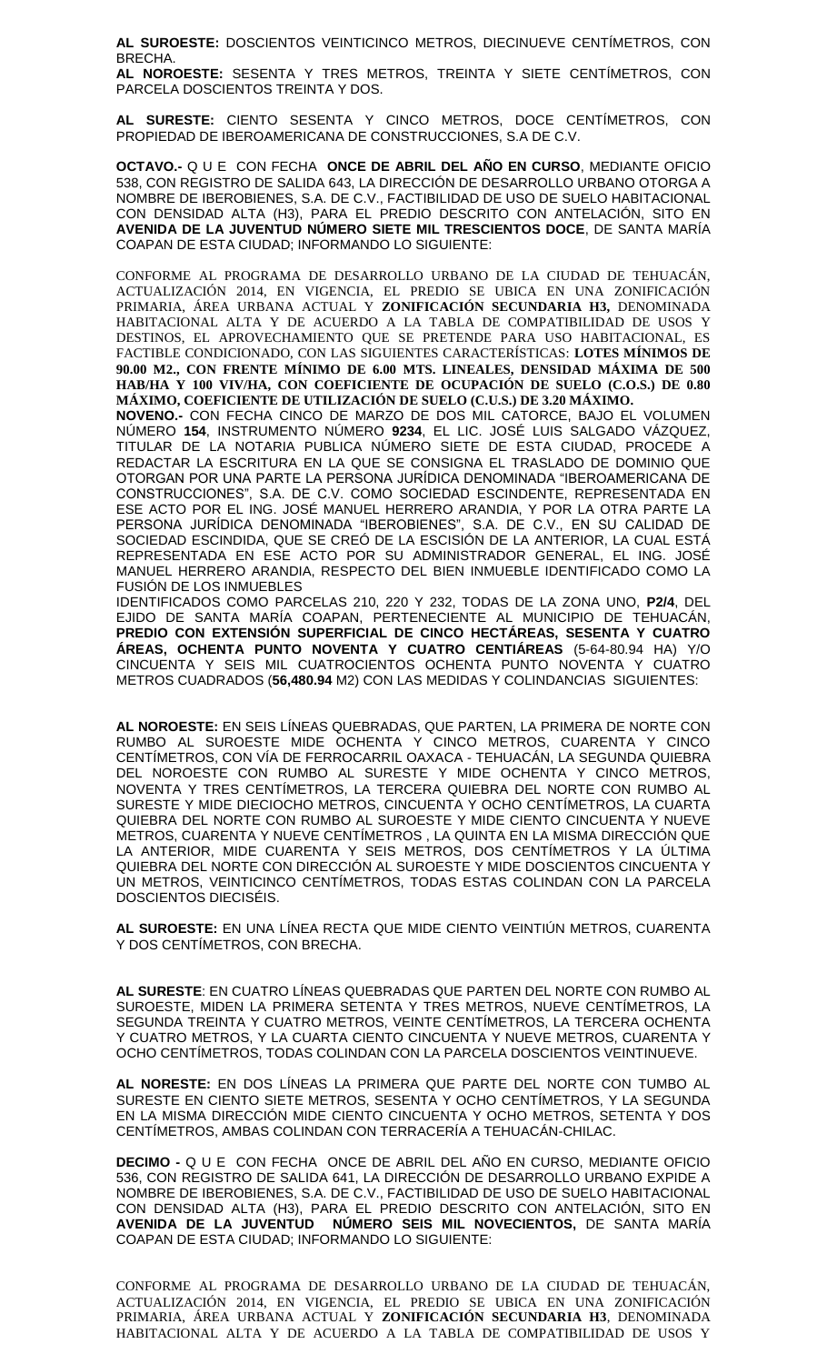**AL SUROESTE:** DOSCIENTOS VEINTICINCO METROS, DIECINUEVE CENTÍMETROS, CON BRECHA.

**AL NOROESTE:** SESENTA Y TRES METROS, TREINTA Y SIETE CENTÍMETROS, CON PARCELA DOSCIENTOS TREINTA Y DOS.

**AL SURESTE:** CIENTO SESENTA Y CINCO METROS, DOCE CENTÍMETROS, CON PROPIEDAD DE IBEROAMERICANA DE CONSTRUCCIONES, S.A DE C.V.

**OCTAVO.-** Q U E CON FECHA **ONCE DE ABRIL DEL AÑO EN CURSO**, MEDIANTE OFICIO 538, CON REGISTRO DE SALIDA 643, LA DIRECCIÓN DE DESARROLLO URBANO OTORGA A NOMBRE DE IBEROBIENES, S.A. DE C.V., FACTIBILIDAD DE USO DE SUELO HABITACIONAL CON DENSIDAD ALTA (H3), PARA EL PREDIO DESCRITO CON ANTELACIÓN, SITO EN **AVENIDA DE LA JUVENTUD NÚMERO SIETE MIL TRESCIENTOS DOCE**, DE SANTA MARÍA COAPAN DE ESTA CIUDAD; INFORMANDO LO SIGUIENTE:

CONFORME AL PROGRAMA DE DESARROLLO URBANO DE LA CIUDAD DE TEHUACÁN, ACTUALIZACIÓN 2014, EN VIGENCIA, EL PREDIO SE UBICA EN UNA ZONIFICACIÓN PRIMARIA, ÁREA URBANA ACTUAL Y **ZONIFICACIÓN SECUNDARIA H3,** DENOMINADA HABITACIONAL ALTA Y DE ACUERDO A LA TABLA DE COMPATIBILIDAD DE USOS Y DESTINOS, EL APROVECHAMIENTO QUE SE PRETENDE PARA USO HABITACIONAL, ES FACTIBLE CONDICIONADO, CON LAS SIGUIENTES CARACTERÍSTICAS: **LOTES MÍNIMOS DE 90.00 M2., CON FRENTE MÍNIMO DE 6.00 MTS. LINEALES, DENSIDAD MÁXIMA DE 500 HAB/HA Y 100 VIV/HA, CON COEFICIENTE DE OCUPACIÓN DE SUELO (C.O.S.) DE 0.80 MÁXIMO, COEFICIENTE DE UTILIZACIÓN DE SUELO (C.U.S.) DE 3.20 MÁXIMO.**

**NOVENO.-** CON FECHA CINCO DE MARZO DE DOS MIL CATORCE, BAJO EL VOLUMEN NÚMERO **154**, INSTRUMENTO NÚMERO **9234**, EL LIC. JOSÉ LUIS SALGADO VÁZQUEZ, TITULAR DE LA NOTARIA PUBLICA NÚMERO SIETE DE ESTA CIUDAD, PROCEDE A REDACTAR LA ESCRITURA EN LA QUE SE CONSIGNA EL TRASLADO DE DOMINIO QUE OTORGAN POR UNA PARTE LA PERSONA JURÍDICA DENOMINADA "IBEROAMERICANA DE CONSTRUCCIONES", S.A. DE C.V. COMO SOCIEDAD ESCINDENTE, REPRESENTADA EN ESE ACTO POR EL ING. JOSÉ MANUEL HERRERO ARANDIA, Y POR LA OTRA PARTE LA PERSONA JURÍDICA DENOMINADA "IBEROBIENES", S.A. DE C.V., EN SU CALIDAD DE SOCIEDAD ESCINDIDA, QUE SE CREÓ DE LA ESCISIÓN DE LA ANTERIOR, LA CUAL ESTÁ REPRESENTADA EN ESE ACTO POR SU ADMINISTRADOR GENERAL, EL ING. JOSÉ MANUEL HERRERO ARANDIA, RESPECTO DEL BIEN INMUEBLE IDENTIFICADO COMO LA FUSIÓN DE LOS INMUEBLES

IDENTIFICADOS COMO PARCELAS 210, 220 Y 232, TODAS DE LA ZONA UNO, **P2/4**, DEL EJIDO DE SANTA MARÍA COAPAN, PERTENECIENTE AL MUNICIPIO DE TEHUACÁN, **PREDIO CON EXTENSIÓN SUPERFICIAL DE CINCO HECTÁREAS, SESENTA Y CUATRO ÁREAS, OCHENTA PUNTO NOVENTA Y CUATRO CENTIÁREAS** (5-64-80.94 HA) Y/O CINCUENTA Y SEIS MIL CUATROCIENTOS OCHENTA PUNTO NOVENTA Y CUATRO METROS CUADRADOS (**56,480.94** M2) CON LAS MEDIDAS Y COLINDANCIAS SIGUIENTES:

**AL NOROESTE:** EN SEIS LÍNEAS QUEBRADAS, QUE PARTEN, LA PRIMERA DE NORTE CON RUMBO AL SUROESTE MIDE OCHENTA Y CINCO METROS, CUARENTA Y CINCO CENTÍMETROS, CON VÍA DE FERROCARRIL OAXACA - TEHUACÁN, LA SEGUNDA QUIEBRA DEL NOROESTE CON RUMBO AL SURESTE Y MIDE OCHENTA Y CINCO METROS, NOVENTA Y TRES CENTÍMETROS, LA TERCERA QUIEBRA DEL NORTE CON RUMBO AL SURESTE Y MIDE DIECIOCHO METROS, CINCUENTA Y OCHO CENTÍMETROS, LA CUARTA QUIEBRA DEL NORTE CON RUMBO AL SUROESTE Y MIDE CIENTO CINCUENTA Y NUEVE METROS, CUARENTA Y NUEVE CENTÍMETROS , LA QUINTA EN LA MISMA DIRECCIÓN QUE LA ANTERIOR, MIDE CUARENTA Y SEIS METROS, DOS CENTÍMETROS Y LA ÚLTIMA QUIEBRA DEL NORTE CON DIRECCIÓN AL SUROESTE Y MIDE DOSCIENTOS CINCUENTA Y UN METROS, VEINTICINCO CENTÍMETROS, TODAS ESTAS COLINDAN CON LA PARCELA DOSCIENTOS DIECISÉIS.

**AL SUROESTE:** EN UNA LÍNEA RECTA QUE MIDE CIENTO VEINTIÚN METROS, CUARENTA Y DOS CENTÍMETROS, CON BRECHA.

**AL SURESTE**: EN CUATRO LÍNEAS QUEBRADAS QUE PARTEN DEL NORTE CON RUMBO AL SUROESTE, MIDEN LA PRIMERA SETENTA Y TRES METROS, NUEVE CENTÍMETROS, LA SEGUNDA TREINTA Y CUATRO METROS, VEINTE CENTÍMETROS, LA TERCERA OCHENTA Y CUATRO METROS, Y LA CUARTA CIENTO CINCUENTA Y NUEVE METROS, CUARENTA Y OCHO CENTÍMETROS, TODAS COLINDAN CON LA PARCELA DOSCIENTOS VEINTINUEVE.

**AL NORESTE:** EN DOS LÍNEAS LA PRIMERA QUE PARTE DEL NORTE CON TUMBO AL SURESTE EN CIENTO SIETE METROS, SESENTA Y OCHO CENTÍMETROS, Y LA SEGUNDA EN LA MISMA DIRECCIÓN MIDE CIENTO CINCUENTA Y OCHO METROS, SETENTA Y DOS CENTÍMETROS, AMBAS COLINDAN CON TERRACERÍA A TEHUACÁN-CHILAC.

**DECIMO -** Q U E CON FECHA ONCE DE ABRIL DEL AÑO EN CURSO, MEDIANTE OFICIO 536, CON REGISTRO DE SALIDA 641, LA DIRECCIÓN DE DESARROLLO URBANO EXPIDE A NOMBRE DE IBEROBIENES, S.A. DE C.V., FACTIBILIDAD DE USO DE SUELO HABITACIONAL CON DENSIDAD ALTA (H3), PARA EL PREDIO DESCRITO CON ANTELACIÓN, SITO EN **AVENIDA DE LA JUVENTUD NÚMERO SEIS MIL NOVECIENTOS,** DE SANTA MARÍA COAPAN DE ESTA CIUDAD; INFORMANDO LO SIGUIENTE:

CONFORME AL PROGRAMA DE DESARROLLO URBANO DE LA CIUDAD DE TEHUACÁN, ACTUALIZACIÓN 2014, EN VIGENCIA, EL PREDIO SE UBICA EN UNA ZONIFICACIÓN PRIMARIA, ÁREA URBANA ACTUAL Y **ZONIFICACIÓN SECUNDARIA H3**, DENOMINADA HABITACIONAL ALTA Y DE ACUERDO A LA TABLA DE COMPATIBILIDAD DE USOS Y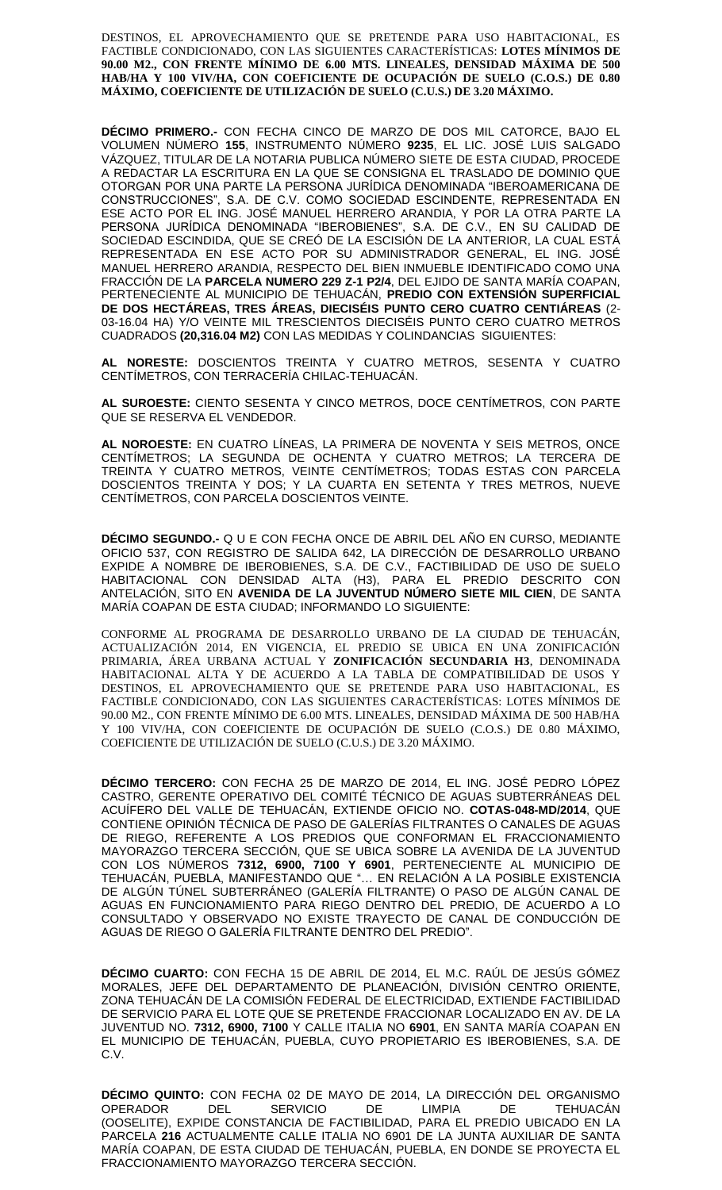DESTINOS, EL APROVECHAMIENTO QUE SE PRETENDE PARA USO HABITACIONAL, ES FACTIBLE CONDICIONADO, CON LAS SIGUIENTES CARACTERÍSTICAS: **LOTES MÍNIMOS DE 90.00 M2., CON FRENTE MÍNIMO DE 6.00 MTS. LINEALES, DENSIDAD MÁXIMA DE 500 HAB/HA Y 100 VIV/HA, CON COEFICIENTE DE OCUPACIÓN DE SUELO (C.O.S.) DE 0.80 MÁXIMO, COEFICIENTE DE UTILIZACIÓN DE SUELO (C.U.S.) DE 3.20 MÁXIMO.**

**DÉCIMO PRIMERO.-** CON FECHA CINCO DE MARZO DE DOS MIL CATORCE, BAJO EL VOLUMEN NÚMERO **155**, INSTRUMENTO NÚMERO **9235**, EL LIC. JOSÉ LUIS SALGADO VÁZQUEZ, TITULAR DE LA NOTARIA PUBLICA NÚMERO SIETE DE ESTA CIUDAD, PROCEDE A REDACTAR LA ESCRITURA EN LA QUE SE CONSIGNA EL TRASLADO DE DOMINIO QUE OTORGAN POR UNA PARTE LA PERSONA JURÍDICA DENOMINADA "IBEROAMERICANA DE CONSTRUCCIONES", S.A. DE C.V. COMO SOCIEDAD ESCINDENTE, REPRESENTADA EN ESE ACTO POR EL ING. JOSÉ MANUEL HERRERO ARANDIA, Y POR LA OTRA PARTE LA PERSONA JURÍDICA DENOMINADA "IBEROBIENES", S.A. DE C.V., EN SU CALIDAD DE SOCIEDAD ESCINDIDA, QUE SE CREÓ DE LA ESCISIÓN DE LA ANTERIOR, LA CUAL ESTÁ REPRESENTADA EN ESE ACTO POR SU ADMINISTRADOR GENERAL, EL ING. JOSÉ MANUEL HERRERO ARANDIA, RESPECTO DEL BIEN INMUEBLE IDENTIFICADO COMO UNA FRACCIÓN DE LA **PARCELA NUMERO 229 Z-1 P2/4**, DEL EJIDO DE SANTA MARÍA COAPAN, PERTENECIENTE AL MUNICIPIO DE TEHUACÁN, **PREDIO CON EXTENSIÓN SUPERFICIAL DE DOS HECTÁREAS, TRES ÁREAS, DIECISÉIS PUNTO CERO CUATRO CENTIÁREAS** (2-03-16.04 HA) Y/O VEINTE MIL TRESCIENTOS DIECISÉIS PUNTO CERO CUATRO METROS CUADRADOS **(20,316.04 M2)** CON LAS MEDIDAS Y COLINDANCIAS SIGUIENTES:

**AL NORESTE:** DOSCIENTOS TREINTA Y CUATRO METROS, SESENTA Y CUATRO CENTÍMETROS, CON TERRACERÍA CHILAC-TEHUACÁN.

**AL SUROESTE:** CIENTO SESENTA Y CINCO METROS, DOCE CENTÍMETROS, CON PARTE QUE SE RESERVA EL VENDEDOR.

**AL NOROESTE:** EN CUATRO LÍNEAS, LA PRIMERA DE NOVENTA Y SEIS METROS, ONCE CENTÍMETROS; LA SEGUNDA DE OCHENTA Y CUATRO METROS; LA TERCERA DE TREINTA Y CUATRO METROS, VEINTE CENTÍMETROS; TODAS ESTAS CON PARCELA DOSCIENTOS TREINTA Y DOS; Y LA CUARTA EN SETENTA Y TRES METROS, NUEVE CENTÍMETROS, CON PARCELA DOSCIENTOS VEINTE.

**DÉCIMO SEGUNDO.-** Q U E CON FECHA ONCE DE ABRIL DEL AÑO EN CURSO, MEDIANTE OFICIO 537, CON REGISTRO DE SALIDA 642, LA DIRECCIÓN DE DESARROLLO URBANO EXPIDE A NOMBRE DE IBEROBIENES, S.A. DE C.V., FACTIBILIDAD DE USO DE SUELO HABITACIONAL CON DENSIDAD ALTA (H3), PARA EL PREDIO DESCRITO CON ANTELACIÓN, SITO EN **AVENIDA DE LA JUVENTUD NÚMERO SIETE MIL CIEN**, DE SANTA MARÍA COAPAN DE ESTA CIUDAD; INFORMANDO LO SIGUIENTE:

CONFORME AL PROGRAMA DE DESARROLLO URBANO DE LA CIUDAD DE TEHUACÁN, ACTUALIZACIÓN 2014, EN VIGENCIA, EL PREDIO SE UBICA EN UNA ZONIFICACIÓN PRIMARIA, ÁREA URBANA ACTUAL Y **ZONIFICACIÓN SECUNDARIA H3**, DENOMINADA HABITACIONAL ALTA Y DE ACUERDO A LA TABLA DE COMPATIBILIDAD DE USOS Y DESTINOS, EL APROVECHAMIENTO QUE SE PRETENDE PARA USO HABITACIONAL, ES FACTIBLE CONDICIONADO, CON LAS SIGUIENTES CARACTERÍSTICAS: LOTES MÍNIMOS DE 90.00 M2., CON FRENTE MÍNIMO DE 6.00 MTS. LINEALES, DENSIDAD MÁXIMA DE 500 HAB/HA Y 100 VIV/HA, CON COEFICIENTE DE OCUPACIÓN DE SUELO (C.O.S.) DE 0.80 MÁXIMO, COEFICIENTE DE UTILIZACIÓN DE SUELO (C.U.S.) DE 3.20 MÁXIMO.

**DÉCIMO TERCERO:** CON FECHA 25 DE MARZO DE 2014, EL ING. JOSÉ PEDRO LÓPEZ CASTRO, GERENTE OPERATIVO DEL COMITÉ TÉCNICO DE AGUAS SUBTERRÁNEAS DEL ACUÍFERO DEL VALLE DE TEHUACÁN, EXTIENDE OFICIO NO. **COTAS-048-MD/2014**, QUE CONTIENE OPINIÓN TÉCNICA DE PASO DE GALERÍAS FILTRANTES O CANALES DE AGUAS DE RIEGO, REFERENTE A LOS PREDIOS QUE CONFORMAN EL FRACCIONAMIENTO MAYORAZGO TERCERA SECCIÓN, QUE SE UBICA SOBRE LA AVENIDA DE LA JUVENTUD CON LOS NÚMEROS **7312, 6900, 7100 Y 6901**, PERTENECIENTE AL MUNICIPIO DE TEHUACÁN, PUEBLA, MANIFESTANDO QUE "… EN RELACIÓN A LA POSIBLE EXISTENCIA DE ALGÚN TÚNEL SUBTERRÁNEO (GALERÍA FILTRANTE) O PASO DE ALGÚN CANAL DE AGUAS EN FUNCIONAMIENTO PARA RIEGO DENTRO DEL PREDIO, DE ACUERDO A LO CONSULTADO Y OBSERVADO NO EXISTE TRAYECTO DE CANAL DE CONDUCCIÓN DE AGUAS DE RIEGO O GALERÍA FILTRANTE DENTRO DEL PREDIO".

**DÉCIMO CUARTO:** CON FECHA 15 DE ABRIL DE 2014, EL M.C. RAÚL DE JESÚS GÓMEZ MORALES, JEFE DEL DEPARTAMENTO DE PLANEACIÓN, DIVISIÓN CENTRO ORIENTE, ZONA TEHUACÁN DE LA COMISIÓN FEDERAL DE ELECTRICIDAD, EXTIENDE FACTIBILIDAD DE SERVICIO PARA EL LOTE QUE SE PRETENDE FRACCIONAR LOCALIZADO EN AV. DE LA JUVENTUD NO. **7312, 6900, 7100** Y CALLE ITALIA NO **6901**, EN SANTA MARÍA COAPAN EN EL MUNICIPIO DE TEHUACÁN, PUEBLA, CUYO PROPIETARIO ES IBEROBIENES, S.A. DE C.V.

**DÉCIMO QUINTO:** CON FECHA 02 DE MAYO DE 2014, LA DIRECCIÓN DEL ORGANISMO OPERADOR DEL SERVICIO DE LIMPIA DE TEHUACÁN (OOSELITE), EXPIDE CONSTANCIA DE FACTIBILIDAD, PARA EL PREDIO UBICADO EN LA PARCELA **216** ACTUALMENTE CALLE ITALIA NO 6901 DE LA JUNTA AUXILIAR DE SANTA MARÍA COAPAN, DE ESTA CIUDAD DE TEHUACÁN, PUEBLA, EN DONDE SE PROYECTA EL FRACCIONAMIENTO MAYORAZGO TERCERA SECCIÓN.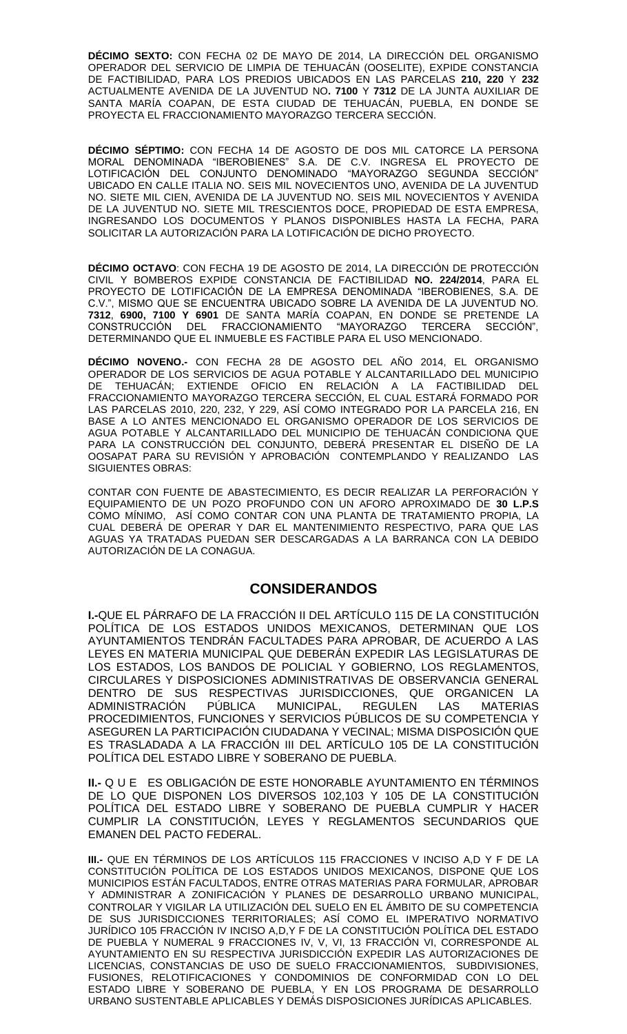**DÉCIMO SEXTO:** CON FECHA 02 DE MAYO DE 2014, LA DIRECCIÓN DEL ORGANISMO OPERADOR DEL SERVICIO DE LIMPIA DE TEHUACÁN (OOSELITE), EXPIDE CONSTANCIA DE FACTIBILIDAD, PARA LOS PREDIOS UBICADOS EN LAS PARCELAS **210, 220** Y **232** ACTUALMENTE AVENIDA DE LA JUVENTUD NO**. 7100** Y **7312** DE LA JUNTA AUXILIAR DE SANTA MARÍA COAPAN, DE ESTA CIUDAD DE TEHUACÁN, PUEBLA, EN DONDE SE PROYECTA EL FRACCIONAMIENTO MAYORAZGO TERCERA SECCIÓN.

**DÉCIMO SÉPTIMO:** CON FECHA 14 DE AGOSTO DE DOS MIL CATORCE LA PERSONA MORAL DENOMINADA "IBEROBIENES" S.A. DE C.V. INGRESA EL PROYECTO DE LOTIFICACIÓN DEL CONJUNTO DENOMINADO "MAYORAZGO SEGUNDA SECCIÓN" UBICADO EN CALLE ITALIA NO. SEIS MIL NOVECIENTOS UNO, AVENIDA DE LA JUVENTUD NO. SIETE MIL CIEN, AVENIDA DE LA JUVENTUD NO. SEIS MIL NOVECIENTOS Y AVENIDA DE LA JUVENTUD NO. SIETE MIL TRESCIENTOS DOCE, PROPIEDAD DE ESTA EMPRESA, INGRESANDO LOS DOCUMENTOS Y PLANOS DISPONIBLES HASTA LA FECHA, PARA SOLICITAR LA AUTORIZACIÓN PARA LA LOTIFICACIÓN DE DICHO PROYECTO.

**DÉCIMO OCTAVO**: CON FECHA 19 DE AGOSTO DE 2014, LA DIRECCIÓN DE PROTECCIÓN CIVIL Y BOMBEROS EXPIDE CONSTANCIA DE FACTIBILIDAD **NO. 224/2014**, PARA EL PROYECTO DE LOTIFICACIÓN DE LA EMPRESA DENOMINADA "IBEROBIENES, S.A. DE C.V.", MISMO QUE SE ENCUENTRA UBICADO SOBRE LA AVENIDA DE LA JUVENTUD NO. **7312**, **6900, 7100 Y 6901** DE SANTA MARÍA COAPAN, EN DONDE SE PRETENDE LA CONSTRUCCIÓN DEL FRACCIONAMIENTO "MAYORAZGO TERCERA SECCIÓN", DETERMINANDO QUE EL INMUEBLE ES FACTIBLE PARA EL USO MENCIONADO.

**DÉCIMO NOVENO.-** CON FECHA 28 DE AGOSTO DEL AÑO 2014, EL ORGANISMO OPERADOR DE LOS SERVICIOS DE AGUA POTABLE Y ALCANTARILLADO DEL MUNICIPIO DE TEHUACÁN; EXTIENDE OFICIO EN RELACIÓN A LA FACTIBILIDAD DEL FRACCIONAMIENTO MAYORAZGO TERCERA SECCIÓN, EL CUAL ESTARÁ FORMADO POR LAS PARCELAS 2010, 220, 232, Y 229, ASÍ COMO INTEGRADO POR LA PARCELA 216, EN BASE A LO ANTES MENCIONADO EL ORGANISMO OPERADOR DE LOS SERVICIOS DE AGUA POTABLE Y ALCANTARILLADO DEL MUNICIPIO DE TEHUACÁN CONDICIONA QUE PARA LA CONSTRUCCIÓN DEL CONJUNTO, DEBERÁ PRESENTAR EL DISEÑO DE LA OOSAPAT PARA SU REVISIÓN Y APROBACIÓN CONTEMPLANDO Y REALIZANDO LAS SIGUIENTES OBRAS:

CONTAR CON FUENTE DE ABASTECIMIENTO, ES DECIR REALIZAR LA PERFORACIÓN Y EQUIPAMIENTO DE UN POZO PROFUNDO CON UN AFORO APROXIMADO DE **30 L.P.S** COMO MÍNIMO, ASÍ COMO CONTAR CON UNA PLANTA DE TRATAMIENTO PROPIA, LA CUAL DEBERÁ DE OPERAR Y DAR EL MANTENIMIENTO RESPECTIVO, PARA QUE LAS AGUAS YA TRATADAS PUEDAN SER DESCARGADAS A LA BARRANCA CON LA DEBIDO AUTORIZACIÓN DE LA CONAGUA.

## CONSIDERANDOS

**I.-**QUE EL PÁRRAFO DE LA FRACCIÓN II DEL ARTÍCULO 115 DE LA CONSTITUCIÓN POLÍTICA DE LOS ESTADOS UNIDOS MEXICANOS, DETERMINAN QUE LOS AYUNTAMIENTOS TENDRÁN FACULTADES PARA APROBAR, DE ACUERDO A LAS LEYES EN MATERIA MUNICIPAL QUE DEBERÁN EXPEDIR LAS LEGISLATURAS DE LOS ESTADOS, LOS BANDOS DE POLICIAL Y GOBIERNO, LOS REGLAMENTOS, CIRCULARES Y DISPOSICIONES ADMINISTRATIVAS DE OBSERVANCIA GENERAL DENTRO DE SUS RESPECTIVAS JURISDICCIONES, QUE ORGANICEN LA ADMINISTRACIÓN PÚBLICA MUNICIPAL, REGULEN LAS MATERIAS PROCEDIMIENTOS, FUNCIONES Y SERVICIOS PÚBLICOS DE SU COMPETENCIA Y ASEGUREN LA PARTICIPACIÓN CIUDADANA Y VECINAL; MISMA DISPOSICIÓN QUE ES TRASLADADA A LA FRACCIÓN III DEL ARTÍCULO 105 DE LA CONSTITUCIÓN POLÍTICA DEL ESTADO LIBRE Y SOBERANO DE PUEBLA.

**II.-** Q U E ES OBLIGACIÓN DE ESTE HONORABLE AYUNTAMIENTO EN TÉRMINOS DE LO QUE DISPONEN LOS DIVERSOS 102,103 Y 105 DE LA CONSTITUCIÓN POLÍTICA DEL ESTADO LIBRE Y SOBERANO DE PUEBLA CUMPLIR Y HACER CUMPLIR LA CONSTITUCIÓN, LEYES Y REGLAMENTOS SECUNDARIOS QUE EMANEN DEL PACTO FEDERAL.

**III.-** QUE EN TÉRMINOS DE LOS ARTÍCULOS 115 FRACCIONES V INCISO A,D Y F DE LA CONSTITUCIÓN POLÍTICA DE LOS ESTADOS UNIDOS MEXICANOS, DISPONE QUE LOS MUNICIPIOS ESTÁN FACULTADOS, ENTRE OTRAS MATERIAS PARA FORMULAR, APROBAR Y ADMINISTRAR A ZONIFICACIÓN Y PLANES DE DESARROLLO URBANO MUNICIPAL, CONTROLAR Y VIGILAR LA UTILIZACIÓN DEL SUELO EN EL ÁMBITO DE SU COMPETENCIA DE SUS JURISDICCIONES TERRITORIALES; ASÍ COMO EL IMPERATIVO NORMATIVO JURÍDICO 105 FRACCIÓN IV INCISO A,D,Y F DE LA CONSTITUCIÓN POLÍTICA DEL ESTADO DE PUEBLA Y NUMERAL 9 FRACCIONES IV, V, VI, 13 FRACCIÓN VI, CORRESPONDE AL AYUNTAMIENTO EN SU RESPECTIVA JURISDICCIÓN EXPEDIR LAS AUTORIZACIONES DE LICENCIAS, CONSTANCIAS DE USO DE SUELO FRACCIONAMIENTOS, SUBDIVISIONES, FUSIONES, RELOTIFICACIONES Y CONDOMINIOS DE CONFORMIDAD CON LO DEL ESTADO LIBRE Y SOBERANO DE PUEBLA, Y EN LOS PROGRAMA DE DESARROLLO URBANO SUSTENTABLE APLICABLES Y DEMÁS DISPOSICIONES JURÍDICAS APLICABLES.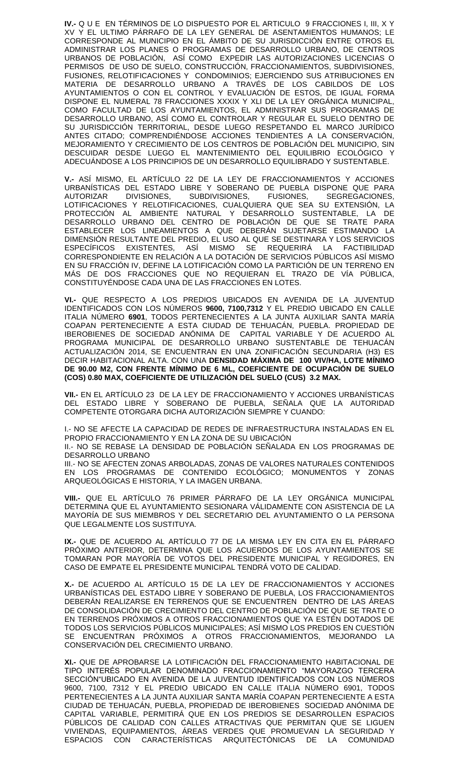**IV.-** Q U E EN TÉRMINOS DE LO DISPUESTO POR EL ARTICULO 9 FRACCIONES I, III, X Y XV Y EL ULTIMO PÁRRAFO DE LA LEY GENERAL DE ASENTAMIENTOS HUMANOS; LE CORRESPONDE AL MUNICIPIO EN EL ÁMBITO DE SU JURISDICCIÓN ENTRE OTROS EL ADMINISTRAR LOS PLANES O PROGRAMAS DE DESARROLLO URBANO, DE CENTROS URBANOS DE POBLACIÓN, ASÍ COMO EXPEDIR LAS AUTORIZACIONES LICENCIAS O PERMISOS DE USO DE SUELO, CONSTRUCCIÓN, FRACCIONAMIENTOS, SUBDIVISIONES, FUSIONES, RELOTIFICACIONES Y CONDOMINIOS; EJERCIENDO SUS ATRIBUCIONES EN MATERIA DE DESARROLLO URBANO A TRAVÉS DE LOS CABILDOS DE LOS AYUNTAMIENTOS O CON EL CONTROL Y EVALUACIÓN DE ESTOS, DE IGUAL FORMA DISPONE EL NUMERAL 78 FRACCIONES XXXIX Y XLI DE LA LEY ORGÁNICA MUNICIPAL, COMO FACULTAD DE LOS AYUNTAMIENTOS, EL ADMINISTRAR SUS PROGRAMAS DE DESARROLLO URBANO, ASÍ COMO EL CONTROLAR Y REGULAR EL SUELO DENTRO DE SU JURISDICCIÓN TERRITORIAL, DESDE LUEGO RESPETANDO EL MARCO JURÍDICO ANTES CITADO; COMPRENDIÉNDOSE ACCIONES TENDIENTES A LA CONSERVACIÓN, MEJORAMIENTO Y CRECIMIENTO DE LOS CENTROS DE POBLACIÓN DEL MUNICIPIO, SIN DESCUIDAR DESDE LUEGO EL MANTENIMIENTO DEL EQUILIBRIO ECOLÓGICO Y ADECUÁNDOSE A LOS PRINCIPIOS DE UN DESARROLLO EQUILIBRADO Y SUSTENTABLE.

**V.-** ASÍ MISMO, EL ARTÍCULO 22 DE LA LEY DE FRACCIONAMIENTOS Y ACCIONES URBANÍSTICAS DEL ESTADO LIBRE Y SOBERANO DE PUEBLA DISPONE QUE PARA AUTORIZAR DIVISIONES, SUBDIVISIONES, FUSIONES, SEGREGACIONES, LOTIFICACIONES Y RELOTIFICACIONES, CUALQUIERA QUE SEA SU EXTENSIÓN, LA PROTECCIÓN AL AMBIENTE NATURAL Y DESARROLLO SUSTENTABLE, LA DE DESARROLLO URBANO DEL CENTRO DE POBLACIÓN DE QUE SE TRATE PARA ESTABLECER LOS LINEAMIENTOS A QUE DEBERÁN SUJETARSE ESTIMANDO LA DIMENSIÓN RESULTANTE DEL PREDIO, EL USO AL QUE SE DESTINARA Y LOS SERVICIOS ESPECÍFICOS EXISTENTES, ASÍ MISMO SE REQUERIRÁ LA FACTIBILIDAD CORRESPONDIENTE EN RELACIÓN A LA DOTACIÓN DE SERVICIOS PÚBLICOS ASÍ MISMO EN SU FRACCIÓN IV, DEFINE LA LOTIFICACIÓN COMO LA PARTICIÓN DE UN TERRENO EN MÁS DE DOS FRACCIONES QUE NO REQUIERAN EL TRAZO DE VÍA PÚBLICA, CONSTITUYÉNDOSE CADA UNA DE LAS FRACCIONES EN LOTES.

**VI.-** QUE RESPECTO A LOS PREDIOS UBICADOS EN AVENIDA DE LA JUVENTUD IDENTIFICADOS CON LOS NÚMEROS **9600, 7100,7312** Y EL PREDIO UBICADO EN CALLE ITALIA NÚMERO **6901**, TODOS PERTENECIENTES A LA JUNTA AUXILIAR SANTA MARÍA COAPAN PERTENECIENTE A ESTA CIUDAD DE TEHUACÁN, PUEBLA. PROPIEDAD DE IBEROBIENES DE SOCIEDAD ANÓNIMA DE CAPITAL VARIABLE Y DE ACUERDO AL PROGRAMA MUNICIPAL DE DESARROLLO URBANO SUSTENTABLE DE TEHUACÁN ACTUALIZACIÓN 2014, SE ENCUENTRAN EN UNA ZONIFICACIÓN SECUNDARIA (H3) ES DECIR HABITACIONAL ALTA. CON UNA **DENSIDAD MÁXIMA DE 100 VIV/HA, LOTE MÍNIMO DE 90.00 M2, CON FRENTE MÍNIMO DE 6 ML, COEFICIENTE DE OCUPACIÓN DE SUELO (COS) 0.80 MAX, COEFICIENTE DE UTILIZACIÓN DEL SUELO (CUS) 3.2 MAX.**

**VII.-** EN EL ARTÍCULO 23 DE LA LEY DE FRACCIONAMIENTO Y ACCIONES URBANÍSTICAS DEL ESTADO LIBRE Y SOBERANO DE PUEBLA, SEÑALA QUE LA AUTORIDAD COMPETENTE OTORGARA DICHA AUTORIZACIÓN SIEMPRE Y CUANDO:

I.- NO SE AFECTE LA CAPACIDAD DE REDES DE INFRAESTRUCTURA INSTALADAS EN EL PROPIO FRACCIONAMIENTO Y EN LA ZONA DE SU UBICACIÓN
II.- NO SE REBASE LA DENSIDAD DE POBLACIÓN SEÑALADA EN LOS PROGRAMAS DE DESARROLLO URBANO
III.- NO SE AFECTEN ZONAS ARBOLADAS, ZONAS DE VALORES NATURALES CONTENIDOS EN LOS PROGRAMAS DE CONTENIDO ECOLÓGICO; MONUMENTOS Y ZONAS ARQUEOLÓGICAS E HISTORIA, Y LA IMAGEN URBANA.

**VIII.-** QUE EL ARTÍCULO 76 PRIMER PÁRRAFO DE LA LEY ORGÁNICA MUNICIPAL DETERMINA QUE EL AYUNTAMIENTO SESIONARA VÁLIDAMENTE CON ASISTENCIA DE LA MAYORÍA DE SUS MIEMBROS Y DEL SECRETARIO DEL AYUNTAMIENTO O LA PERSONA QUE LEGALMENTE LOS SUSTITUYA.

**IX.-** QUE DE ACUERDO AL ARTÍCULO 77 DE LA MISMA LEY EN CITA EN EL PÁRRAFO PRÓXIMO ANTERIOR, DETERMINA QUE LOS ACUERDOS DE LOS AYUNTAMIENTOS SE TOMARAN POR MAYORÍA DE VOTOS DEL PRESIDENTE MUNICIPAL Y REGIDORES, EN CASO DE EMPATE EL PRESIDENTE MUNICIPAL TENDRÁ VOTO DE CALIDAD.

**X.-** DE ACUERDO AL ARTÍCULO 15 DE LA LEY DE FRACCIONAMIENTOS Y ACCIONES URBANÍSTICAS DEL ESTADO LIBRE Y SOBERANO DE PUEBLA, LOS FRACCIONAMIENTOS DEBERÁN REALIZARSE EN TERRENOS QUE SE ENCUENTREN DENTRO DE LAS ÁREAS DE CONSOLIDACIÓN DE CRECIMIENTO DEL CENTRO DE POBLACIÓN DE QUE SE TRATE O EN TERRENOS PRÓXIMOS A OTROS FRACCIONAMIENTOS QUE YA ESTÉN DOTADOS DE TODOS LOS SERVICIOS PÚBLICOS MUNICIPALES; ASÍ MISMO LOS PREDIOS EN CUESTIÓN SE ENCUENTRAN PRÓXIMOS A OTROS FRACCIONAMIENTOS, MEJORANDO LA CONSERVACIÓN DEL CRECIMIENTO URBANO.

**XI.-** QUE DE APROBARSE LA LOTIFICACIÓN DEL FRACCIONAMIENTO HABITACIONAL DE TIPO INTERÉS POPULAR DENOMINADO FRACCIONAMIENTO "MAYORAZGO TERCERA SECCIÓN"UBICADO EN AVENIDA DE LA JUVENTUD IDENTIFICADOS CON LOS NÚMEROS 9600, 7100, 7312 Y EL PREDIO UBICADO EN CALLE ITALIA NÚMERO 6901, TODOS PERTENECIENTES A LA JUNTA AUXILIAR SANTA MARÍA COAPAN PERTENECIENTE A ESTA CIUDAD DE TEHUACÁN, PUEBLA, PROPIEDAD DE IBEROBIENES SOCIEDAD ANÓNIMA DE CAPITAL VARIABLE, PERMITIRÁ QUE EN LOS PREDIOS SE DESARROLLEN ESPACIOS PÚBLICOS DE CALIDAD CON CALLES ATRACTIVAS QUE PERMITAN QUE SE LIGUEN VIVIENDAS, EQUIPAMIENTOS, ÁREAS VERDES QUE PROMUEVAN LA SEGURIDAD Y ESPACIOS CON CARACTERÍSTICAS ARQUITECTÓNICAS DE LA COMUNIDAD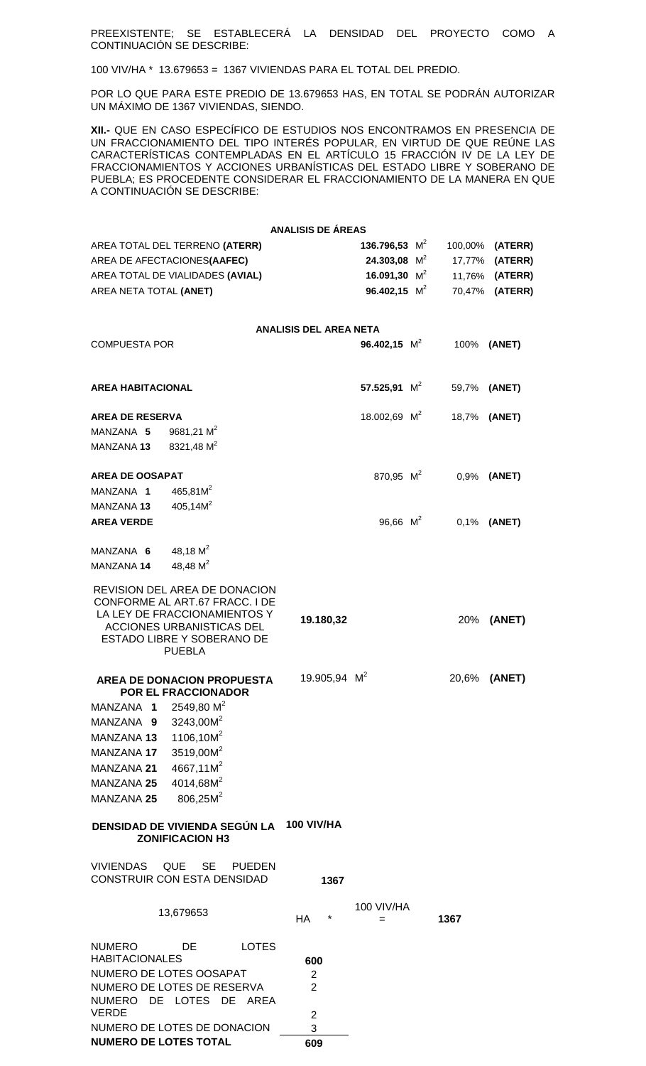PREEXISTENTE; SE ESTABLECERÁ LA DENSIDAD DEL PROYECTO COMO A CONTINUACIÓN SE DESCRIBE:

100 VIV/HA * 13.679653 = 1367 VIVIENDAS PARA EL TOTAL DEL PREDIO.

POR LO QUE PARA ESTE PREDIO DE 13.679653 HAS, EN TOTAL SE PODRÁN AUTORIZAR UN MÁXIMO DE 1367 VIVIENDAS, SIENDO.

**XII.-** QUE EN CASO ESPECÍFICO DE ESTUDIOS NOS ENCONTRAMOS EN PRESENCIA DE UN FRACCIONAMIENTO DEL TIPO INTERÉS POPULAR, EN VIRTUD DE QUE REÚNE LAS CARACTERÍSTICAS CONTEMPLADAS EN EL ARTÍCULO 15 FRACCIÓN IV DE LA LEY DE FRACCIONAMIENTOS Y ACCIONES URBANÍSTICAS DEL ESTADO LIBRE Y SOBERANO DE PUEBLA; ES PROCEDENTE CONSIDERAR EL FRACCIONAMIENTO DE LA MANERA EN QUE A CONTINUACIÓN SE DESCRIBE:

**ANALISIS DE ÁREAS**

| | | | |
|---|---|---|---|
| AREA TOTAL DEL TERRENO **(ATERR)** | **136.796,53** $M^2$ | 100,00% | **(ATERR)** |
| AREA DE AFECTACIONES**(AAFEC)** | **24.303,08** $M^2$ | 17,77% | **(ATERR)** |
| AREA TOTAL DE VIALIDADES **(AVIAL)** | **16.091,30** $M^2$ | 11,76% | **(ATERR)** |
| AREA NETA TOTAL **(ANET)** | **96.402,15** $M^2$ | 70,47% | **(ATERR)** |

**ANALISIS DEL AREA NETA**

| | | | |
|---|---|---|---|
| COMPUESTA POR | **96.402,15** $M^2$ | 100% | **(ANET)** |
| **AREA HABITACIONAL** | **57.525,91** $M^2$ | 59,7% | **(ANET)** |
| **AREA DE RESERVA** | 18.002,69 $M^2$ | 18,7% | **(ANET)** |
| MANZANA **5** — 9681,21 $M^2$ | | | |
| MANZANA **13** — 8321,48 $M^2$ | | | |
| **AREA DE OOSAPAT** | 870,95 $M^2$ | 0,9% | **(ANET)** |
| MANZANA **1** — 465,81$M^2$ | | | |
| MANZANA **13** — 405,14$M^2$ | | | |
| **AREA VERDE** | 96,66 $M^2$ | 0,1% | **(ANET)** |
| MANZANA **6** — 48,18 $M^2$ | | | |
| MANZANA **14** — 48,48 $M^2$ | | | |
| REVISION DEL AREA DE DONACION CONFORME AL ART.67 FRACC. I DE LA LEY DE FRACCIONAMIENTOS Y ACCIONES URBANISTICAS DEL ESTADO LIBRE Y SOBERANO DE PUEBLA | 19.180,32 | 20% | **(ANET)** |
| **AREA DE DONACION PROPUESTA POR EL FRACCIONADOR** | 19.905,94 $M^2$ | 20,6% | **(ANET)** |
| MANZANA **1** — 2549,80 $M^2$ | | | |
| MANZANA **9** — 3243,00$M^2$ | | | |
| MANZANA **13** — 1106,10$M^2$ | | | |
| MANZANA **17** — 3519,00$M^2$ | | | |
| MANZANA **21** — 4667,11$M^2$ | | | |
| MANZANA **25** — 4014,68$M^2$ | | | |
| MANZANA **25** — 806,25$M^2$ | | | |

**DENSIDAD DE VIVIENDA SEGÚN LA ZONIFICACION H3** — **100 VIV/HA**

VIVIENDAS QUE SE PUEDEN CONSTRUIR CON ESTA DENSIDAD — **1367**

13,679653 HA * 100 VIV/HA = **1367**

| | |
|---|---|
| NUMERO DE LOTES HABITACIONALES | **600** |
| NUMERO DE LOTES OOSAPAT | 2 |
| NUMERO DE LOTES DE RESERVA | 2 |
| NUMERO DE LOTES DE AREA VERDE | 2 |
| NUMERO DE LOTES DE DONACION | 3 |
| **NUMERO DE LOTES TOTAL** | **609** |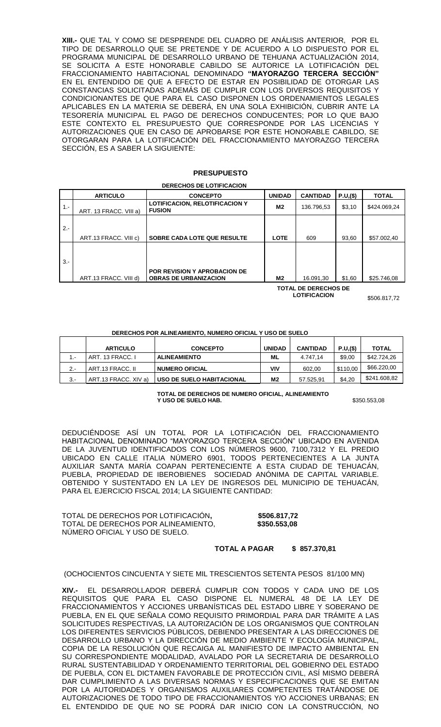**XIII.-** QUE TAL Y COMO SE DESPRENDE DEL CUADRO DE ANÁLISIS ANTERIOR, POR EL TIPO DE DESARROLLO QUE SE PRETENDE Y DE ACUERDO A LO DISPUESTO POR EL PROGRAMA MUNICIPAL DE DESARROLLO URBANO DE TEHUANA ACTUALIZACIÓN 2014, SE SOLICITA A ESTE HONORABLE CABILDO SE AUTORICE LA LOTIFICACIÓN DEL FRACCIONAMIENTO HABITACIONAL DENOMINADO **"MAYORAZGO TERCERA SECCIÓN"** EN EL ENTENDIDO DE QUE A EFECTO DE ESTAR EN POSIBILIDAD DE OTORGAR LAS CONSTANCIAS SOLICITADAS ADEMÁS DE CUMPLIR CON LOS DIVERSOS REQUISITOS Y CONDICIONANTES DE QUE PARA EL CASO DISPONEN LOS ORDENAMIENTOS LEGALES APLICABLES EN LA MATERIA SE DEBERÁ, EN UNA SOLA EXHIBICIÓN, CUBRIR ANTE LA TESORERÍA MUNICIPAL EL PAGO DE DERECHOS CONDUCENTES; POR LO QUE BAJO ESTE CONTEXTO EL PRESUPUESTO QUE CORRESPONDE POR LAS LICENCIAS Y AUTORIZACIONES QUE EN CASO DE APROBARSE POR ESTE HONORABLE CABILDO, SE OTORGARAN PARA LA LOTIFICACIÓN DEL FRACCIONAMIENTO MAYORAZGO TERCERA SECCIÓN, ES A SABER LA SIGUIENTE:

## PRESUPUESTO

**DERECHOS DE LOTIFICACION**

| | ARTICULO | CONCEPTO | UNIDAD | CANTIDAD | P.U.($) | TOTAL |
|---|---|---|---|---|---|---|
| 1.- | ART. 13 FRACC. VIII a) | **LOTIFICACION, RELOTIFICACION Y FUSION** | **M2** | 136.796,53 | $3,10 | $424.069,24 |
| 2.- | ART.13 FRACC. VIII c) | **SOBRE CADA LOTE QUE RESULTE** | **LOTE** | 609 | 93,60 | $57.002,40 |
| 3.- | ART.13 FRACC. VIII d) | **POR REVISION Y APROBACION DE OBRAS DE URBANIZACION** | **M2** | 16.091,30 | $1,60 | $25.746,08 |
| | | | | **TOTAL DE DERECHOS DE LOTIFICACION** | | $506.817,72 |

**DERECHOS POR ALINEAMIENTO, NUMERO OFICIAL Y USO DE SUELO**

| | ARTICULO | CONCEPTO | UNIDAD | CANTIDAD | P.U.($) | TOTAL |
|---|---|---|---|---|---|---|
| 1.- | ART. 13 FRACC. I | **ALINEAMIENTO** | **ML** | 4.747,14 | $9,00 | $42.724,26 |
| 2.- | ART.13 FRACC. II | **NUMERO OFICIAL** | **VIV** | 602,00 | $110,00 | $66.220,00 |
| 3.- | ART.13 FRACC. XIV a) | **USO DE SUELO HABITACIONAL** | **M2** | 57.525,91 | $4,20 | $241.608,82 |

**TOTAL DE DERECHOS DE NUMERO OFICIAL, ALINEAMIENTO Y USO DE SUELO HAB.** $350.553,08

DEDUCIÉNDOSE ASÍ UN TOTAL POR LA LOTIFICACIÓN DEL FRACCIONAMIENTO HABITACIONAL DENOMINADO "MAYORAZGO TERCERA SECCIÓN" UBICADO EN AVENIDA DE LA JUVENTUD IDENTIFICADOS CON LOS NÚMEROS 9600, 7100,7312 Y EL PREDIO UBICADO EN CALLE ITALIA NÚMERO 6901, TODOS PERTENECIENTES A LA JUNTA AUXILIAR SANTA MARÍA COAPAN PERTENECIENTE A ESTA CIUDAD DE TEHUACÁN, PUEBLA, PROPIEDAD DE IBEROBIENES SOCIEDAD ANÓNIMA DE CAPITAL VARIABLE. OBTENIDO Y SUSTENTADO EN LA LEY DE INGRESOS DEL MUNICIPIO DE TEHUACÁN, PARA EL EJERCICIO FISCAL 2014; LA SIGUIENTE CANTIDAD:

| | |
|---|---|
| TOTAL DE DERECHOS POR LOTIFICACIÓN**,** | **$506.817,72** |
| TOTAL DE DERECHOS POR ALINEAMIENTO, NÚMERO OFICIAL Y USO DE SUELO. | **$350.553,08** |
| **TOTAL A PAGAR** | **$ 857.370,81** |

(OCHOCIENTOS CINCUENTA Y SIETE MIL TRESCIENTOS SETENTA PESOS 81/100 MN)

**XIV.-** EL DESARROLLADOR DEBERÁ CUMPLIR CON TODOS Y CADA UNO DE LOS REQUISITOS QUE PARA EL CASO DISPONE EL NUMERAL 48 DE LA LEY DE FRACCIONAMIENTOS Y ACCIONES URBANÍSTICAS DEL ESTADO LIBRE Y SOBERANO DE PUEBLA, EN EL QUE SEÑALA COMO REQUISITO PRIMORDIAL PARA DAR TRÁMITE A LAS SOLICITUDES RESPECTIVAS, LA AUTORIZACIÓN DE LOS ORGANISMOS QUE CONTROLAN LOS DIFERENTES SERVICIOS PÚBLICOS, DEBIENDO PRESENTAR A LAS DIRECCIONES DE DESARROLLO URBANO Y LA DIRECCIÓN DE MEDIO AMBIENTE Y ECOLOGÍA MUNICIPAL, COPIA DE LA RESOLUCIÓN QUE RECAIGA AL MANIFIESTO DE IMPACTO AMBIENTAL EN SU CORRESPONDIENTE MODALIDAD, AVALADO POR LA SECRETARIA DE DESARROLLO RURAL SUSTENTABILIDAD Y ORDENAMIENTO TERRITORIAL DEL GOBIERNO DEL ESTADO DE PUEBLA, CON EL DICTAMEN FAVORABLE DE PROTECCIÓN CIVIL, ASÍ MISMO DEBERÁ DAR CUMPLIMIENTO A LAS DIVERSAS NORMAS Y ESPECIFICACIONES QUE SE EMITAN POR LA AUTORIDADES Y ORGANISMOS AUXILIARES COMPETENTES TRATÁNDOSE DE AUTORIZACIONES DE TODO TIPO DE FRACCIONAMIENTOS Y/O ACCIONES URBANAS; EN EL ENTENDIDO DE QUE NO SE PODRÁ DAR INICIO CON LA CONSTRUCCIÓN, NO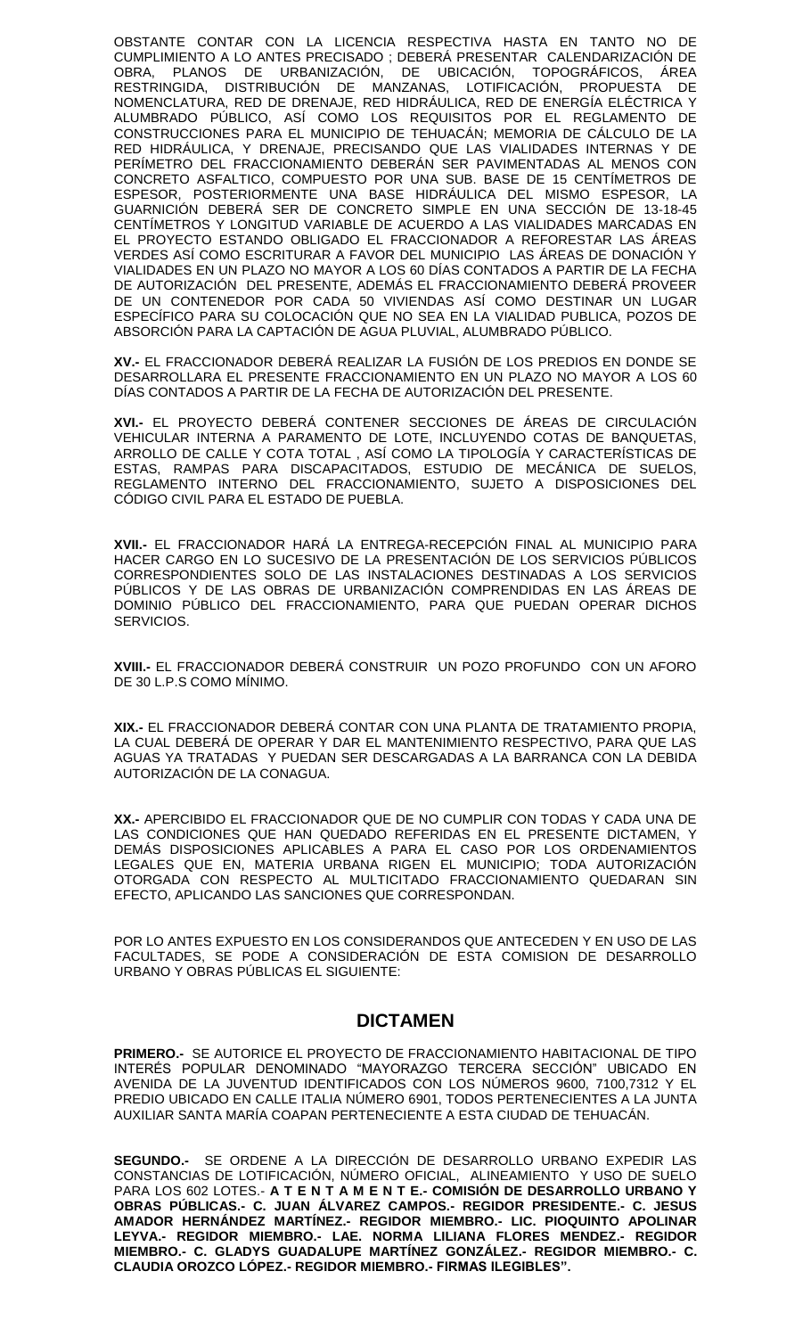OBSTANTE CONTAR CON LA LICENCIA RESPECTIVA HASTA EN TANTO NO DE CUMPLIMIENTO A LO ANTES PRECISADO ; DEBERÁ PRESENTAR CALENDARIZACIÓN DE OBRA, PLANOS DE URBANIZACIÓN, DE UBICACIÓN, TOPOGRÁFICOS, ÁREA RESTRINGIDA, DISTRIBUCIÓN DE MANZANAS, LOTIFICACIÓN, PROPUESTA DE NOMENCLATURA, RED DE DRENAJE, RED HIDRÁULICA, RED DE ENERGÍA ELÉCTRICA Y ALUMBRADO PÚBLICO, ASÍ COMO LOS REQUISITOS POR EL REGLAMENTO DE CONSTRUCCIONES PARA EL MUNICIPIO DE TEHUACÁN; MEMORIA DE CÁLCULO DE LA RED HIDRÁULICA, Y DRENAJE, PRECISANDO QUE LAS VIALIDADES INTERNAS Y DE PERÍMETRO DEL FRACCIONAMIENTO DEBERÁN SER PAVIMENTADAS AL MENOS CON CONCRETO ASFALTICO, COMPUESTO POR UNA SUB. BASE DE 15 CENTÍMETROS DE ESPESOR, POSTERIORMENTE UNA BASE HIDRÁULICA DEL MISMO ESPESOR, LA GUARNICIÓN DEBERÁ SER DE CONCRETO SIMPLE EN UNA SECCIÓN DE 13-18-45 CENTÍMETROS Y LONGITUD VARIABLE DE ACUERDO A LAS VIALIDADES MARCADAS EN EL PROYECTO ESTANDO OBLIGADO EL FRACCIONADOR A REFORESTAR LAS ÁREAS VERDES ASÍ COMO ESCRITURAR A FAVOR DEL MUNICIPIO LAS ÁREAS DE DONACIÓN Y VIALIDADES EN UN PLAZO NO MAYOR A LOS 60 DÍAS CONTADOS A PARTIR DE LA FECHA DE AUTORIZACIÓN DEL PRESENTE, ADEMÁS EL FRACCIONAMIENTO DEBERÁ PROVEER DE UN CONTENEDOR POR CADA 50 VIVIENDAS ASÍ COMO DESTINAR UN LUGAR ESPECÍFICO PARA SU COLOCACIÓN QUE NO SEA EN LA VIALIDAD PUBLICA, POZOS DE ABSORCIÓN PARA LA CAPTACIÓN DE AGUA PLUVIAL, ALUMBRADO PÚBLICO.

**XV.-** EL FRACCIONADOR DEBERÁ REALIZAR LA FUSIÓN DE LOS PREDIOS EN DONDE SE DESARROLLARA EL PRESENTE FRACCIONAMIENTO EN UN PLAZO NO MAYOR A LOS 60 DÍAS CONTADOS A PARTIR DE LA FECHA DE AUTORIZACIÓN DEL PRESENTE.

**XVI.-** EL PROYECTO DEBERÁ CONTENER SECCIONES DE ÁREAS DE CIRCULACIÓN VEHICULAR INTERNA A PARAMENTO DE LOTE, INCLUYENDO COTAS DE BANQUETAS, ARROLLO DE CALLE Y COTA TOTAL , ASÍ COMO LA TIPOLOGÍA Y CARACTERÍSTICAS DE ESTAS, RAMPAS PARA DISCAPACITADOS, ESTUDIO DE MECÁNICA DE SUELOS, REGLAMENTO INTERNO DEL FRACCIONAMIENTO, SUJETO A DISPOSICIONES DEL CÓDIGO CIVIL PARA EL ESTADO DE PUEBLA.

**XVII.-** EL FRACCIONADOR HARÁ LA ENTREGA-RECEPCIÓN FINAL AL MUNICIPIO PARA HACER CARGO EN LO SUCESIVO DE LA PRESENTACIÓN DE LOS SERVICIOS PÚBLICOS CORRESPONDIENTES SOLO DE LAS INSTALACIONES DESTINADAS A LOS SERVICIOS PÚBLICOS Y DE LAS OBRAS DE URBANIZACIÓN COMPRENDIDAS EN LAS ÁREAS DE DOMINIO PÚBLICO DEL FRACCIONAMIENTO, PARA QUE PUEDAN OPERAR DICHOS SERVICIOS.

**XVIII.-** EL FRACCIONADOR DEBERÁ CONSTRUIR UN POZO PROFUNDO CON UN AFORO DE 30 L.P.S COMO MÍNIMO.

**XIX.-** EL FRACCIONADOR DEBERÁ CONTAR CON UNA PLANTA DE TRATAMIENTO PROPIA, LA CUAL DEBERÁ DE OPERAR Y DAR EL MANTENIMIENTO RESPECTIVO, PARA QUE LAS AGUAS YA TRATADAS Y PUEDAN SER DESCARGADAS A LA BARRANCA CON LA DEBIDA AUTORIZACIÓN DE LA CONAGUA.

**XX.-** APERCIBIDO EL FRACCIONADOR QUE DE NO CUMPLIR CON TODAS Y CADA UNA DE LAS CONDICIONES QUE HAN QUEDADO REFERIDAS EN EL PRESENTE DICTAMEN, Y DEMÁS DISPOSICIONES APLICABLES A PARA EL CASO POR LOS ORDENAMIENTOS LEGALES QUE EN, MATERIA URBANA RIGEN EL MUNICIPIO; TODA AUTORIZACIÓN OTORGADA CON RESPECTO AL MULTICITADO FRACCIONAMIENTO QUEDARAN SIN EFECTO, APLICANDO LAS SANCIONES QUE CORRESPONDAN.

POR LO ANTES EXPUESTO EN LOS CONSIDERANDOS QUE ANTECEDEN Y EN USO DE LAS FACULTADES, SE PODE A CONSIDERACIÓN DE ESTA COMISION DE DESARROLLO URBANO Y OBRAS PÚBLICAS EL SIGUIENTE:

## DICTAMEN

**PRIMERO.-** SE AUTORICE EL PROYECTO DE FRACCIONAMIENTO HABITACIONAL DE TIPO INTERÉS POPULAR DENOMINADO "MAYORAZGO TERCERA SECCIÓN" UBICADO EN AVENIDA DE LA JUVENTUD IDENTIFICADOS CON LOS NÚMEROS 9600, 7100,7312 Y EL PREDIO UBICADO EN CALLE ITALIA NÚMERO 6901, TODOS PERTENECIENTES A LA JUNTA AUXILIAR SANTA MARÍA COAPAN PERTENECIENTE A ESTA CIUDAD DE TEHUACÁN.

**SEGUNDO.-** SE ORDENE A LA DIRECCIÓN DE DESARROLLO URBANO EXPEDIR LAS CONSTANCIAS DE LOTIFICACIÓN, NÚMERO OFICIAL, ALINEAMIENTO Y USO DE SUELO PARA LOS 602 LOTES.- **A T E N T A M E N T E.- COMISIÓN DE DESARROLLO URBANO Y OBRAS PÚBLICAS.- C. JUAN ÁLVAREZ CAMPOS.- REGIDOR PRESIDENTE.- C. JESUS AMADOR HERNÁNDEZ MARTÍNEZ.- REGIDOR MIEMBRO.- LIC. PIOQUINTO APOLINAR LEYVA.- REGIDOR MIEMBRO.- LAE. NORMA LILIANA FLORES MENDEZ.- REGIDOR MIEMBRO.- C. GLADYS GUADALUPE MARTÍNEZ GONZÁLEZ.- REGIDOR MIEMBRO.- C. CLAUDIA OROZCO LÓPEZ.- REGIDOR MIEMBRO.- FIRMAS ILEGIBLES".**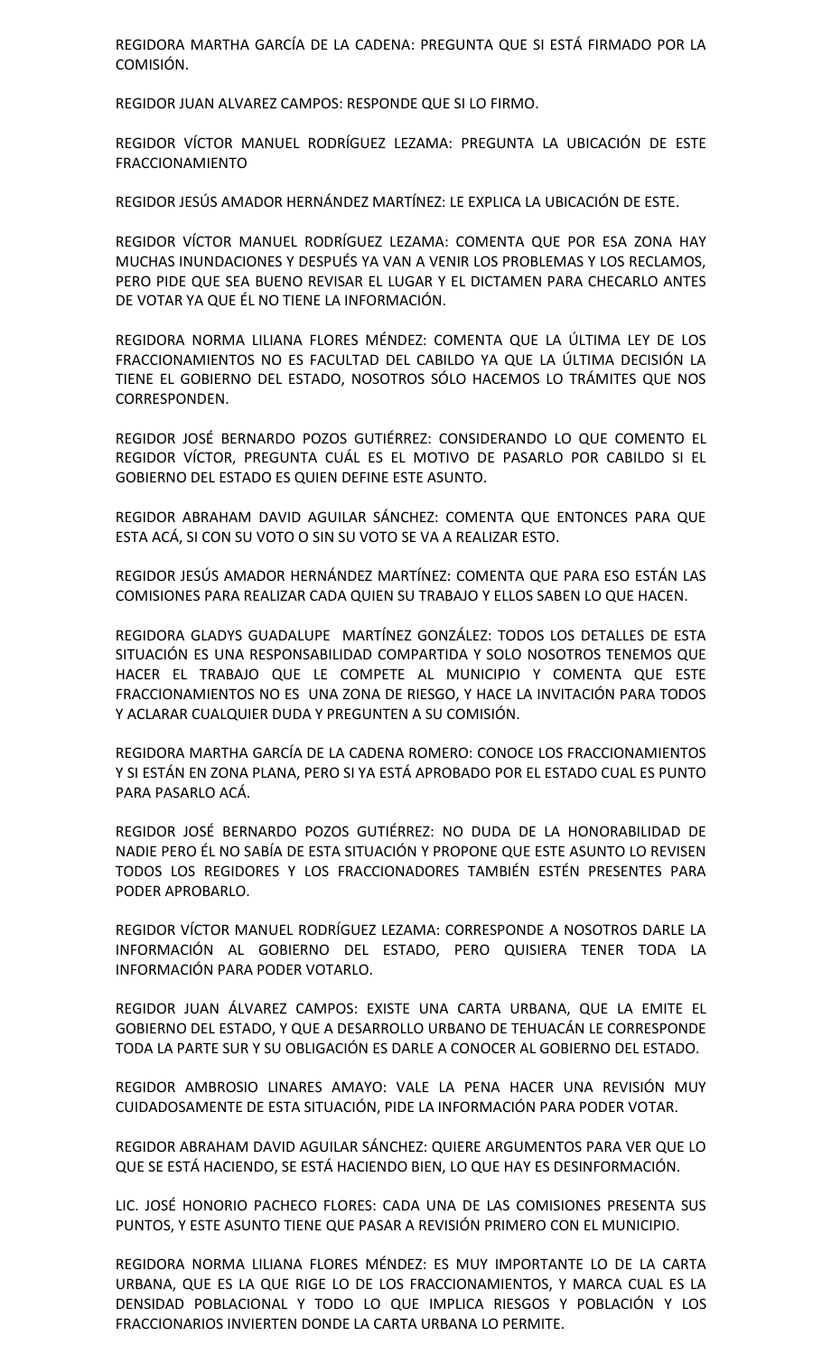REGIDORA MARTHA GARCÍA DE LA CADENA: PREGUNTA QUE SI ESTÁ FIRMADO POR LA COMISIÓN.

REGIDOR JUAN ALVAREZ CAMPOS: RESPONDE QUE SI LO FIRMO.

REGIDOR VÍCTOR MANUEL RODRÍGUEZ LEZAMA: PREGUNTA LA UBICACIÓN DE ESTE FRACCIONAMIENTO

REGIDOR JESÚS AMADOR HERNÁNDEZ MARTÍNEZ: LE EXPLICA LA UBICACIÓN DE ESTE.

REGIDOR VÍCTOR MANUEL RODRÍGUEZ LEZAMA: COMENTA QUE POR ESA ZONA HAY MUCHAS INUNDACIONES Y DESPUÉS YA VAN A VENIR LOS PROBLEMAS Y LOS RECLAMOS, PERO PIDE QUE SEA BUENO REVISAR EL LUGAR Y EL DICTAMEN PARA CHECARLO ANTES DE VOTAR YA QUE ÉL NO TIENE LA INFORMACIÓN.

REGIDORA NORMA LILIANA FLORES MÉNDEZ: COMENTA QUE LA ÚLTIMA LEY DE LOS FRACCIONAMIENTOS NO ES FACULTAD DEL CABILDO YA QUE LA ÚLTIMA DECISIÓN LA TIENE EL GOBIERNO DEL ESTADO, NOSOTROS SÓLO HACEMOS LO TRÁMITES QUE NOS CORRESPONDEN.

REGIDOR JOSÉ BERNARDO POZOS GUTIÉRREZ: CONSIDERANDO LO QUE COMENTO EL REGIDOR VÍCTOR, PREGUNTA CUÁL ES EL MOTIVO DE PASARLO POR CABILDO SI EL GOBIERNO DEL ESTADO ES QUIEN DEFINE ESTE ASUNTO.

REGIDOR ABRAHAM DAVID AGUILAR SÁNCHEZ: COMENTA QUE ENTONCES PARA QUE ESTA ACÁ, SI CON SU VOTO O SIN SU VOTO SE VA A REALIZAR ESTO.

REGIDOR JESÚS AMADOR HERNÁNDEZ MARTÍNEZ: COMENTA QUE PARA ESO ESTÁN LAS COMISIONES PARA REALIZAR CADA QUIEN SU TRABAJO Y ELLOS SABEN LO QUE HACEN.

REGIDORA GLADYS GUADALUPE MARTÍNEZ GONZÁLEZ: TODOS LOS DETALLES DE ESTA SITUACIÓN ES UNA RESPONSABILIDAD COMPARTIDA Y SOLO NOSOTROS TENEMOS QUE HACER EL TRABAJO QUE LE COMPETE AL MUNICIPIO Y COMENTA QUE ESTE FRACCIONAMIENTOS NO ES UNA ZONA DE RIESGO, Y HACE LA INVITACIÓN PARA TODOS Y ACLARAR CUALQUIER DUDA Y PREGUNTEN A SU COMISIÓN.

REGIDORA MARTHA GARCÍA DE LA CADENA ROMERO: CONOCE LOS FRACCIONAMIENTOS Y SI ESTÁN EN ZONA PLANA, PERO SI YA ESTÁ APROBADO POR EL ESTADO CUAL ES PUNTO PARA PASARLO ACÁ.

REGIDOR JOSÉ BERNARDO POZOS GUTIÉRREZ: NO DUDA DE LA HONORABILIDAD DE NADIE PERO ÉL NO SABÍA DE ESTA SITUACIÓN Y PROPONE QUE ESTE ASUNTO LO REVISEN TODOS LOS REGIDORES Y LOS FRACCIONADORES TAMBIÉN ESTÉN PRESENTES PARA PODER APROBARLO.

REGIDOR VÍCTOR MANUEL RODRÍGUEZ LEZAMA: CORRESPONDE A NOSOTROS DARLE LA INFORMACIÓN AL GOBIERNO DEL ESTADO, PERO QUISIERA TENER TODA LA INFORMACIÓN PARA PODER VOTARLO.

REGIDOR JUAN ÁLVAREZ CAMPOS: EXISTE UNA CARTA URBANA, QUE LA EMITE EL GOBIERNO DEL ESTADO, Y QUE A DESARROLLO URBANO DE TEHUACÁN LE CORRESPONDE TODA LA PARTE SUR Y SU OBLIGACIÓN ES DARLE A CONOCER AL GOBIERNO DEL ESTADO.

REGIDOR AMBROSIO LINARES AMAYO: VALE LA PENA HACER UNA REVISIÓN MUY CUIDADOSAMENTE DE ESTA SITUACIÓN, PIDE LA INFORMACIÓN PARA PODER VOTAR.

REGIDOR ABRAHAM DAVID AGUILAR SÁNCHEZ: QUIERE ARGUMENTOS PARA VER QUE LO QUE SE ESTÁ HACIENDO, SE ESTÁ HACIENDO BIEN, LO QUE HAY ES DESINFORMACIÓN.

LIC. JOSÉ HONORIO PACHECO FLORES: CADA UNA DE LAS COMISIONES PRESENTA SUS PUNTOS, Y ESTE ASUNTO TIENE QUE PASAR A REVISIÓN PRIMERO CON EL MUNICIPIO.

REGIDORA NORMA LILIANA FLORES MÉNDEZ: ES MUY IMPORTANTE LO DE LA CARTA URBANA, QUE ES LA QUE RIGE LO DE LOS FRACCIONAMIENTOS, Y MARCA CUAL ES LA DENSIDAD POBLACIONAL Y TODO LO QUE IMPLICA RIESGOS Y POBLACIÓN Y LOS FRACCIONARIOS INVIERTEN DONDE LA CARTA URBANA LO PERMITE.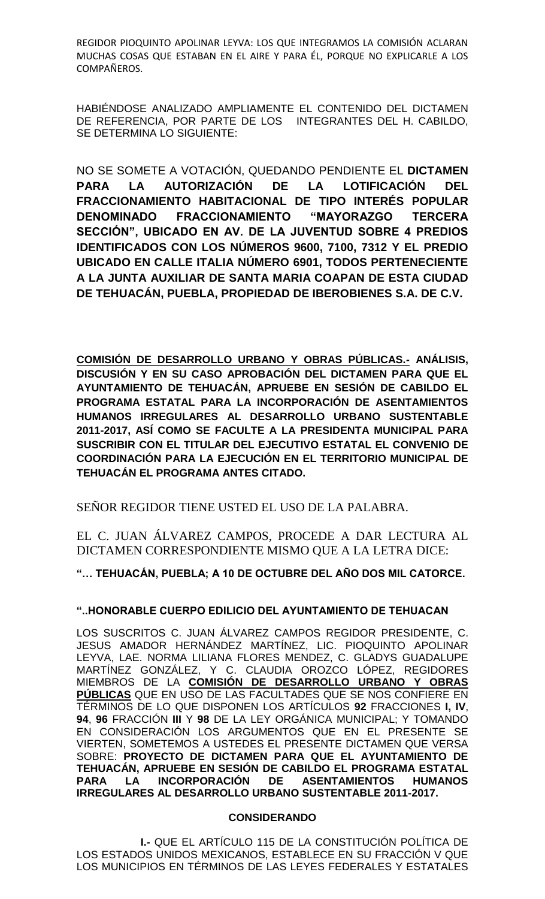REGIDOR PIOQUINTO APOLINAR LEYVA: LOS QUE INTEGRAMOS LA COMISIÓN ACLARAN MUCHAS COSAS QUE ESTABAN EN EL AIRE Y PARA ÉL, PORQUE NO EXPLICARLE A LOS COMPAÑEROS.

HABIÉNDOSE ANALIZADO AMPLIAMENTE EL CONTENIDO DEL DICTAMEN DE REFERENCIA, POR PARTE DE LOS INTEGRANTES DEL H. CABILDO, SE DETERMINA LO SIGUIENTE:

NO SE SOMETE A VOTACIÓN, QUEDANDO PENDIENTE EL **DICTAMEN PARA LA AUTORIZACIÓN DE LA LOTIFICACIÓN DEL FRACCIONAMIENTO HABITACIONAL DE TIPO INTERÉS POPULAR DENOMINADO FRACCIONAMIENTO "MAYORAZGO TERCERA SECCIÓN", UBICADO EN AV. DE LA JUVENTUD SOBRE 4 PREDIOS IDENTIFICADOS CON LOS NÚMEROS 9600, 7100, 7312 Y EL PREDIO UBICADO EN CALLE ITALIA NÚMERO 6901, TODOS PERTENECIENTE A LA JUNTA AUXILIAR DE SANTA MARIA COAPAN DE ESTA CIUDAD DE TEHUACÁN, PUEBLA, PROPIEDAD DE IBEROBIENES S.A. DE C.V.**

**COMISIÓN DE DESARROLLO URBANO Y OBRAS PÚBLICAS.- ANÁLISIS, DISCUSIÓN Y EN SU CASO APROBACIÓN DEL DICTAMEN PARA QUE EL AYUNTAMIENTO DE TEHUACÁN, APRUEBE EN SESIÓN DE CABILDO EL PROGRAMA ESTATAL PARA LA INCORPORACIÓN DE ASENTAMIENTOS HUMANOS IRREGULARES AL DESARROLLO URBANO SUSTENTABLE 2011-2017, ASÍ COMO SE FACULTE A LA PRESIDENTA MUNICIPAL PARA SUSCRIBIR CON EL TITULAR DEL EJECUTIVO ESTATAL EL CONVENIO DE COORDINACIÓN PARA LA EJECUCIÓN EN EL TERRITORIO MUNICIPAL DE TEHUACÁN EL PROGRAMA ANTES CITADO.**

SEÑOR REGIDOR TIENE USTED EL USO DE LA PALABRA.

EL C. JUAN ÁLVAREZ CAMPOS, PROCEDE A DAR LECTURA AL DICTAMEN CORRESPONDIENTE MISMO QUE A LA LETRA DICE:

**"… TEHUACÁN, PUEBLA; A 10 DE OCTUBRE DEL AÑO DOS MIL CATORCE.**

**"..HONORABLE CUERPO EDILICIO DEL AYUNTAMIENTO DE TEHUACAN**

LOS SUSCRITOS C. JUAN ÁLVAREZ CAMPOS REGIDOR PRESIDENTE, C. JESUS AMADOR HERNÁNDEZ MARTÍNEZ, LIC. PIOQUINTO APOLINAR LEYVA, LAE. NORMA LILIANA FLORES MENDEZ, C. GLADYS GUADALUPE MARTÍNEZ GONZÁLEZ, Y C. CLAUDIA OROZCO LÓPEZ, REGIDORES MIEMBROS DE LA **COMISIÓN DE DESARROLLO URBANO Y OBRAS PÚBLICAS** QUE EN USO DE LAS FACULTADES QUE SE NOS CONFIERE EN TÉRMINOS DE LO QUE DISPONEN LOS ARTÍCULOS **92** FRACCIONES **I, IV**, **94**, **96** FRACCIÓN **III** Y **98** DE LA LEY ORGÁNICA MUNICIPAL; Y TOMANDO EN CONSIDERACIÓN LOS ARGUMENTOS QUE EN EL PRESENTE SE VIERTEN, SOMETEMOS A USTEDES EL PRESENTE DICTAMEN QUE VERSA SOBRE: **PROYECTO DE DICTAMEN PARA QUE EL AYUNTAMIENTO DE TEHUACÁN, APRUEBE EN SESIÓN DE CABILDO EL PROGRAMA ESTATAL PARA LA INCORPORACIÓN DE ASENTAMIENTOS HUMANOS IRREGULARES AL DESARROLLO URBANO SUSTENTABLE 2011-2017.**

**CONSIDERANDO**

**I.-** QUE EL ARTÍCULO 115 DE LA CONSTITUCIÓN POLÍTICA DE LOS ESTADOS UNIDOS MEXICANOS, ESTABLECE EN SU FRACCIÓN V QUE LOS MUNICIPIOS EN TÉRMINOS DE LAS LEYES FEDERALES Y ESTATALES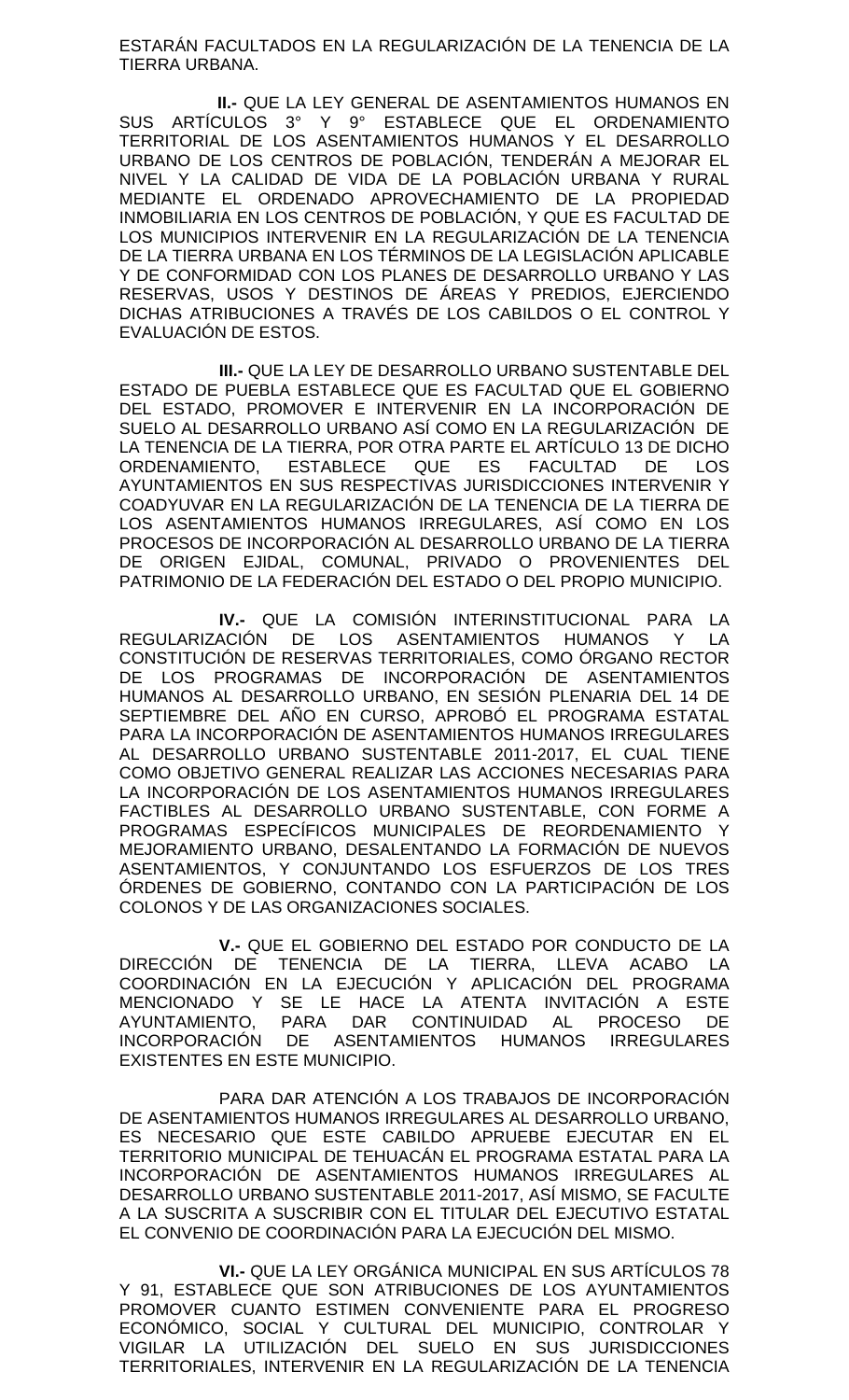ESTARÁN FACULTADOS EN LA REGULARIZACIÓN DE LA TENENCIA DE LA TIERRA URBANA.

**II.-** QUE LA LEY GENERAL DE ASENTAMIENTOS HUMANOS EN SUS ARTÍCULOS 3° Y 9° ESTABLECE QUE EL ORDENAMIENTO TERRITORIAL DE LOS ASENTAMIENTOS HUMANOS Y EL DESARROLLO URBANO DE LOS CENTROS DE POBLACIÓN, TENDERÁN A MEJORAR EL NIVEL Y LA CALIDAD DE VIDA DE LA POBLACIÓN URBANA Y RURAL MEDIANTE EL ORDENADO APROVECHAMIENTO DE LA PROPIEDAD INMOBILIARIA EN LOS CENTROS DE POBLACIÓN, Y QUE ES FACULTAD DE LOS MUNICIPIOS INTERVENIR EN LA REGULARIZACIÓN DE LA TENENCIA DE LA TIERRA URBANA EN LOS TÉRMINOS DE LA LEGISLACIÓN APLICABLE Y DE CONFORMIDAD CON LOS PLANES DE DESARROLLO URBANO Y LAS RESERVAS, USOS Y DESTINOS DE ÁREAS Y PREDIOS, EJERCIENDO DICHAS ATRIBUCIONES A TRAVÉS DE LOS CABILDOS O EL CONTROL Y EVALUACIÓN DE ESTOS.

**III.-** QUE LA LEY DE DESARROLLO URBANO SUSTENTABLE DEL ESTADO DE PUEBLA ESTABLECE QUE ES FACULTAD QUE EL GOBIERNO DEL ESTADO, PROMOVER E INTERVENIR EN LA INCORPORACIÓN DE SUELO AL DESARROLLO URBANO ASÍ COMO EN LA REGULARIZACIÓN DE LA TENENCIA DE LA TIERRA, POR OTRA PARTE EL ARTÍCULO 13 DE DICHO ORDENAMIENTO, ESTABLECE QUE ES FACULTAD DE LOS AYUNTAMIENTOS EN SUS RESPECTIVAS JURISDICCIONES INTERVENIR Y COADYUVAR EN LA REGULARIZACIÓN DE LA TENENCIA DE LA TIERRA DE LOS ASENTAMIENTOS HUMANOS IRREGULARES, ASÍ COMO EN LOS PROCESOS DE INCORPORACIÓN AL DESARROLLO URBANO DE LA TIERRA DE ORIGEN EJIDAL, COMUNAL, PRIVADO O PROVENIENTES DEL PATRIMONIO DE LA FEDERACIÓN DEL ESTADO O DEL PROPIO MUNICIPIO.

**IV.-** QUE LA COMISIÓN INTERINSTITUCIONAL PARA LA REGULARIZACIÓN DE LOS ASENTAMIENTOS HUMANOS Y LA CONSTITUCIÓN DE RESERVAS TERRITORIALES, COMO ÓRGANO RECTOR DE LOS PROGRAMAS DE INCORPORACIÓN DE ASENTAMIENTOS HUMANOS AL DESARROLLO URBANO, EN SESIÓN PLENARIA DEL 14 DE SEPTIEMBRE DEL AÑO EN CURSO, APROBÓ EL PROGRAMA ESTATAL PARA LA INCORPORACIÓN DE ASENTAMIENTOS HUMANOS IRREGULARES AL DESARROLLO URBANO SUSTENTABLE 2011-2017, EL CUAL TIENE COMO OBJETIVO GENERAL REALIZAR LAS ACCIONES NECESARIAS PARA LA INCORPORACIÓN DE LOS ASENTAMIENTOS HUMANOS IRREGULARES FACTIBLES AL DESARROLLO URBANO SUSTENTABLE, CON FORME A PROGRAMAS ESPECÍFICOS MUNICIPALES DE REORDENAMIENTO Y MEJORAMIENTO URBANO, DESALENTANDO LA FORMACIÓN DE NUEVOS ASENTAMIENTOS, Y CONJUNTANDO LOS ESFUERZOS DE LOS TRES ÓRDENES DE GOBIERNO, CONTANDO CON LA PARTICIPACIÓN DE LOS COLONOS Y DE LAS ORGANIZACIONES SOCIALES.

**V.-** QUE EL GOBIERNO DEL ESTADO POR CONDUCTO DE LA DIRECCIÓN DE TENENCIA DE LA TIERRA, LLEVA ACABO LA COORDINACIÓN EN LA EJECUCIÓN Y APLICACIÓN DEL PROGRAMA MENCIONADO Y SE LE HACE LA ATENTA INVITACIÓN A ESTE AYUNTAMIENTO, PARA DAR CONTINUIDAD AL PROCESO DE INCORPORACIÓN DE ASENTAMIENTOS HUMANOS IRREGULARES EXISTENTES EN ESTE MUNICIPIO.

PARA DAR ATENCIÓN A LOS TRABAJOS DE INCORPORACIÓN DE ASENTAMIENTOS HUMANOS IRREGULARES AL DESARROLLO URBANO, ES NECESARIO QUE ESTE CABILDO APRUEBE EJECUTAR EN EL TERRITORIO MUNICIPAL DE TEHUACÁN EL PROGRAMA ESTATAL PARA LA INCORPORACIÓN DE ASENTAMIENTOS HUMANOS IRREGULARES AL DESARROLLO URBANO SUSTENTABLE 2011-2017, ASÍ MISMO, SE FACULTE A LA SUSCRITA A SUSCRIBIR CON EL TITULAR DEL EJECUTIVO ESTATAL EL CONVENIO DE COORDINACIÓN PARA LA EJECUCIÓN DEL MISMO.

**VI.-** QUE LA LEY ORGÁNICA MUNICIPAL EN SUS ARTÍCULOS 78 Y 91, ESTABLECE QUE SON ATRIBUCIONES DE LOS AYUNTAMIENTOS PROMOVER CUANTO ESTIMEN CONVENIENTE PARA EL PROGRESO ECONÓMICO, SOCIAL Y CULTURAL DEL MUNICIPIO, CONTROLAR Y VIGILAR LA UTILIZACIÓN DEL SUELO EN SUS JURISDICCIONES TERRITORIALES, INTERVENIR EN LA REGULARIZACIÓN DE LA TENENCIA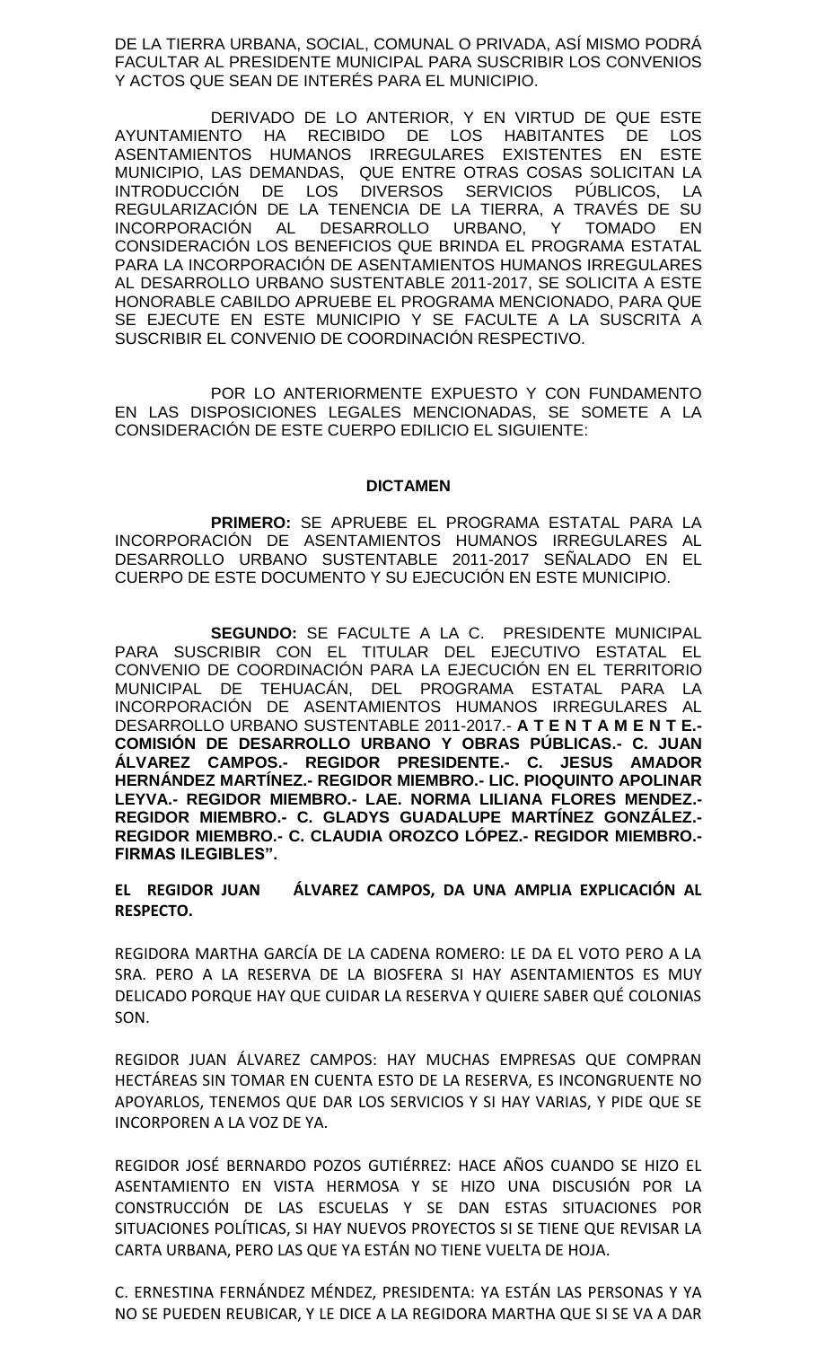DE LA TIERRA URBANA, SOCIAL, COMUNAL O PRIVADA, ASÍ MISMO PODRÁ FACULTAR AL PRESIDENTE MUNICIPAL PARA SUSCRIBIR LOS CONVENIOS Y ACTOS QUE SEAN DE INTERÉS PARA EL MUNICIPIO.

DERIVADO DE LO ANTERIOR, Y EN VIRTUD DE QUE ESTE AYUNTAMIENTO HA RECIBIDO DE LOS HABITANTES DE LOS ASENTAMIENTOS HUMANOS IRREGULARES EXISTENTES EN ESTE MUNICIPIO, LAS DEMANDAS, QUE ENTRE OTRAS COSAS SOLICITAN LA INTRODUCCIÓN DE LOS DIVERSOS SERVICIOS PÚBLICOS, LA REGULARIZACIÓN DE LA TENENCIA DE LA TIERRA, A TRAVÉS DE SU INCORPORACIÓN AL DESARROLLO URBANO, Y TOMADO EN CONSIDERACIÓN LOS BENEFICIOS QUE BRINDA EL PROGRAMA ESTATAL PARA LA INCORPORACIÓN DE ASENTAMIENTOS HUMANOS IRREGULARES AL DESARROLLO URBANO SUSTENTABLE 2011-2017, SE SOLICITA A ESTE HONORABLE CABILDO APRUEBE EL PROGRAMA MENCIONADO, PARA QUE SE EJECUTE EN ESTE MUNICIPIO Y SE FACULTE A LA SUSCRITA A SUSCRIBIR EL CONVENIO DE COORDINACIÓN RESPECTIVO.

POR LO ANTERIORMENTE EXPUESTO Y CON FUNDAMENTO EN LAS DISPOSICIONES LEGALES MENCIONADAS, SE SOMETE A LA CONSIDERACIÓN DE ESTE CUERPO EDILICIO EL SIGUIENTE:

**DICTAMEN**

**PRIMERO:** SE APRUEBE EL PROGRAMA ESTATAL PARA LA INCORPORACIÓN DE ASENTAMIENTOS HUMANOS IRREGULARES AL DESARROLLO URBANO SUSTENTABLE 2011-2017 SEÑALADO EN EL CUERPO DE ESTE DOCUMENTO Y SU EJECUCIÓN EN ESTE MUNICIPIO.

**SEGUNDO:** SE FACULTE A LA C. PRESIDENTE MUNICIPAL PARA SUSCRIBIR CON EL TITULAR DEL EJECUTIVO ESTATAL EL CONVENIO DE COORDINACIÓN PARA LA EJECUCIÓN EN EL TERRITORIO MUNICIPAL DE TEHUACÁN, DEL PROGRAMA ESTATAL PARA LA INCORPORACIÓN DE ASENTAMIENTOS HUMANOS IRREGULARES AL DESARROLLO URBANO SUSTENTABLE 2011-2017.- **A T E N T A M E N T E.- COMISIÓN DE DESARROLLO URBANO Y OBRAS PÚBLICAS.- C. JUAN ÁLVAREZ CAMPOS.- REGIDOR PRESIDENTE.- C. JESUS AMADOR HERNÁNDEZ MARTÍNEZ.- REGIDOR MIEMBRO.- LIC. PIOQUINTO APOLINAR LEYVA.- REGIDOR MIEMBRO.- LAE. NORMA LILIANA FLORES MENDEZ.- REGIDOR MIEMBRO.- C. GLADYS GUADALUPE MARTÍNEZ GONZÁLEZ.- REGIDOR MIEMBRO.- C. CLAUDIA OROZCO LÓPEZ.- REGIDOR MIEMBRO.- FIRMAS ILEGIBLES".**

**EL REGIDOR JUAN ÁLVAREZ CAMPOS, DA UNA AMPLIA EXPLICACIÓN AL RESPECTO.**

REGIDORA MARTHA GARCÍA DE LA CADENA ROMERO: LE DA EL VOTO PERO A LA SRA. PERO A LA RESERVA DE LA BIOSFERA SI HAY ASENTAMIENTOS ES MUY DELICADO PORQUE HAY QUE CUIDAR LA RESERVA Y QUIERE SABER QUÉ COLONIAS SON.

REGIDOR JUAN ÁLVAREZ CAMPOS: HAY MUCHAS EMPRESAS QUE COMPRAN HECTÁREAS SIN TOMAR EN CUENTA ESTO DE LA RESERVA, ES INCONGRUENTE NO APOYARLOS, TENEMOS QUE DAR LOS SERVICIOS Y SI HAY VARIAS, Y PIDE QUE SE INCORPOREN A LA VOZ DE YA.

REGIDOR JOSÉ BERNARDO POZOS GUTIÉRREZ: HACE AÑOS CUANDO SE HIZO EL ASENTAMIENTO EN VISTA HERMOSA Y SE HIZO UNA DISCUSIÓN POR LA CONSTRUCCIÓN DE LAS ESCUELAS Y SE DAN ESTAS SITUACIONES POR SITUACIONES POLÍTICAS, SI HAY NUEVOS PROYECTOS SI SE TIENE QUE REVISAR LA CARTA URBANA, PERO LAS QUE YA ESTÁN NO TIENE VUELTA DE HOJA.

C. ERNESTINA FERNÁNDEZ MÉNDEZ, PRESIDENTA: YA ESTÁN LAS PERSONAS Y YA NO SE PUEDEN REUBICAR, Y LE DICE A LA REGIDORA MARTHA QUE SI SE VA A DAR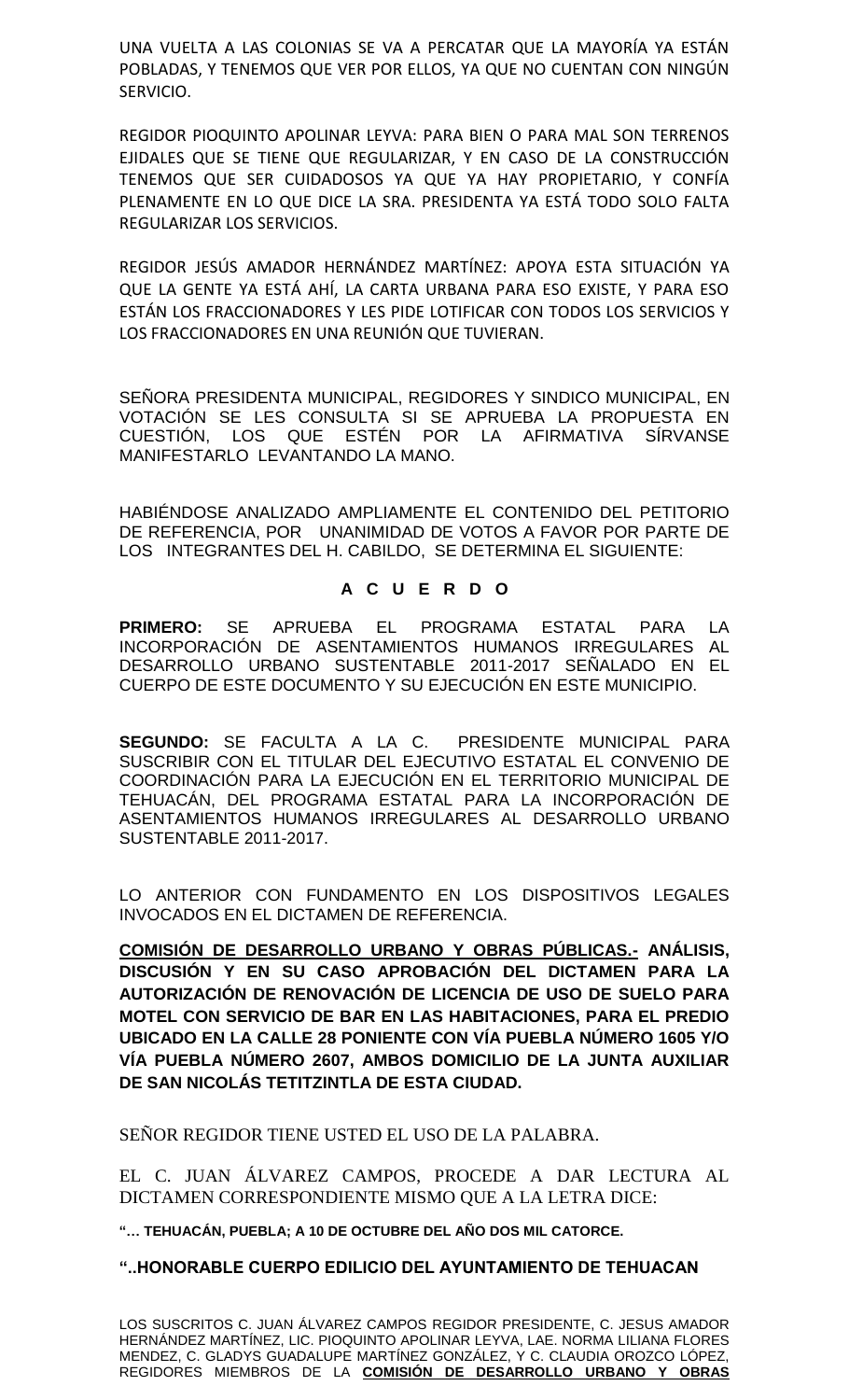UNA VUELTA A LAS COLONIAS SE VA A PERCATAR QUE LA MAYORÍA YA ESTÁN POBLADAS, Y TENEMOS QUE VER POR ELLOS, YA QUE NO CUENTAN CON NINGÚN SERVICIO.

REGIDOR PIOQUINTO APOLINAR LEYVA: PARA BIEN O PARA MAL SON TERRENOS EJIDALES QUE SE TIENE QUE REGULARIZAR, Y EN CASO DE LA CONSTRUCCIÓN TENEMOS QUE SER CUIDADOSOS YA QUE YA HAY PROPIETARIO, Y CONFÍA PLENAMENTE EN LO QUE DICE LA SRA. PRESIDENTA YA ESTÁ TODO SOLO FALTA REGULARIZAR LOS SERVICIOS.

REGIDOR JESÚS AMADOR HERNÁNDEZ MARTÍNEZ: APOYA ESTA SITUACIÓN YA QUE LA GENTE YA ESTÁ AHÍ, LA CARTA URBANA PARA ESO EXISTE, Y PARA ESO ESTÁN LOS FRACCIONADORES Y LES PIDE LOTIFICAR CON TODOS LOS SERVICIOS Y LOS FRACCIONADORES EN UNA REUNIÓN QUE TUVIERAN.

SEÑORA PRESIDENTA MUNICIPAL, REGIDORES Y SINDICO MUNICIPAL, EN VOTACIÓN SE LES CONSULTA SI SE APRUEBA LA PROPUESTA EN CUESTIÓN, LOS QUE ESTÉN POR LA AFIRMATIVA SÍRVANSE MANIFESTARLO LEVANTANDO LA MANO.

HABIÉNDOSE ANALIZADO AMPLIAMENTE EL CONTENIDO DEL PETITORIO DE REFERENCIA, POR UNANIMIDAD DE VOTOS A FAVOR POR PARTE DE LOS INTEGRANTES DEL H. CABILDO, SE DETERMINA EL SIGUIENTE:

**A C U E R D O**

**PRIMERO:** SE APRUEBA EL PROGRAMA ESTATAL PARA LA INCORPORACIÓN DE ASENTAMIENTOS HUMANOS IRREGULARES AL DESARROLLO URBANO SUSTENTABLE 2011-2017 SEÑALADO EN EL CUERPO DE ESTE DOCUMENTO Y SU EJECUCIÓN EN ESTE MUNICIPIO.

**SEGUNDO:** SE FACULTA A LA C. PRESIDENTE MUNICIPAL PARA SUSCRIBIR CON EL TITULAR DEL EJECUTIVO ESTATAL EL CONVENIO DE COORDINACIÓN PARA LA EJECUCIÓN EN EL TERRITORIO MUNICIPAL DE TEHUACÁN, DEL PROGRAMA ESTATAL PARA LA INCORPORACIÓN DE ASENTAMIENTOS HUMANOS IRREGULARES AL DESARROLLO URBANO SUSTENTABLE 2011-2017.

LO ANTERIOR CON FUNDAMENTO EN LOS DISPOSITIVOS LEGALES INVOCADOS EN EL DICTAMEN DE REFERENCIA.

**COMISIÓN DE DESARROLLO URBANO Y OBRAS PÚBLICAS.- ANÁLISIS, DISCUSIÓN Y EN SU CASO APROBACIÓN DEL DICTAMEN PARA LA AUTORIZACIÓN DE RENOVACIÓN DE LICENCIA DE USO DE SUELO PARA MOTEL CON SERVICIO DE BAR EN LAS HABITACIONES, PARA EL PREDIO UBICADO EN LA CALLE 28 PONIENTE CON VÍA PUEBLA NÚMERO 1605 Y/O VÍA PUEBLA NÚMERO 2607, AMBOS DOMICILIO DE LA JUNTA AUXILIAR DE SAN NICOLÁS TETITZINTLA DE ESTA CIUDAD.**

SEÑOR REGIDOR TIENE USTED EL USO DE LA PALABRA.

EL C. JUAN ÁLVAREZ CAMPOS, PROCEDE A DAR LECTURA AL DICTAMEN CORRESPONDIENTE MISMO QUE A LA LETRA DICE:

**"… TEHUACÁN, PUEBLA; A 10 DE OCTUBRE DEL AÑO DOS MIL CATORCE.**

**"..HONORABLE CUERPO EDILICIO DEL AYUNTAMIENTO DE TEHUACAN**

LOS SUSCRITOS C. JUAN ÁLVAREZ CAMPOS REGIDOR PRESIDENTE, C. JESUS AMADOR HERNÁNDEZ MARTÍNEZ, LIC. PIOQUINTO APOLINAR LEYVA, LAE. NORMA LILIANA FLORES MENDEZ, C. GLADYS GUADALUPE MARTÍNEZ GONZÁLEZ, Y C. CLAUDIA OROZCO LÓPEZ, REGIDORES MIEMBROS DE LA **COMISIÓN DE DESARROLLO URBANO Y OBRAS**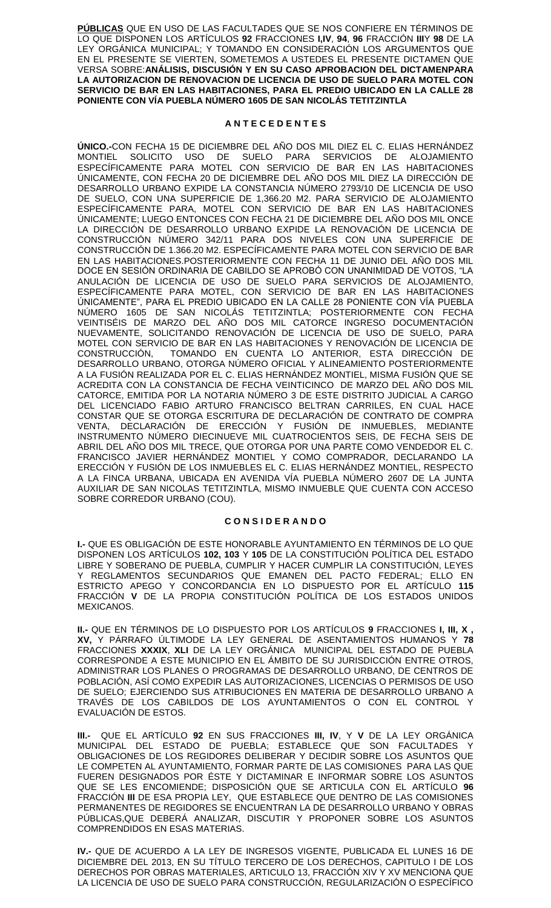**PÚBLICAS** QUE EN USO DE LAS FACULTADES QUE SE NOS CONFIERE EN TÉRMINOS DE LO QUE DISPONEN LOS ARTÍCULOS **92** FRACCIONES **I,IV**, **94**, **96** FRACCIÓN **III**Y **98** DE LA LEY ORGÁNICA MUNICIPAL; Y TOMANDO EN CONSIDERACIÓN LOS ARGUMENTOS QUE EN EL PRESENTE SE VIERTEN, SOMETEMOS A USTEDES EL PRESENTE DICTAMEN QUE VERSA SOBRE:**ANÁLISIS, DISCUSIÓN Y EN SU CASO APROBACION DEL DICTAMENPARA LA AUTORIZACION DE RENOVACION DE LICENCIA DE USO DE SUELO PARA MOTEL CON SERVICIO DE BAR EN LAS HABITACIONES, PARA EL PREDIO UBICADO EN LA CALLE 28 PONIENTE CON VÍA PUEBLA NÚMERO 1605 DE SAN NICOLÁS TETITZINTLA**

## A N T E C E D E N T E S

**ÚNICO.-**CON FECHA 15 DE DICIEMBRE DEL AÑO DOS MIL DIEZ EL C. ELIAS HERNÁNDEZ MONTIEL SOLICITO USO DE SUELO PARA SERVICIOS DE ALOJAMIENTO ESPECÍFICAMENTE PARA MOTEL CON SERVICIO DE BAR EN LAS HABITACIONES ÚNICAMENTE, CON FECHA 20 DE DICIEMBRE DEL AÑO DOS MIL DIEZ LA DIRECCIÓN DE DESARROLLO URBANO EXPIDE LA CONSTANCIA NÚMERO 2793/10 DE LICENCIA DE USO DE SUELO, CON UNA SUPERFICIE DE 1,366.20 M2. PARA SERVICIO DE ALOJAMIENTO ESPECÍFICAMENTE PARA, MOTEL CON SERVICIO DE BAR EN LAS HABITACIONES ÚNICAMENTE; LUEGO ENTONCES CON FECHA 21 DE DICIEMBRE DEL AÑO DOS MIL ONCE LA DIRECCIÓN DE DESARROLLO URBANO EXPIDE LA RENOVACIÓN DE LICENCIA DE CONSTRUCCIÓN NÚMERO 342/11 PARA DOS NIVELES CON UNA SUPERFICIE DE CONSTRUCCIÓN DE 1.366.20 M2. ESPECÍFICAMENTE PARA MOTEL CON SERVICIO DE BAR EN LAS HABITACIONES.POSTERIORMENTE CON FECHA 11 DE JUNIO DEL AÑO DOS MIL DOCE EN SESIÓN ORDINARIA DE CABILDO SE APROBÓ CON UNANIMIDAD DE VOTOS, "LA ANULACIÓN DE LICENCIA DE USO DE SUELO PARA SERVICIOS DE ALOJAMIENTO, ESPECÍFICAMENTE PARA MOTEL, CON SERVICIO DE BAR EN LAS HABITACIONES ÚNICAMENTE", PARA EL PREDIO UBICADO EN LA CALLE 28 PONIENTE CON VÍA PUEBLA NÚMERO 1605 DE SAN NICOLÁS TETITZINTLA; POSTERIORMENTE CON FECHA VEINTISÉIS DE MARZO DEL AÑO DOS MIL CATORCE INGRESO DOCUMENTACIÓN NUEVAMENTE, SOLICITANDO RENOVACIÓN DE LICENCIA DE USO DE SUELO, PARA MOTEL CON SERVICIO DE BAR EN LAS HABITACIONES Y RENOVACIÓN DE LICENCIA DE CONSTRUCCIÓN, TOMANDO EN CUENTA LO ANTERIOR, ESTA DIRECCIÓN DE DESARROLLO URBANO, OTORGA NÚMERO OFICIAL Y ALINEAMIENTO POSTERIORMENTE A LA FUSIÓN REALIZADA POR EL C. ELIAS HERNÁNDEZ MONTIEL, MISMA FUSIÓN QUE SE ACREDITA CON LA CONSTANCIA DE FECHA VEINTICINCO DE MARZO DEL AÑO DOS MIL CATORCE, EMITIDA POR LA NOTARIA NÚMERO 3 DE ESTE DISTRITO JUDICIAL A CARGO DEL LICENCIADO FABIO ARTURO FRANCISCO BELTRAN CARRILES, EN CUAL HACE CONSTAR QUE SE OTORGA ESCRITURA DE DECLARACIÓN DE CONTRATO DE COMPRA VENTA, DECLARACIÓN DE ERECCIÓN Y FUSIÓN DE INMUEBLES, MEDIANTE INSTRUMENTO NÚMERO DIECINUEVE MIL CUATROCIENTOS SEIS, DE FECHA SEIS DE ABRIL DEL AÑO DOS MIL TRECE, QUE OTORGA POR UNA PARTE COMO VENDEDOR EL C. FRANCISCO JAVIER HERNÁNDEZ MONTIEL Y COMO COMPRADOR, DECLARANDO LA ERECCIÓN Y FUSIÓN DE LOS INMUEBLES EL C. ELIAS HERNÁNDEZ MONTIEL, RESPECTO A LA FINCA URBANA, UBICADA EN AVENIDA VÍA PUEBLA NÚMERO 2607 DE LA JUNTA AUXILIAR DE SAN NICOLAS TETITZINTLA, MISMO INMUEBLE QUE CUENTA CON ACCESO SOBRE CORREDOR URBANO (COU).

## C O N S I D E R A N D O

**I.-** QUE ES OBLIGACIÓN DE ESTE HONORABLE AYUNTAMIENTO EN TÉRMINOS DE LO QUE DISPONEN LOS ARTÍCULOS **102, 103** Y **105** DE LA CONSTITUCIÓN POLÍTICA DEL ESTADO LIBRE Y SOBERANO DE PUEBLA, CUMPLIR Y HACER CUMPLIR LA CONSTITUCIÓN, LEYES Y REGLAMENTOS SECUNDARIOS QUE EMANEN DEL PACTO FEDERAL; ELLO EN ESTRICTO APEGO Y CONCORDANCIA EN LO DISPUESTO POR EL ARTÍCULO **115** FRACCIÓN **V** DE LA PROPIA CONSTITUCIÓN POLÍTICA DE LOS ESTADOS UNIDOS MEXICANOS.

**II.-** QUE EN TÉRMINOS DE LO DISPUESTO POR LOS ARTÍCULOS **9** FRACCIONES **I, III, X , XV,** Y PÁRRAFO ÚLTIMODE LA LEY GENERAL DE ASENTAMIENTOS HUMANOS Y **78** FRACCIONES **XXXIX**, **XLI** DE LA LEY ORGÁNICA MUNICIPAL DEL ESTADO DE PUEBLA CORRESPONDE A ESTE MUNICIPIO EN EL ÁMBITO DE SU JURISDICCIÓN ENTRE OTROS, ADMINISTRAR LOS PLANES O PROGRAMAS DE DESARROLLO URBANO, DE CENTROS DE POBLACIÓN, ASÍ COMO EXPEDIR LAS AUTORIZACIONES, LICENCIAS O PERMISOS DE USO DE SUELO; EJERCIENDO SUS ATRIBUCIONES EN MATERIA DE DESARROLLO URBANO A TRAVÉS DE LOS CABILDOS DE LOS AYUNTAMIENTOS O CON EL CONTROL Y EVALUACIÓN DE ESTOS.

**III.-** QUE EL ARTÍCULO **92** EN SUS FRACCIONES **III, IV**, Y **V** DE LA LEY ORGÁNICA MUNICIPAL DEL ESTADO DE PUEBLA; ESTABLECE QUE SON FACULTADES Y OBLIGACIONES DE LOS REGIDORES DELIBERAR Y DECIDIR SOBRE LOS ASUNTOS QUE LE COMPETEN AL AYUNTAMIENTO, FORMAR PARTE DE LAS COMISIONES PARA LAS QUE FUEREN DESIGNADOS POR ÉSTE Y DICTAMINAR E INFORMAR SOBRE LOS ASUNTOS QUE SE LES ENCOMIENDE; DISPOSICIÓN QUE SE ARTICULA CON EL ARTÍCULO **96** FRACCIÓN **III** DE ESA PROPIA LEY, QUE ESTABLECE QUE DENTRO DE LAS COMISIONES PERMANENTES DE REGIDORES SE ENCUENTRAN LA DE DESARROLLO URBANO Y OBRAS PÚBLICAS,QUE DEBERÁ ANALIZAR, DISCUTIR Y PROPONER SOBRE LOS ASUNTOS COMPRENDIDOS EN ESAS MATERIAS.

**IV.-** QUE DE ACUERDO A LA LEY DE INGRESOS VIGENTE, PUBLICADA EL LUNES 16 DE DICIEMBRE DEL 2013, EN SU TÍTULO TERCERO DE LOS DERECHOS, CAPITULO I DE LOS DERECHOS POR OBRAS MATERIALES, ARTICULO 13, FRACCIÓN XIV Y XV MENCIONA QUE LA LICENCIA DE USO DE SUELO PARA CONSTRUCCIÓN, REGULARIZACIÓN O ESPECÍFICO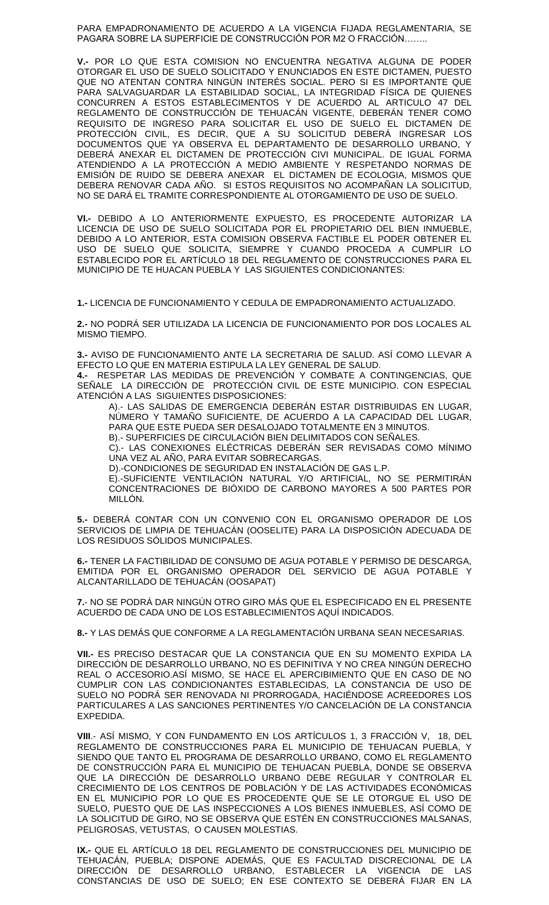PARA EMPADRONAMIENTO DE ACUERDO A LA VIGENCIA FIJADA REGLAMENTARIA, SE PAGARA SOBRE LA SUPERFICIE DE CONSTRUCCIÓN POR M2 O FRACCIÓN……..

**V.-** POR LO QUE ESTA COMISION NO ENCUENTRA NEGATIVA ALGUNA DE PODER OTORGAR EL USO DE SUELO SOLICITADO Y ENUNCIADOS EN ESTE DICTAMEN, PUESTO QUE NO ATENTAN CONTRA NINGÚN INTERÉS SOCIAL. PERO SI ES IMPORTANTE QUE PARA SALVAGUARDAR LA ESTABILIDAD SOCIAL, LA INTEGRIDAD FÍSICA DE QUIENES CONCURREN A ESTOS ESTABLECIMIENTOS Y DE ACUERDO AL ARTICULO 47 DEL REGLAMENTO DE CONSTRUCCIÓN DE TEHUACÁN VIGENTE, DEBERÁN TENER COMO REQUISITO DE INGRESO PARA SOLICITAR EL USO DE SUELO EL DICTAMEN DE PROTECCIÓN CIVIL, ES DECIR, QUE A SU SOLICITUD DEBERÁ INGRESAR LOS DOCUMENTOS QUE YA OBSERVA EL DEPARTAMENTO DE DESARROLLO URBANO, Y DEBERÁ ANEXAR EL DICTAMEN DE PROTECCIÓN CIVI MUNICIPAL. DE IGUAL FORMA ATENDIENDO A LA PROTECCIÓN A MEDIO AMBIENTE Y RESPETANDO NORMAS DE EMISIÓN DE RUIDO SE DEBERA ANEXAR EL DICTAMEN DE ECOLOGIA, MISMOS QUE DEBERA RENOVAR CADA AÑO. SI ESTOS REQUISITOS NO ACOMPAÑAN LA SOLICITUD, NO SE DARÁ EL TRAMITE CORRESPONDIENTE AL OTORGAMIENTO DE USO DE SUELO.

**VI.-** DEBIDO A LO ANTERIORMENTE EXPUESTO, ES PROCEDENTE AUTORIZAR LA LICENCIA DE USO DE SUELO SOLICITADA POR EL PROPIETARIO DEL BIEN INMUEBLE, DEBIDO A LO ANTERIOR, ESTA COMISION OBSERVA FACTIBLE EL PODER OBTENER EL USO DE SUELO QUE SOLICITA, SIEMPRE Y CUANDO PROCEDA A CUMPLIR LO ESTABLECIDO POR EL ARTÍCULO 18 DEL REGLAMENTO DE CONSTRUCCIONES PARA EL MUNICIPIO DE TE HUACAN PUEBLA Y LAS SIGUIENTES CONDICIONANTES:

**1.-** LICENCIA DE FUNCIONAMIENTO Y CEDULA DE EMPADRONAMIENTO ACTUALIZADO.

**2.-** NO PODRÁ SER UTILIZADA LA LICENCIA DE FUNCIONAMIENTO POR DOS LOCALES AL MISMO TIEMPO.

**3.-** AVISO DE FUNCIONAMIENTO ANTE LA SECRETARIA DE SALUD. ASÍ COMO LLEVAR A EFECTO LO QUE EN MATERIA ESTIPULA LA LEY GENERAL DE SALUD.

**4.-** RESPETAR LAS MEDIDAS DE PREVENCIÓN Y COMBATE A CONTINGENCIAS, QUE SEÑALE LA DIRECCIÓN DE PROTECCIÓN CIVIL DE ESTE MUNICIPIO. CON ESPECIAL ATENCIÓN A LAS SIGUIENTES DISPOSICIONES:

A).- LAS SALIDAS DE EMERGENCIA DEBERÁN ESTAR DISTRIBUIDAS EN LUGAR, NÚMERO Y TAMAÑO SUFICIENTE, DE ACUERDO A LA CAPACIDAD DEL LUGAR, PARA QUE ESTE PUEDA SER DESALOJADO TOTALMENTE EN 3 MINUTOS.

B).- SUPERFICIES DE CIRCULACIÓN BIEN DELIMITADOS CON SEÑALES.

C).- LAS CONEXIONES ELÉCTRICAS DEBERÁN SER REVISADAS COMO MÍNIMO UNA VEZ AL AÑO, PARA EVITAR SOBRECARGAS.

D).-CONDICIONES DE SEGURIDAD EN INSTALACIÓN DE GAS L.P.

E).-SUFICIENTE VENTILACIÓN NATURAL Y/O ARTIFICIAL, NO SE PERMITIRÁN CONCENTRACIONES DE BIÓXIDO DE CARBONO MAYORES A 500 PARTES POR MILLÓN.

**5.-** DEBERÁ CONTAR CON UN CONVENIO CON EL ORGANISMO OPERADOR DE LOS SERVICIOS DE LIMPIA DE TEHUACÁN (OOSELITE) PARA LA DISPOSICIÓN ADECUADA DE LOS RESIDUOS SÓLIDOS MUNICIPALES.

**6.-** TENER LA FACTIBILIDAD DE CONSUMO DE AGUA POTABLE Y PERMISO DE DESCARGA, EMITIDA POR EL ORGANISMO OPERADOR DEL SERVICIO DE AGUA POTABLE Y ALCANTARILLADO DE TEHUACÁN (OOSAPAT)

**7.**- NO SE PODRÁ DAR NINGÚN OTRO GIRO MÁS QUE EL ESPECIFICADO EN EL PRESENTE ACUERDO DE CADA UNO DE LOS ESTABLECIMIENTOS AQUÍ INDICADOS.

**8.-** Y LAS DEMÁS QUE CONFORME A LA REGLAMENTACIÓN URBANA SEAN NECESARIAS.

**VII.-** ES PRECISO DESTACAR QUE LA CONSTANCIA QUE EN SU MOMENTO EXPIDA LA DIRECCIÓN DE DESARROLLO URBANO, NO ES DEFINITIVA Y NO CREA NINGÚN DERECHO REAL O ACCESORIO.ASÍ MISMO, SE HACE EL APERCIBIMIENTO QUE EN CASO DE NO CUMPLIR CON LAS CONDICIONANTES ESTABLECIDAS, LA CONSTANCIA DE USO DE SUELO NO PODRÁ SER RENOVADA NI PRORROGADA, HACIÉNDOSE ACREEDORES LOS PARTICULARES A LAS SANCIONES PERTINENTES Y/O CANCELACIÓN DE LA CONSTANCIA EXPEDIDA.

**VIII**.- ASÍ MISMO, Y CON FUNDAMENTO EN LOS ARTÍCULOS 1, 3 FRACCIÓN V, 18, DEL REGLAMENTO DE CONSTRUCCIONES PARA EL MUNICIPIO DE TEHUACAN PUEBLA, Y SIENDO QUE TANTO EL PROGRAMA DE DESARROLLO URBANO, COMO EL REGLAMENTO DE CONSTRUCCIÓN PARA EL MUNICIPIO DE TEHUACAN PUEBLA, DONDE SE OBSERVA QUE LA DIRECCIÓN DE DESARROLLO URBANO DEBE REGULAR Y CONTROLAR EL CRECIMIENTO DE LOS CENTROS DE POBLACIÓN Y DE LAS ACTIVIDADES ECONÓMICAS EN EL MUNICIPIO POR LO QUE ES PROCEDENTE QUE SE LE OTORGUE EL USO DE SUELO, PUESTO QUE DE LAS INSPECCIONES A LOS BIENES INMUEBLES, ASÍ COMO DE LA SOLICITUD DE GIRO, NO SE OBSERVA QUE ESTÉN EN CONSTRUCCIONES MALSANAS, PELIGROSAS, VETUSTAS, O CAUSEN MOLESTIAS.

**IX.-** QUE EL ARTÍCULO 18 DEL REGLAMENTO DE CONSTRUCCIONES DEL MUNICIPIO DE TEHUACÁN, PUEBLA; DISPONE ADEMÁS, QUE ES FACULTAD DISCRECIONAL DE LA DIRECCIÓN DE DESARROLLO URBANO, ESTABLECER LA VIGENCIA DE LAS CONSTANCIAS DE USO DE SUELO; EN ESE CONTEXTO SE DEBERÁ FIJAR EN LA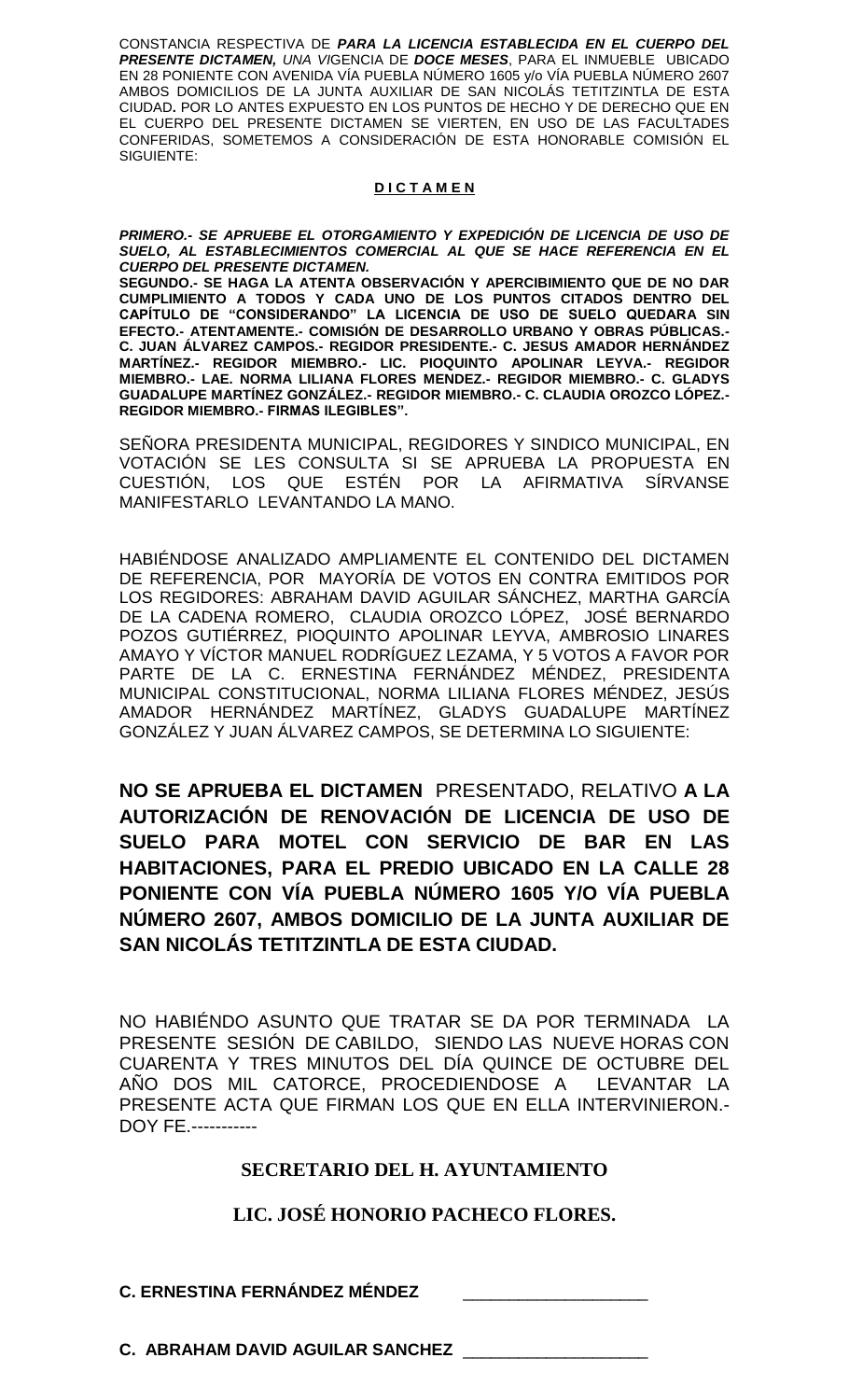CONSTANCIA RESPECTIVA DE ***PARA LA LICENCIA ESTABLECIDA EN EL CUERPO DEL PRESENTE DICTAMEN,*** *UNA VI*GENCIA DE ***DOCE MESES***, PARA EL INMUEBLE UBICADO EN 28 PONIENTE CON AVENIDA VÍA PUEBLA NÚMERO 1605 y/o VÍA PUEBLA NÚMERO 2607 AMBOS DOMICILIOS DE LA JUNTA AUXILIAR DE SAN NICOLÁS TETITZINTLA DE ESTA CIUDAD**.** POR LO ANTES EXPUESTO EN LOS PUNTOS DE HECHO Y DE DERECHO QUE EN EL CUERPO DEL PRESENTE DICTAMEN SE VIERTEN, EN USO DE LAS FACULTADES CONFERIDAS, SOMETEMOS A CONSIDERACIÓN DE ESTA HONORABLE COMISIÓN EL SIGUIENTE:

**D I C T A M E N**

***PRIMERO.- SE APRUEBE EL OTORGAMIENTO Y EXPEDICIÓN DE LICENCIA DE USO DE SUELO, AL ESTABLECIMIENTOS COMERCIAL AL QUE SE HACE REFERENCIA EN EL CUERPO DEL PRESENTE DICTAMEN.***

**SEGUNDO.- SE HAGA LA ATENTA OBSERVACIÓN Y APERCIBIMIENTO QUE DE NO DAR CUMPLIMIENTO A TODOS Y CADA UNO DE LOS PUNTOS CITADOS DENTRO DEL CAPÍTULO DE "CONSIDERANDO" LA LICENCIA DE USO DE SUELO QUEDARA SIN EFECTO.- ATENTAMENTE.- COMISIÓN DE DESARROLLO URBANO Y OBRAS PÚBLICAS.- C. JUAN ÁLVAREZ CAMPOS.- REGIDOR PRESIDENTE.- C. JESUS AMADOR HERNÁNDEZ MARTÍNEZ.- REGIDOR MIEMBRO.- LIC. PIOQUINTO APOLINAR LEYVA.- REGIDOR MIEMBRO.- LAE. NORMA LILIANA FLORES MENDEZ.- REGIDOR MIEMBRO.- C. GLADYS GUADALUPE MARTÍNEZ GONZÁLEZ.- REGIDOR MIEMBRO.- C. CLAUDIA OROZCO LÓPEZ.- REGIDOR MIEMBRO.- FIRMAS ILEGIBLES".**

SEÑORA PRESIDENTA MUNICIPAL, REGIDORES Y SINDICO MUNICIPAL, EN VOTACIÓN SE LES CONSULTA SI SE APRUEBA LA PROPUESTA EN CUESTIÓN, LOS QUE ESTÉN POR LA AFIRMATIVA SÍRVANSE MANIFESTARLO LEVANTANDO LA MANO.

HABIÉNDOSE ANALIZADO AMPLIAMENTE EL CONTENIDO DEL DICTAMEN DE REFERENCIA, POR MAYORÍA DE VOTOS EN CONTRA EMITIDOS POR LOS REGIDORES: ABRAHAM DAVID AGUILAR SÁNCHEZ, MARTHA GARCÍA DE LA CADENA ROMERO, CLAUDIA OROZCO LÓPEZ, JOSÉ BERNARDO POZOS GUTIÉRREZ, PIOQUINTO APOLINAR LEYVA, AMBROSIO LINARES AMAYO Y VÍCTOR MANUEL RODRÍGUEZ LEZAMA, Y 5 VOTOS A FAVOR POR PARTE DE LA C. ERNESTINA FERNÁNDEZ MÉNDEZ, PRESIDENTA MUNICIPAL CONSTITUCIONAL, NORMA LILIANA FLORES MÉNDEZ, JESÚS AMADOR HERNÁNDEZ MARTÍNEZ, GLADYS GUADALUPE MARTÍNEZ GONZÁLEZ Y JUAN ÁLVAREZ CAMPOS, SE DETERMINA LO SIGUIENTE:

**NO SE APRUEBA EL DICTAMEN** PRESENTADO, RELATIVO **A LA AUTORIZACIÓN DE RENOVACIÓN DE LICENCIA DE USO DE SUELO PARA MOTEL CON SERVICIO DE BAR EN LAS HABITACIONES, PARA EL PREDIO UBICADO EN LA CALLE 28 PONIENTE CON VÍA PUEBLA NÚMERO 1605 Y/O VÍA PUEBLA NÚMERO 2607, AMBOS DOMICILIO DE LA JUNTA AUXILIAR DE SAN NICOLÁS TETITZINTLA DE ESTA CIUDAD.**

NO HABIÉNDO ASUNTO QUE TRATAR SE DA POR TERMINADA LA PRESENTE SESIÓN DE CABILDO, SIENDO LAS NUEVE HORAS CON CUARENTA Y TRES MINUTOS DEL DÍA QUINCE DE OCTUBRE DEL AÑO DOS MIL CATORCE, PROCEDIENDOSE A LEVANTAR LA PRESENTE ACTA QUE FIRMAN LOS QUE EN ELLA INTERVINIERON.- DOY FE.-----------

**SECRETARIO DEL H. AYUNTAMIENTO**

**LIC. JOSÉ HONORIO PACHECO FLORES.**

**C. ERNESTINA FERNÁNDEZ MÉNDEZ** ____________________

**C. ABRAHAM DAVID AGUILAR SANCHEZ** ____________________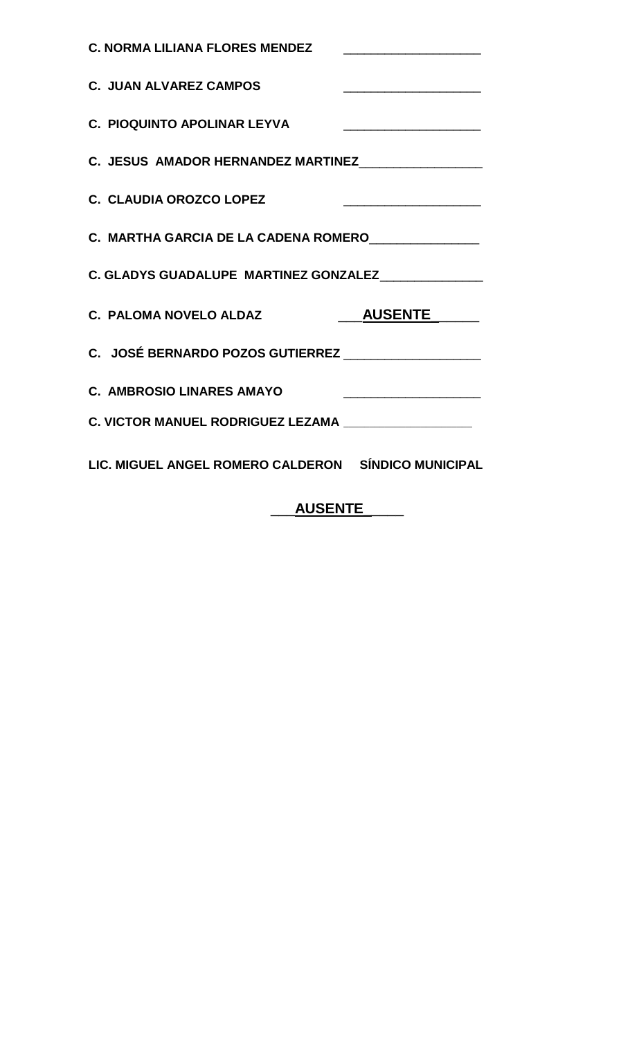**C. NORMA LILIANA FLORES MENDEZ** ____________________

**C. JUAN ALVAREZ CAMPOS** ____________________

**C. PIOQUINTO APOLINAR LEYVA** ____________________

**C. JESUS AMADOR HERNANDEZ MARTINEZ**__________________

**C. CLAUDIA OROZCO LOPEZ** ____________________

**C. MARTHA GARCIA DE LA CADENA ROMERO**________________

**C. GLADYS GUADALUPE MARTINEZ GONZALEZ**_______________

**C. PALOMA NOVELO ALDAZ** ___**AUSENTE**______

**C. JOSÉ BERNARDO POZOS GUTIERREZ** ____________________

**C. AMBROSIO LINARES AMAYO** ____________________

**C. VICTOR MANUEL RODRIGUEZ LEZAMA** __________________

**LIC. MIGUEL ANGEL ROMERO CALDERON SÍNDICO MUNICIPAL**

___**AUSENTE**_____